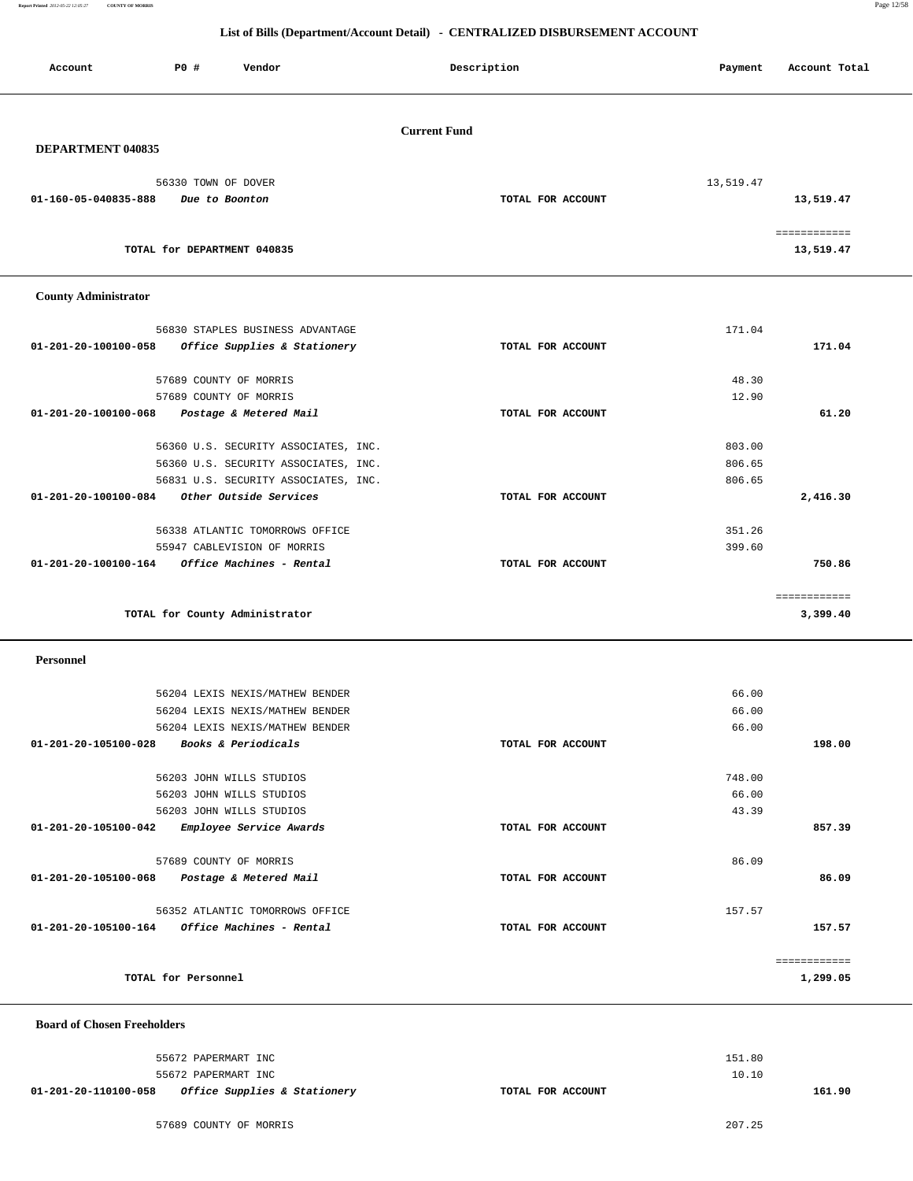# List of Bills (Department/Account Detail) - CENTRALIZED DISBURSEMENT ACCOUNT

| Account | PO # | Vendor | Description | Payment | Account Total |
|---|---|---|---|---|---|

**Current Fund**

### DEPARTMENT 040835

| Account | PO # | Vendor | Description | Payment | Account Total |
|---|---|---|---|---|---|
| | 56330 | TOWN OF DOVER | | 13,519.47 | |
| 01-160-05-040835-888 | | *Due to Boonton* | TOTAL FOR ACCOUNT | | 13,519.47 |
| | | | | | ============ |
| | | TOTAL for DEPARTMENT 040835 | | | 13,519.47 |

### County Administrator

| Account | PO # | Vendor | Description | Payment | Account Total |
|---|---|---|---|---|---|
| | 56830 | STAPLES BUSINESS ADVANTAGE | | 171.04 | |
| 01-201-20-100100-058 | | *Office Supplies & Stationery* | TOTAL FOR ACCOUNT | | 171.04 |
| | 57689 | COUNTY OF MORRIS | | 48.30 | |
| | 57689 | COUNTY OF MORRIS | | 12.90 | |
| 01-201-20-100100-068 | | *Postage & Metered Mail* | TOTAL FOR ACCOUNT | | 61.20 |
| | 56360 | U.S. SECURITY ASSOCIATES, INC. | | 803.00 | |
| | 56360 | U.S. SECURITY ASSOCIATES, INC. | | 806.65 | |
| | 56831 | U.S. SECURITY ASSOCIATES, INC. | | 806.65 | |
| 01-201-20-100100-084 | | *Other Outside Services* | TOTAL FOR ACCOUNT | | 2,416.30 |
| | 56338 | ATLANTIC TOMORROWS OFFICE | | 351.26 | |
| | 55947 | CABLEVISION OF MORRIS | | 399.60 | |
| 01-201-20-100100-164 | | *Office Machines - Rental* | TOTAL FOR ACCOUNT | | 750.86 |
| | | | | | ============ |
| | | TOTAL for County Administrator | | | 3,399.40 |

### Personnel

| Account | PO # | Vendor | Description | Payment | Account Total |
|---|---|---|---|---|---|
| | 56204 | LEXIS NEXIS/MATHEW BENDER | | 66.00 | |
| | 56204 | LEXIS NEXIS/MATHEW BENDER | | 66.00 | |
| | 56204 | LEXIS NEXIS/MATHEW BENDER | | 66.00 | |
| 01-201-20-105100-028 | | *Books & Periodicals* | TOTAL FOR ACCOUNT | | 198.00 |
| | 56203 | JOHN WILLS STUDIOS | | 748.00 | |
| | 56203 | JOHN WILLS STUDIOS | | 66.00 | |
| | 56203 | JOHN WILLS STUDIOS | | 43.39 | |
| 01-201-20-105100-042 | | *Employee Service Awards* | TOTAL FOR ACCOUNT | | 857.39 |
| | 57689 | COUNTY OF MORRIS | | 86.09 | |
| 01-201-20-105100-068 | | *Postage & Metered Mail* | TOTAL FOR ACCOUNT | | 86.09 |
| | 56352 | ATLANTIC TOMORROWS OFFICE | | 157.57 | |
| 01-201-20-105100-164 | | *Office Machines - Rental* | TOTAL FOR ACCOUNT | | 157.57 |
| | | | | | ============ |
| | | TOTAL for Personnel | | | 1,299.05 |

### Board of Chosen Freeholders

| Account | PO # | Vendor | Description | Payment | Account Total |
|---|---|---|---|---|---|
| | 55672 | PAPERMART INC | | 151.80 | |
| | 55672 | PAPERMART INC | | 10.10 | |
| 01-201-20-110100-058 | | *Office Supplies & Stationery* | TOTAL FOR ACCOUNT | | 161.90 |
| | 57689 | COUNTY OF MORRIS | | 207.25 | |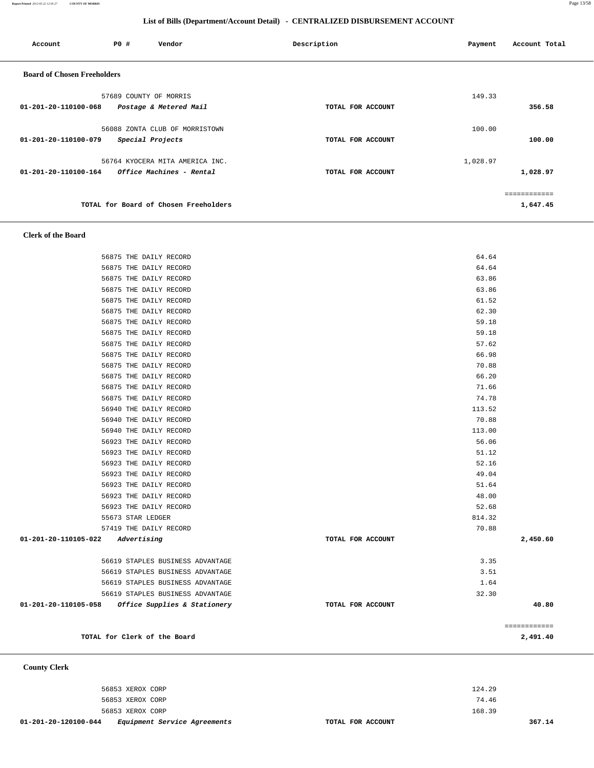## List of Bills (Department/Account Detail) - CENTRALIZED DISBURSEMENT ACCOUNT

| Account | PO # | Vendor | Description | Payment | Account Total |
|---|---|---|---|---|---|

### Board of Chosen Freeholders

| Account | PO # | Vendor | Description | Payment | Account Total |
|---|---|---|---|---|---|
| | 57689 | COUNTY OF MORRIS | | 149.33 | |
| 01-201-20-110100-068 | | *Postage & Metered Mail* | TOTAL FOR ACCOUNT | | 356.58 |
| | 56088 | ZONTA CLUB OF MORRISTOWN | | 100.00 | |
| 01-201-20-110100-079 | | *Special Projects* | TOTAL FOR ACCOUNT | | 100.00 |
| | 56764 | KYOCERA MITA AMERICA INC. | | 1,028.97 | |
| 01-201-20-110100-164 | | *Office Machines - Rental* | TOTAL FOR ACCOUNT | | 1,028.97 |
| | | | | | ============ |
| | | TOTAL for Board of Chosen Freeholders | | | 1,647.45 |

### Clerk of the Board

| Account | PO # | Vendor | Description | Payment | Account Total |
|---|---|---|---|---|---|
| | 56875 | THE DAILY RECORD | | 64.64 | |
| | 56875 | THE DAILY RECORD | | 64.64 | |
| | 56875 | THE DAILY RECORD | | 63.86 | |
| | 56875 | THE DAILY RECORD | | 63.86 | |
| | 56875 | THE DAILY RECORD | | 61.52 | |
| | 56875 | THE DAILY RECORD | | 62.30 | |
| | 56875 | THE DAILY RECORD | | 59.18 | |
| | 56875 | THE DAILY RECORD | | 59.18 | |
| | 56875 | THE DAILY RECORD | | 57.62 | |
| | 56875 | THE DAILY RECORD | | 66.98 | |
| | 56875 | THE DAILY RECORD | | 70.88 | |
| | 56875 | THE DAILY RECORD | | 66.20 | |
| | 56875 | THE DAILY RECORD | | 71.66 | |
| | 56875 | THE DAILY RECORD | | 74.78 | |
| | 56940 | THE DAILY RECORD | | 113.52 | |
| | 56940 | THE DAILY RECORD | | 70.88 | |
| | 56940 | THE DAILY RECORD | | 113.00 | |
| | 56923 | THE DAILY RECORD | | 56.06 | |
| | 56923 | THE DAILY RECORD | | 51.12 | |
| | 56923 | THE DAILY RECORD | | 52.16 | |
| | 56923 | THE DAILY RECORD | | 49.04 | |
| | 56923 | THE DAILY RECORD | | 51.64 | |
| | 56923 | THE DAILY RECORD | | 48.00 | |
| | 56923 | THE DAILY RECORD | | 52.68 | |
| | 55673 | STAR LEDGER | | 814.32 | |
| | 57419 | THE DAILY RECORD | | 70.88 | |
| 01-201-20-110105-022 | | *Advertising* | TOTAL FOR ACCOUNT | | 2,450.60 |
| | 56619 | STAPLES BUSINESS ADVANTAGE | | 3.35 | |
| | 56619 | STAPLES BUSINESS ADVANTAGE | | 3.51 | |
| | 56619 | STAPLES BUSINESS ADVANTAGE | | 1.64 | |
| | 56619 | STAPLES BUSINESS ADVANTAGE | | 32.30 | |
| 01-201-20-110105-058 | | *Office Supplies & Stationery* | TOTAL FOR ACCOUNT | | 40.80 |
| | | | | | ============ |
| | | TOTAL for Clerk of the Board | | | 2,491.40 |

### County Clerk

| Account | PO # | Vendor | Description | Payment | Account Total |
|---|---|---|---|---|---|
| | 56853 | XEROX CORP | | 124.29 | |
| | 56853 | XEROX CORP | | 74.46 | |
| | 56853 | XEROX CORP | | 168.39 | |
| 01-201-20-120100-044 | | *Equipment Service Agreements* | TOTAL FOR ACCOUNT | | 367.14 |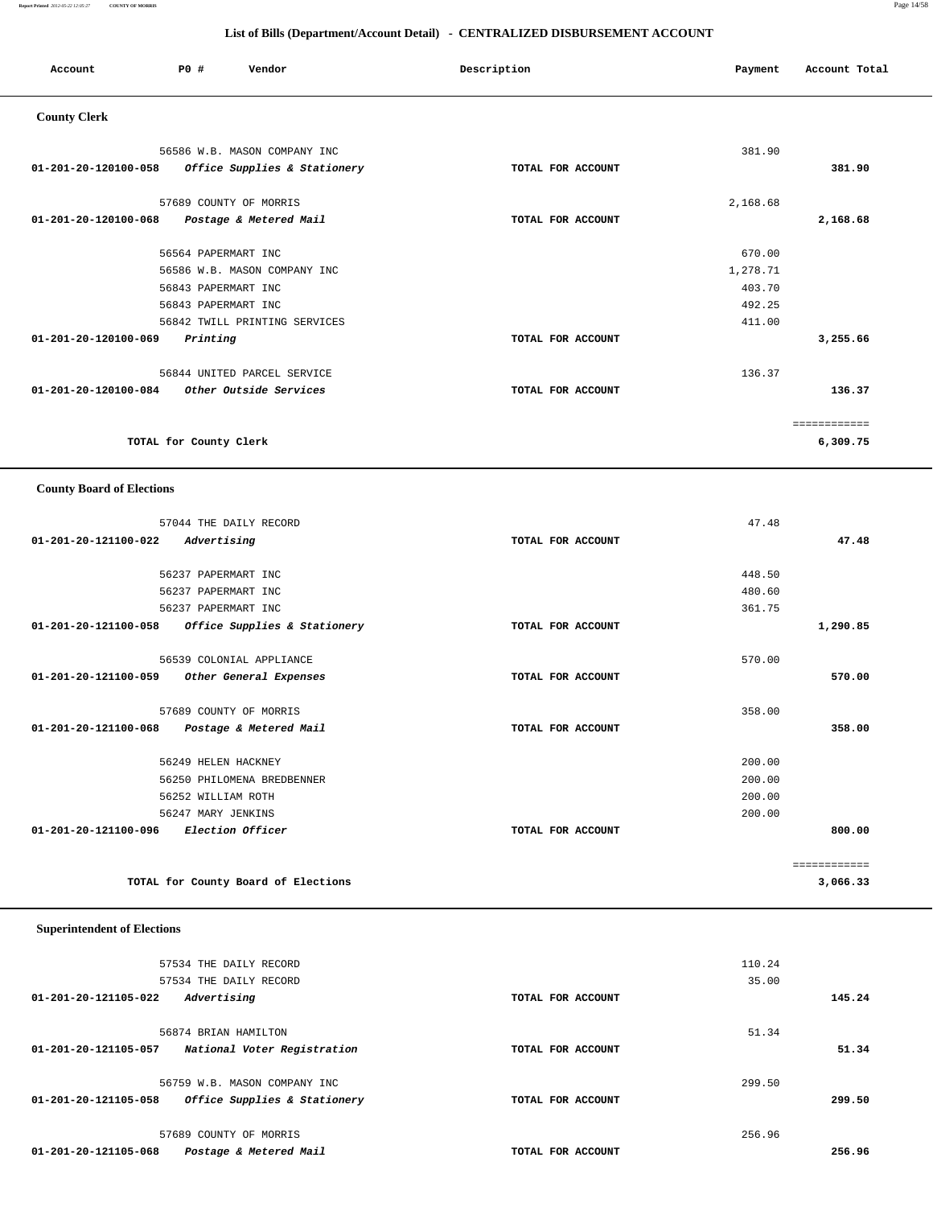## List of Bills (Department/Account Detail) - CENTRALIZED DISBURSEMENT ACCOUNT

| Account | PO # | Vendor | Description | Payment | Account Total |
|---|---|---|---|---|---|

### County Clerk

| Account | PO # | Vendor | Description | Payment | Account Total |
|---|---|---|---|---|---|
| | 56586 | W.B. MASON COMPANY INC | | 381.90 | |
| 01-201-20-120100-058 | | *Office Supplies & Stationery* | TOTAL FOR ACCOUNT | | 381.90 |
| | 57689 | COUNTY OF MORRIS | | 2,168.68 | |
| 01-201-20-120100-068 | | *Postage & Metered Mail* | TOTAL FOR ACCOUNT | | 2,168.68 |
| | 56564 | PAPERMART INC | | 670.00 | |
| | 56586 | W.B. MASON COMPANY INC | | 1,278.71 | |
| | 56843 | PAPERMART INC | | 403.70 | |
| | 56843 | PAPERMART INC | | 492.25 | |
| | 56842 | TWILL PRINTING SERVICES | | 411.00 | |
| 01-201-20-120100-069 | | *Printing* | TOTAL FOR ACCOUNT | | 3,255.66 |
| | 56844 | UNITED PARCEL SERVICE | | 136.37 | |
| 01-201-20-120100-084 | | *Other Outside Services* | TOTAL FOR ACCOUNT | | 136.37 |
| | | | | | ============ |
| | | TOTAL for County Clerk | | | 6,309.75 |

### County Board of Elections

| Account | PO # | Vendor | Description | Payment | Account Total |
|---|---|---|---|---|---|
| | 57044 | THE DAILY RECORD | | 47.48 | |
| 01-201-20-121100-022 | | *Advertising* | TOTAL FOR ACCOUNT | | 47.48 |
| | 56237 | PAPERMART INC | | 448.50 | |
| | 56237 | PAPERMART INC | | 480.60 | |
| | 56237 | PAPERMART INC | | 361.75 | |
| 01-201-20-121100-058 | | *Office Supplies & Stationery* | TOTAL FOR ACCOUNT | | 1,290.85 |
| | 56539 | COLONIAL APPLIANCE | | 570.00 | |
| 01-201-20-121100-059 | | *Other General Expenses* | TOTAL FOR ACCOUNT | | 570.00 |
| | 57689 | COUNTY OF MORRIS | | 358.00 | |
| 01-201-20-121100-068 | | *Postage & Metered Mail* | TOTAL FOR ACCOUNT | | 358.00 |
| | 56249 | HELEN HACKNEY | | 200.00 | |
| | 56250 | PHILOMENA BREDBENNER | | 200.00 | |
| | 56252 | WILLIAM ROTH | | 200.00 | |
| | 56247 | MARY JENKINS | | 200.00 | |
| 01-201-20-121100-096 | | *Election Officer* | TOTAL FOR ACCOUNT | | 800.00 |
| | | | | | ============ |
| | | TOTAL for County Board of Elections | | | 3,066.33 |

### Superintendent of Elections

| Account | PO # | Vendor | Description | Payment | Account Total |
|---|---|---|---|---|---|
| | 57534 | THE DAILY RECORD | | 110.24 | |
| | 57534 | THE DAILY RECORD | | 35.00 | |
| 01-201-20-121105-022 | | *Advertising* | TOTAL FOR ACCOUNT | | 145.24 |
| | 56874 | BRIAN HAMILTON | | 51.34 | |
| 01-201-20-121105-057 | | *National Voter Registration* | TOTAL FOR ACCOUNT | | 51.34 |
| | 56759 | W.B. MASON COMPANY INC | | 299.50 | |
| 01-201-20-121105-058 | | *Office Supplies & Stationery* | TOTAL FOR ACCOUNT | | 299.50 |
| | 57689 | COUNTY OF MORRIS | | 256.96 | |
| 01-201-20-121105-068 | | *Postage & Metered Mail* | TOTAL FOR ACCOUNT | | 256.96 |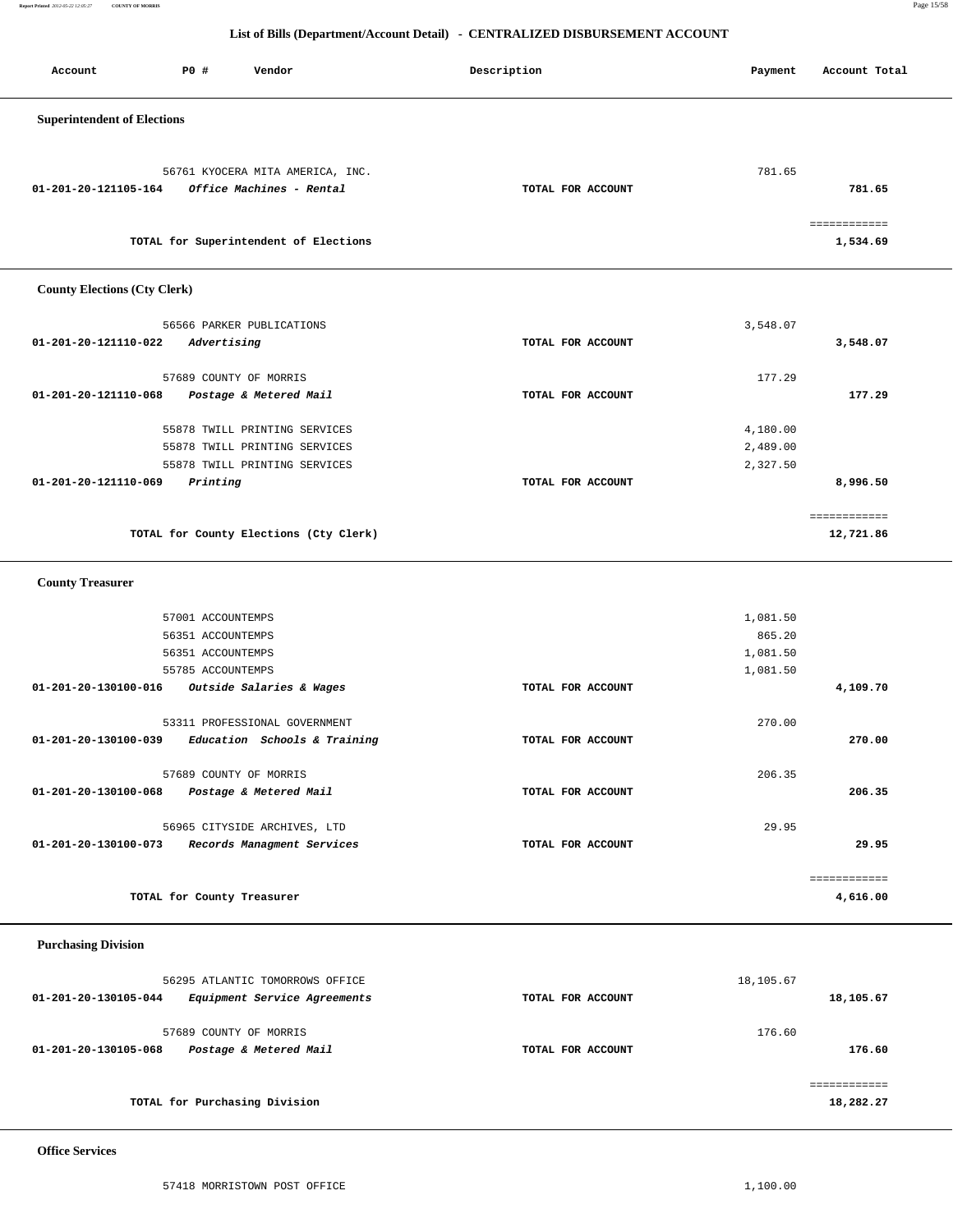## List of Bills (Department/Account Detail) - CENTRALIZED DISBURSEMENT ACCOUNT

| Account | PO # | Vendor | Description | Payment | Account Total |
|---|---|---|---|---|---|

### Superintendent of Elections

| Account | PO # | Vendor | Description | Payment | Account Total |
|---|---|---|---|---|---|
| | 56761 | KYOCERA MITA AMERICA, INC. | | 781.65 | |
| 01-201-20-121105-164 | | *Office Machines - Rental* | TOTAL FOR ACCOUNT | | 781.65 |
| | | | | | ============ |
| | | TOTAL for Superintendent of Elections | | | 1,534.69 |

### County Elections (Cty Clerk)

| Account | PO # | Vendor | Description | Payment | Account Total |
|---|---|---|---|---|---|
| | 56566 | PARKER PUBLICATIONS | | 3,548.07 | |
| 01-201-20-121110-022 | | *Advertising* | TOTAL FOR ACCOUNT | | 3,548.07 |
| | 57689 | COUNTY OF MORRIS | | 177.29 | |
| 01-201-20-121110-068 | | *Postage & Metered Mail* | TOTAL FOR ACCOUNT | | 177.29 |
| | 55878 | TWILL PRINTING SERVICES | | 4,180.00 | |
| | 55878 | TWILL PRINTING SERVICES | | 2,489.00 | |
| | 55878 | TWILL PRINTING SERVICES | | 2,327.50 | |
| 01-201-20-121110-069 | | *Printing* | TOTAL FOR ACCOUNT | | 8,996.50 |
| | | | | | ============ |
| | | TOTAL for County Elections (Cty Clerk) | | | 12,721.86 |

### County Treasurer

| Account | PO # | Vendor | Description | Payment | Account Total |
|---|---|---|---|---|---|
| | 57001 | ACCOUNTEMPS | | 1,081.50 | |
| | 56351 | ACCOUNTEMPS | | 865.20 | |
| | 56351 | ACCOUNTEMPS | | 1,081.50 | |
| | 55785 | ACCOUNTEMPS | | 1,081.50 | |
| 01-201-20-130100-016 | | *Outside Salaries & Wages* | TOTAL FOR ACCOUNT | | 4,109.70 |
| | 53311 | PROFESSIONAL GOVERNMENT | | 270.00 | |
| 01-201-20-130100-039 | | *Education Schools & Training* | TOTAL FOR ACCOUNT | | 270.00 |
| | 57689 | COUNTY OF MORRIS | | 206.35 | |
| 01-201-20-130100-068 | | *Postage & Metered Mail* | TOTAL FOR ACCOUNT | | 206.35 |
| | 56965 | CITYSIDE ARCHIVES, LTD | | 29.95 | |
| 01-201-20-130100-073 | | *Records Managment Services* | TOTAL FOR ACCOUNT | | 29.95 |
| | | | | | ============ |
| | | TOTAL for County Treasurer | | | 4,616.00 |

### Purchasing Division

| Account | PO # | Vendor | Description | Payment | Account Total |
|---|---|---|---|---|---|
| | 56295 | ATLANTIC TOMORROWS OFFICE | | 18,105.67 | |
| 01-201-20-130105-044 | | *Equipment Service Agreements* | TOTAL FOR ACCOUNT | | 18,105.67 |
| | 57689 | COUNTY OF MORRIS | | 176.60 | |
| 01-201-20-130105-068 | | *Postage & Metered Mail* | TOTAL FOR ACCOUNT | | 176.60 |
| | | | | | ============ |
| | | TOTAL for Purchasing Division | | | 18,282.27 |

### Office Services

| Account | PO # | Vendor | Description | Payment | Account Total |
|---|---|---|---|---|---|
| | 57418 | MORRISTOWN POST OFFICE | | 1,100.00 | |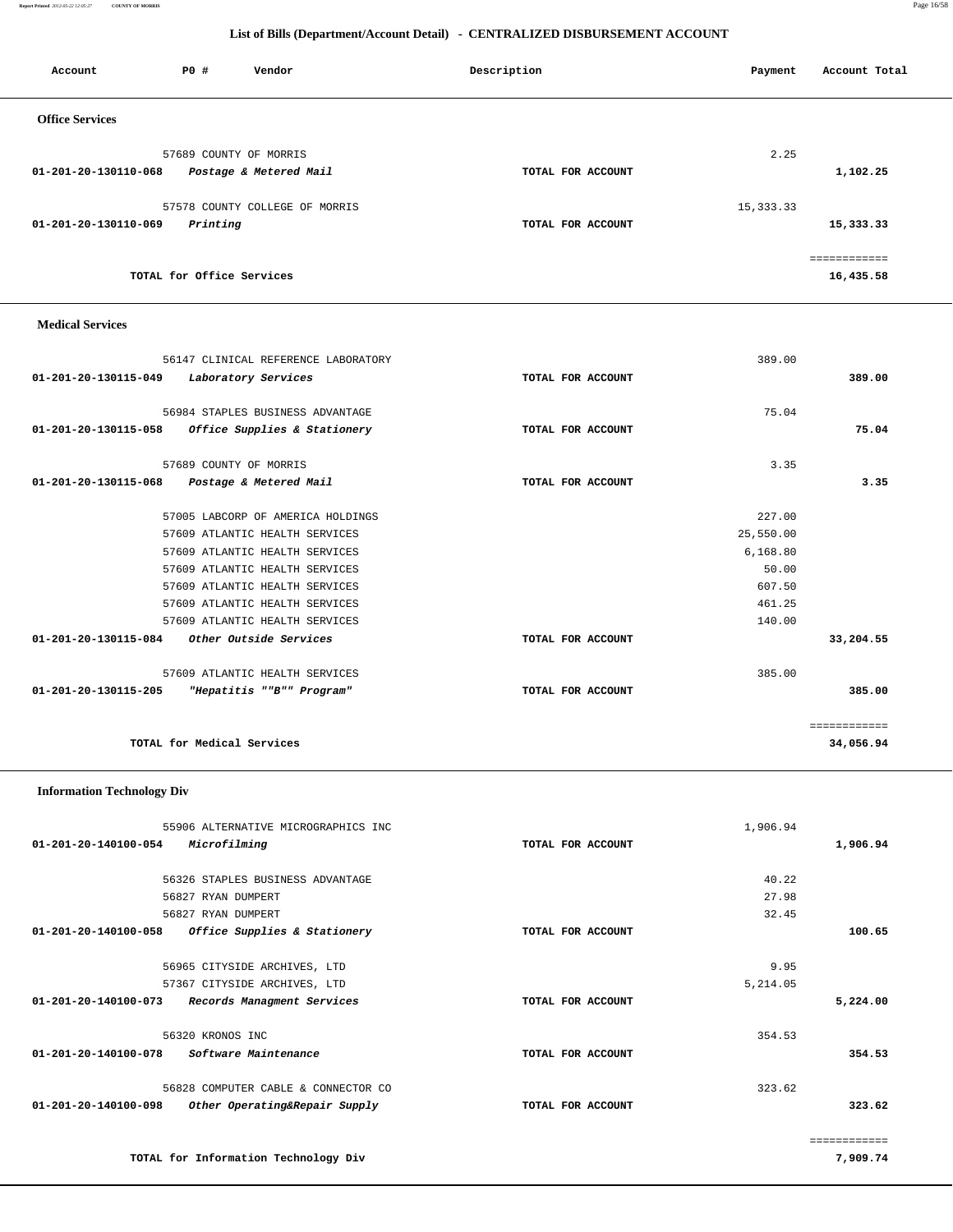## List of Bills (Department/Account Detail) - CENTRALIZED DISBURSEMENT ACCOUNT

| Account | PO # | Vendor | Description | Payment | Account Total |
|---|---|---|---|---|---|
| **Office Services** | | | | | |
| | 57689 | COUNTY OF MORRIS | | 2.25 | |
| **01-201-20-130110-068** | | *Postage & Metered Mail* | **TOTAL FOR ACCOUNT** | | **1,102.25** |
| | 57578 | COUNTY COLLEGE OF MORRIS | | 15,333.33 | |
| **01-201-20-130110-069** | | *Printing* | **TOTAL FOR ACCOUNT** | | **15,333.33** |
| | | | | | ============ |
| | | **TOTAL for Office Services** | | | **16,435.58** |
| **Medical Services** | | | | | |
| | 56147 | CLINICAL REFERENCE LABORATORY | | 389.00 | |
| **01-201-20-130115-049** | | *Laboratory Services* | **TOTAL FOR ACCOUNT** | | **389.00** |
| | 56984 | STAPLES BUSINESS ADVANTAGE | | 75.04 | |
| **01-201-20-130115-058** | | *Office Supplies & Stationery* | **TOTAL FOR ACCOUNT** | | **75.04** |
| | 57689 | COUNTY OF MORRIS | | 3.35 | |
| **01-201-20-130115-068** | | *Postage & Metered Mail* | **TOTAL FOR ACCOUNT** | | **3.35** |
| | 57005 | LABCORP OF AMERICA HOLDINGS | | 227.00 | |
| | 57609 | ATLANTIC HEALTH SERVICES | | 25,550.00 | |
| | 57609 | ATLANTIC HEALTH SERVICES | | 6,168.80 | |
| | 57609 | ATLANTIC HEALTH SERVICES | | 50.00 | |
| | 57609 | ATLANTIC HEALTH SERVICES | | 607.50 | |
| | 57609 | ATLANTIC HEALTH SERVICES | | 461.25 | |
| | 57609 | ATLANTIC HEALTH SERVICES | | 140.00 | |
| **01-201-20-130115-084** | | *Other Outside Services* | **TOTAL FOR ACCOUNT** | | **33,204.55** |
| | 57609 | ATLANTIC HEALTH SERVICES | | 385.00 | |
| **01-201-20-130115-205** | | *"Hepatitis ""B"" Program"* | **TOTAL FOR ACCOUNT** | | **385.00** |
| | | | | | ============ |
| | | **TOTAL for Medical Services** | | | **34,056.94** |
| **Information Technology Div** | | | | | |
| | 55906 | ALTERNATIVE MICROGRAPHICS INC | | 1,906.94 | |
| **01-201-20-140100-054** | | *Microfilming* | **TOTAL FOR ACCOUNT** | | **1,906.94** |
| | 56326 | STAPLES BUSINESS ADVANTAGE | | 40.22 | |
| | 56827 | RYAN DUMPERT | | 27.98 | |
| | 56827 | RYAN DUMPERT | | 32.45 | |
| **01-201-20-140100-058** | | *Office Supplies & Stationery* | **TOTAL FOR ACCOUNT** | | **100.65** |
| | 56965 | CITYSIDE ARCHIVES, LTD | | 9.95 | |
| | 57367 | CITYSIDE ARCHIVES, LTD | | 5,214.05 | |
| **01-201-20-140100-073** | | *Records Managment Services* | **TOTAL FOR ACCOUNT** | | **5,224.00** |
| | 56320 | KRONOS INC | | 354.53 | |
| **01-201-20-140100-078** | | *Software Maintenance* | **TOTAL FOR ACCOUNT** | | **354.53** |
| | 56828 | COMPUTER CABLE & CONNECTOR CO | | 323.62 | |
| **01-201-20-140100-098** | | *Other Operating&Repair Supply* | **TOTAL FOR ACCOUNT** | | **323.62** |
| | | | | | ============ |
| | | **TOTAL for Information Technology Div** | | | **7,909.74** |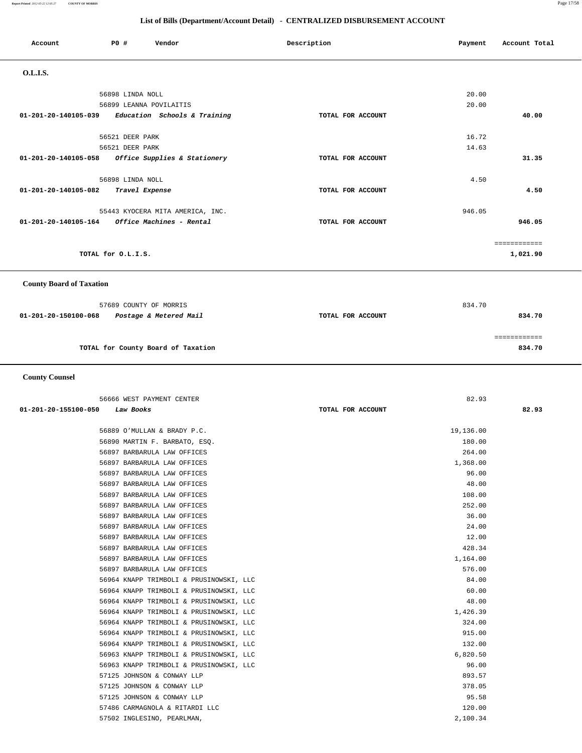## List of Bills (Department/Account Detail) - CENTRALIZED DISBURSEMENT ACCOUNT

| Account | PO # | Vendor | Description | Payment | Account Total |
|---|---|---|---|---|---|

### O.L.I.S.

| Account | PO # | Vendor | Description | Payment | Account Total |
|---|---|---|---|---|---|
| | 56898 | LINDA NOLL | | 20.00 | |
| | 56899 | LEANNA POVILAITIS | | 20.00 | |
| 01-201-20-140105-039 | | *Education Schools & Training* | TOTAL FOR ACCOUNT | | 40.00 |
| | 56521 | DEER PARK | | 16.72 | |
| | 56521 | DEER PARK | | 14.63 | |
| 01-201-20-140105-058 | | *Office Supplies & Stationery* | TOTAL FOR ACCOUNT | | 31.35 |
| | 56898 | LINDA NOLL | | 4.50 | |
| 01-201-20-140105-082 | | *Travel Expense* | TOTAL FOR ACCOUNT | | 4.50 |
| | 55443 | KYOCERA MITA AMERICA, INC. | | 946.05 | |
| 01-201-20-140105-164 | | *Office Machines - Rental* | TOTAL FOR ACCOUNT | | 946.05 |
| | | | | | ============ |
| | | TOTAL for O.L.I.S. | | | 1,021.90 |

### County Board of Taxation

| Account | PO # | Vendor | Description | Payment | Account Total |
|---|---|---|---|---|---|
| | 57689 | COUNTY OF MORRIS | | 834.70 | |
| 01-201-20-150100-068 | | *Postage & Metered Mail* | TOTAL FOR ACCOUNT | | 834.70 |
| | | | | | ============ |
| | | TOTAL for County Board of Taxation | | | 834.70 |

### County Counsel

| Account | PO # | Vendor | Description | Payment | Account Total |
|---|---|---|---|---|---|
| | 56666 | WEST PAYMENT CENTER | | 82.93 | |
| 01-201-20-155100-050 | | *Law Books* | TOTAL FOR ACCOUNT | | 82.93 |
| | 56889 | O'MULLAN & BRADY P.C. | | 19,136.00 | |
| | 56890 | MARTIN F. BARBATO, ESQ. | | 180.00 | |
| | 56897 | BARBARULA LAW OFFICES | | 264.00 | |
| | 56897 | BARBARULA LAW OFFICES | | 1,368.00 | |
| | 56897 | BARBARULA LAW OFFICES | | 96.00 | |
| | 56897 | BARBARULA LAW OFFICES | | 48.00 | |
| | 56897 | BARBARULA LAW OFFICES | | 108.00 | |
| | 56897 | BARBARULA LAW OFFICES | | 252.00 | |
| | 56897 | BARBARULA LAW OFFICES | | 36.00 | |
| | 56897 | BARBARULA LAW OFFICES | | 24.00 | |
| | 56897 | BARBARULA LAW OFFICES | | 12.00 | |
| | 56897 | BARBARULA LAW OFFICES | | 428.34 | |
| | 56897 | BARBARULA LAW OFFICES | | 1,164.00 | |
| | 56897 | BARBARULA LAW OFFICES | | 576.00 | |
| | 56964 | KNAPP TRIMBOLI & PRUSINOWSKI, LLC | | 84.00 | |
| | 56964 | KNAPP TRIMBOLI & PRUSINOWSKI, LLC | | 60.00 | |
| | 56964 | KNAPP TRIMBOLI & PRUSINOWSKI, LLC | | 48.00 | |
| | 56964 | KNAPP TRIMBOLI & PRUSINOWSKI, LLC | | 1,426.39 | |
| | 56964 | KNAPP TRIMBOLI & PRUSINOWSKI, LLC | | 324.00 | |
| | 56964 | KNAPP TRIMBOLI & PRUSINOWSKI, LLC | | 915.00 | |
| | 56964 | KNAPP TRIMBOLI & PRUSINOWSKI, LLC | | 132.00 | |
| | 56963 | KNAPP TRIMBOLI & PRUSINOWSKI, LLC | | 6,820.50 | |
| | 56963 | KNAPP TRIMBOLI & PRUSINOWSKI, LLC | | 96.00 | |
| | 57125 | JOHNSON & CONWAY LLP | | 893.57 | |
| | 57125 | JOHNSON & CONWAY LLP | | 378.05 | |
| | 57125 | JOHNSON & CONWAY LLP | | 95.58 | |
| | 57486 | CARMAGNOLA & RITARDI LLC | | 120.00 | |
| | 57502 | INGLESINO, PEARLMAN, | | 2,100.34 | |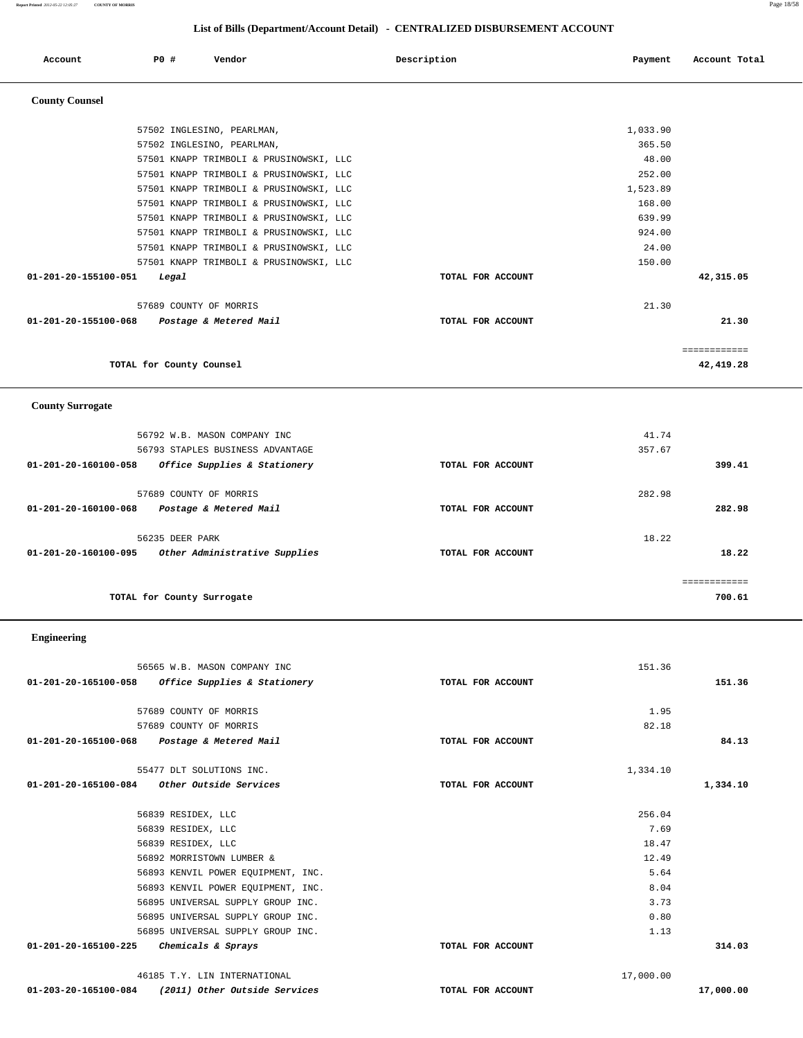## List of Bills (Department/Account Detail) - CENTRALIZED DISBURSEMENT ACCOUNT

| Account | PO # | Vendor | Description | Payment | Account Total |
|---|---|---|---|---|---|

### County Counsel

| Account | PO # | Vendor | Description | Payment | Account Total |
|---|---|---|---|---|---|
| | 57502 | INGLESINO, PEARLMAN, | | 1,033.90 | |
| | 57502 | INGLESINO, PEARLMAN, | | 365.50 | |
| | 57501 | KNAPP TRIMBOLI & PRUSINOWSKI, LLC | | 48.00 | |
| | 57501 | KNAPP TRIMBOLI & PRUSINOWSKI, LLC | | 252.00 | |
| | 57501 | KNAPP TRIMBOLI & PRUSINOWSKI, LLC | | 1,523.89 | |
| | 57501 | KNAPP TRIMBOLI & PRUSINOWSKI, LLC | | 168.00 | |
| | 57501 | KNAPP TRIMBOLI & PRUSINOWSKI, LLC | | 639.99 | |
| | 57501 | KNAPP TRIMBOLI & PRUSINOWSKI, LLC | | 924.00 | |
| | 57501 | KNAPP TRIMBOLI & PRUSINOWSKI, LLC | | 24.00 | |
| | 57501 | KNAPP TRIMBOLI & PRUSINOWSKI, LLC | | 150.00 | |
| **01-201-20-155100-051** | | ***Legal*** | **TOTAL FOR ACCOUNT** | | **42,315.05** |
| | 57689 | COUNTY OF MORRIS | | 21.30 | |
| **01-201-20-155100-068** | | ***Postage & Metered Mail*** | **TOTAL FOR ACCOUNT** | | **21.30** |
| | | | | | ============ |
| | | **TOTAL for County Counsel** | | | **42,419.28** |

### County Surrogate

| Account | PO # | Vendor | Description | Payment | Account Total |
|---|---|---|---|---|---|
| | 56792 | W.B. MASON COMPANY INC | | 41.74 | |
| | 56793 | STAPLES BUSINESS ADVANTAGE | | 357.67 | |
| **01-201-20-160100-058** | | ***Office Supplies & Stationery*** | **TOTAL FOR ACCOUNT** | | **399.41** |
| | 57689 | COUNTY OF MORRIS | | 282.98 | |
| **01-201-20-160100-068** | | ***Postage & Metered Mail*** | **TOTAL FOR ACCOUNT** | | **282.98** |
| | 56235 | DEER PARK | | 18.22 | |
| **01-201-20-160100-095** | | ***Other Administrative Supplies*** | **TOTAL FOR ACCOUNT** | | **18.22** |
| | | | | | ============ |
| | | **TOTAL for County Surrogate** | | | **700.61** |

### Engineering

| Account | PO # | Vendor | Description | Payment | Account Total |
|---|---|---|---|---|---|
| | 56565 | W.B. MASON COMPANY INC | | 151.36 | |
| **01-201-20-165100-058** | | ***Office Supplies & Stationery*** | **TOTAL FOR ACCOUNT** | | **151.36** |
| | 57689 | COUNTY OF MORRIS | | 1.95 | |
| | 57689 | COUNTY OF MORRIS | | 82.18 | |
| **01-201-20-165100-068** | | ***Postage & Metered Mail*** | **TOTAL FOR ACCOUNT** | | **84.13** |
| | 55477 | DLT SOLUTIONS INC. | | 1,334.10 | |
| **01-201-20-165100-084** | | ***Other Outside Services*** | **TOTAL FOR ACCOUNT** | | **1,334.10** |
| | 56839 | RESIDEX, LLC | | 256.04 | |
| | 56839 | RESIDEX, LLC | | 7.69 | |
| | 56839 | RESIDEX, LLC | | 18.47 | |
| | 56892 | MORRISTOWN LUMBER & | | 12.49 | |
| | 56893 | KENVIL POWER EQUIPMENT, INC. | | 5.64 | |
| | 56893 | KENVIL POWER EQUIPMENT, INC. | | 8.04 | |
| | 56895 | UNIVERSAL SUPPLY GROUP INC. | | 3.73 | |
| | 56895 | UNIVERSAL SUPPLY GROUP INC. | | 0.80 | |
| | 56895 | UNIVERSAL SUPPLY GROUP INC. | | 1.13 | |
| **01-201-20-165100-225** | | ***Chemicals & Sprays*** | **TOTAL FOR ACCOUNT** | | **314.03** |
| | 46185 | T.Y. LIN INTERNATIONAL | | 17,000.00 | |
| **01-203-20-165100-084** | | ***(2011) Other Outside Services*** | **TOTAL FOR ACCOUNT** | | **17,000.00** |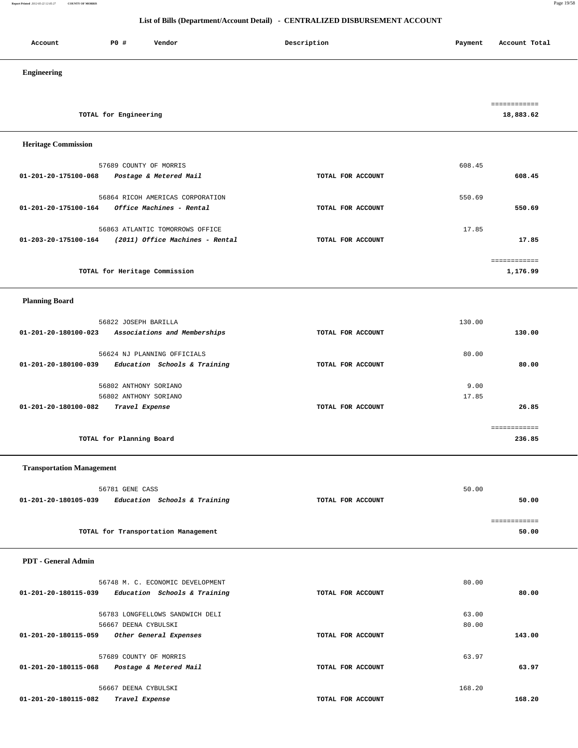## List of Bills (Department/Account Detail) - CENTRALIZED DISBURSEMENT ACCOUNT

| Account | PO # | Vendor | Description | Payment | Account Total |
|---|---|---|---|---|---|

### Engineering

| | | | | | |
|---|---|---|---|---|---|
| TOTAL for Engineering | | | | | 18,883.62 |

### Heritage Commission

| Account | PO # | Vendor | Description | Payment | Account Total |
|---|---|---|---|---|---|
| | 57689 | COUNTY OF MORRIS | | 608.45 | |
| 01-201-20-175100-068 | | *Postage & Metered Mail* | TOTAL FOR ACCOUNT | | 608.45 |
| | 56864 | RICOH AMERICAS CORPORATION | | 550.69 | |
| 01-201-20-175100-164 | | *Office Machines - Rental* | TOTAL FOR ACCOUNT | | 550.69 |
| | 56863 | ATLANTIC TOMORROWS OFFICE | | 17.85 | |
| 01-203-20-175100-164 | | *(2011) Office Machines - Rental* | TOTAL FOR ACCOUNT | | 17.85 |
| TOTAL for Heritage Commission | | | | | 1,176.99 |

### Planning Board

| Account | PO # | Vendor | Description | Payment | Account Total |
|---|---|---|---|---|---|
| | 56822 | JOSEPH BARILLA | | 130.00 | |
| 01-201-20-180100-023 | | *Associations and Memberships* | TOTAL FOR ACCOUNT | | 130.00 |
| | 56624 | NJ PLANNING OFFICIALS | | 80.00 | |
| 01-201-20-180100-039 | | *Education Schools & Training* | TOTAL FOR ACCOUNT | | 80.00 |
| | 56802 | ANTHONY SORIANO | | 9.00 | |
| | 56802 | ANTHONY SORIANO | | 17.85 | |
| 01-201-20-180100-082 | | *Travel Expense* | TOTAL FOR ACCOUNT | | 26.85 |
| TOTAL for Planning Board | | | | | 236.85 |

### Transportation Management

| Account | PO # | Vendor | Description | Payment | Account Total |
|---|---|---|---|---|---|
| | 56781 | GENE CASS | | 50.00 | |
| 01-201-20-180105-039 | | *Education Schools & Training* | TOTAL FOR ACCOUNT | | 50.00 |
| TOTAL for Transportation Management | | | | | 50.00 |

### PDT - General Admin

| Account | PO # | Vendor | Description | Payment | Account Total |
|---|---|---|---|---|---|
| | 56748 | M. C. ECONOMIC DEVELOPMENT | | 80.00 | |
| 01-201-20-180115-039 | | *Education Schools & Training* | TOTAL FOR ACCOUNT | | 80.00 |
| | 56783 | LONGFELLOWS SANDWICH DELI | | 63.00 | |
| | 56667 | DEENA CYBULSKI | | 80.00 | |
| 01-201-20-180115-059 | | *Other General Expenses* | TOTAL FOR ACCOUNT | | 143.00 |
| | 57689 | COUNTY OF MORRIS | | 63.97 | |
| 01-201-20-180115-068 | | *Postage & Metered Mail* | TOTAL FOR ACCOUNT | | 63.97 |
| | 56667 | DEENA CYBULSKI | | 168.20 | |
| 01-201-20-180115-082 | | *Travel Expense* | TOTAL FOR ACCOUNT | | 168.20 |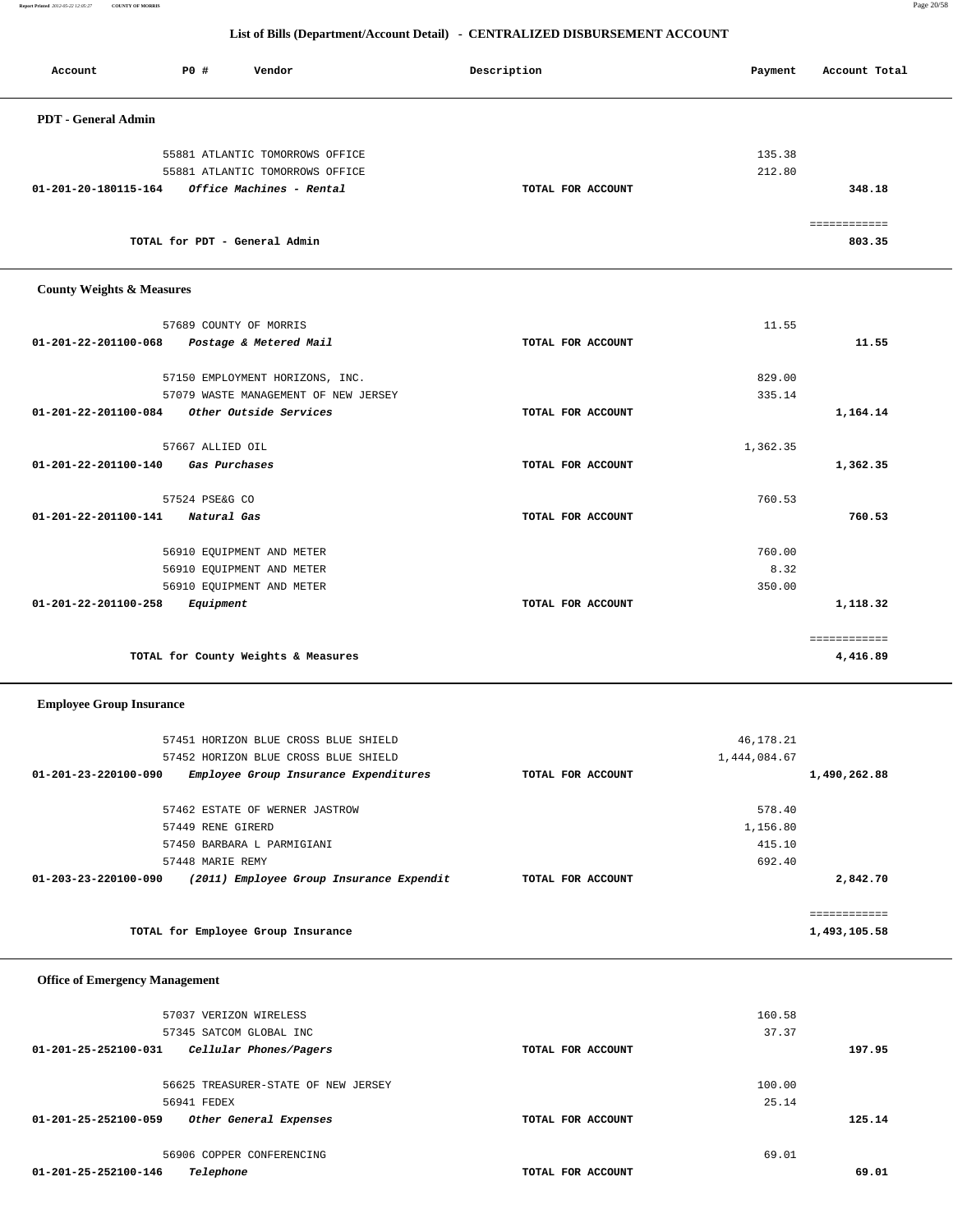## List of Bills (Department/Account Detail) - CENTRALIZED DISBURSEMENT ACCOUNT

| Account | PO # | Vendor | Description | Payment | Account Total |
|---|---|---|---|---|---|
| **PDT - General Admin** | | | | | |
| | 55881 | ATLANTIC TOMORROWS OFFICE | | 135.38 | |
| | 55881 | ATLANTIC TOMORROWS OFFICE | | 212.80 | |
| 01-201-20-180115-164 | | *Office Machines - Rental* | TOTAL FOR ACCOUNT | | 348.18 |
| | | | | | ============ |
| | | TOTAL for PDT - General Admin | | | 803.35 |
| **County Weights & Measures** | | | | | |
| | 57689 | COUNTY OF MORRIS | | 11.55 | |
| 01-201-22-201100-068 | | *Postage & Metered Mail* | TOTAL FOR ACCOUNT | | 11.55 |
| | 57150 | EMPLOYMENT HORIZONS, INC. | | 829.00 | |
| | 57079 | WASTE MANAGEMENT OF NEW JERSEY | | 335.14 | |
| 01-201-22-201100-084 | | *Other Outside Services* | TOTAL FOR ACCOUNT | | 1,164.14 |
| | 57667 | ALLIED OIL | | 1,362.35 | |
| 01-201-22-201100-140 | | *Gas Purchases* | TOTAL FOR ACCOUNT | | 1,362.35 |
| | 57524 | PSE&G CO | | 760.53 | |
| 01-201-22-201100-141 | | *Natural Gas* | TOTAL FOR ACCOUNT | | 760.53 |
| | 56910 | EQUIPMENT AND METER | | 760.00 | |
| | 56910 | EQUIPMENT AND METER | | 8.32 | |
| | 56910 | EQUIPMENT AND METER | | 350.00 | |
| 01-201-22-201100-258 | | *Equipment* | TOTAL FOR ACCOUNT | | 1,118.32 |
| | | | | | ============ |
| | | TOTAL for County Weights & Measures | | | 4,416.89 |
| **Employee Group Insurance** | | | | | |
| | 57451 | HORIZON BLUE CROSS BLUE SHIELD | | 46,178.21 | |
| | 57452 | HORIZON BLUE CROSS BLUE SHIELD | | 1,444,084.67 | |
| 01-201-23-220100-090 | | *Employee Group Insurance Expenditures* | TOTAL FOR ACCOUNT | | 1,490,262.88 |
| | 57462 | ESTATE OF WERNER JASTROW | | 578.40 | |
| | 57449 | RENE GIRERD | | 1,156.80 | |
| | 57450 | BARBARA L PARMIGIANI | | 415.10 | |
| | 57448 | MARIE REMY | | 692.40 | |
| 01-203-23-220100-090 | | *(2011) Employee Group Insurance Expendit* | TOTAL FOR ACCOUNT | | 2,842.70 |
| | | | | | ============ |
| | | TOTAL for Employee Group Insurance | | | 1,493,105.58 |
| **Office of Emergency Management** | | | | | |
| | 57037 | VERIZON WIRELESS | | 160.58 | |
| | 57345 | SATCOM GLOBAL INC | | 37.37 | |
| 01-201-25-252100-031 | | *Cellular Phones/Pagers* | TOTAL FOR ACCOUNT | | 197.95 |
| | 56625 | TREASURER-STATE OF NEW JERSEY | | 100.00 | |
| | 56941 | FEDEX | | 25.14 | |
| 01-201-25-252100-059 | | *Other General Expenses* | TOTAL FOR ACCOUNT | | 125.14 |
| | 56906 | COPPER CONFERENCING | | 69.01 | |
| 01-201-25-252100-146 | | *Telephone* | TOTAL FOR ACCOUNT | | 69.01 |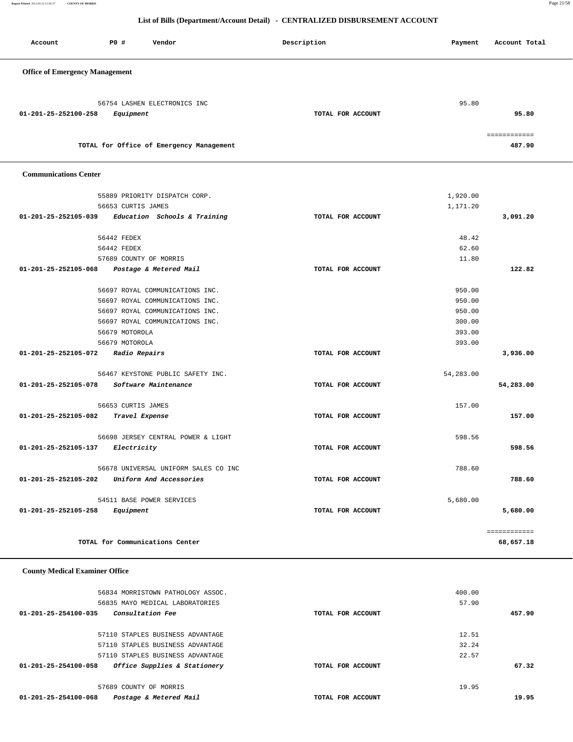## List of Bills (Department/Account Detail) - CENTRALIZED DISBURSEMENT ACCOUNT

| Account | PO # | Vendor | Description | Payment | Account Total |
|---|---|---|---|---|---|

### Office of Emergency Management

| Account | PO # | Vendor | Description | Payment | Account Total |
|---|---|---|---|---|---|
| | 56754 | LASHEN ELECTRONICS INC | | 95.80 | |
| 01-201-25-252100-258 | | *Equipment* | TOTAL FOR ACCOUNT | | 95.80 |
| | | | | | ============ |
| | | TOTAL for Office of Emergency Management | | | 487.90 |

### Communications Center

| Account | PO # | Vendor | Description | Payment | Account Total |
|---|---|---|---|---|---|
| | 55889 | PRIORITY DISPATCH CORP. | | 1,920.00 | |
| | 56653 | CURTIS JAMES | | 1,171.20 | |
| 01-201-25-252105-039 | | *Education Schools & Training* | TOTAL FOR ACCOUNT | | 3,091.20 |
| | 56442 | FEDEX | | 48.42 | |
| | 56442 | FEDEX | | 62.60 | |
| | 57689 | COUNTY OF MORRIS | | 11.80 | |
| 01-201-25-252105-068 | | *Postage & Metered Mail* | TOTAL FOR ACCOUNT | | 122.82 |
| | 56697 | ROYAL COMMUNICATIONS INC. | | 950.00 | |
| | 56697 | ROYAL COMMUNICATIONS INC. | | 950.00 | |
| | 56697 | ROYAL COMMUNICATIONS INC. | | 950.00 | |
| | 56697 | ROYAL COMMUNICATIONS INC. | | 300.00 | |
| | 56679 | MOTOROLA | | 393.00 | |
| | 56679 | MOTOROLA | | 393.00 | |
| 01-201-25-252105-072 | | *Radio Repairs* | TOTAL FOR ACCOUNT | | 3,936.00 |
| | 56467 | KEYSTONE PUBLIC SAFETY INC. | | 54,283.00 | |
| 01-201-25-252105-078 | | *Software Maintenance* | TOTAL FOR ACCOUNT | | 54,283.00 |
| | 56653 | CURTIS JAMES | | 157.00 | |
| 01-201-25-252105-082 | | *Travel Expense* | TOTAL FOR ACCOUNT | | 157.00 |
| | 56698 | JERSEY CENTRAL POWER & LIGHT | | 598.56 | |
| 01-201-25-252105-137 | | *Electricity* | TOTAL FOR ACCOUNT | | 598.56 |
| | 56678 | UNIVERSAL UNIFORM SALES CO INC | | 788.60 | |
| 01-201-25-252105-202 | | *Uniform And Accessories* | TOTAL FOR ACCOUNT | | 788.60 |
| | 54511 | BASE POWER SERVICES | | 5,680.00 | |
| 01-201-25-252105-258 | | *Equipment* | TOTAL FOR ACCOUNT | | 5,680.00 |
| | | | | | ============ |
| | | TOTAL for Communications Center | | | 68,657.18 |

### County Medical Examiner Office

| Account | PO # | Vendor | Description | Payment | Account Total |
|---|---|---|---|---|---|
| | 56834 | MORRISTOWN PATHOLOGY ASSOC. | | 400.00 | |
| | 56835 | MAYO MEDICAL LABORATORIES | | 57.90 | |
| 01-201-25-254100-035 | | *Consultation Fee* | TOTAL FOR ACCOUNT | | 457.90 |
| | 57110 | STAPLES BUSINESS ADVANTAGE | | 12.51 | |
| | 57110 | STAPLES BUSINESS ADVANTAGE | | 32.24 | |
| | 57110 | STAPLES BUSINESS ADVANTAGE | | 22.57 | |
| 01-201-25-254100-058 | | *Office Supplies & Stationery* | TOTAL FOR ACCOUNT | | 67.32 |
| | 57689 | COUNTY OF MORRIS | | 19.95 | |
| 01-201-25-254100-068 | | *Postage & Metered Mail* | TOTAL FOR ACCOUNT | | 19.95 |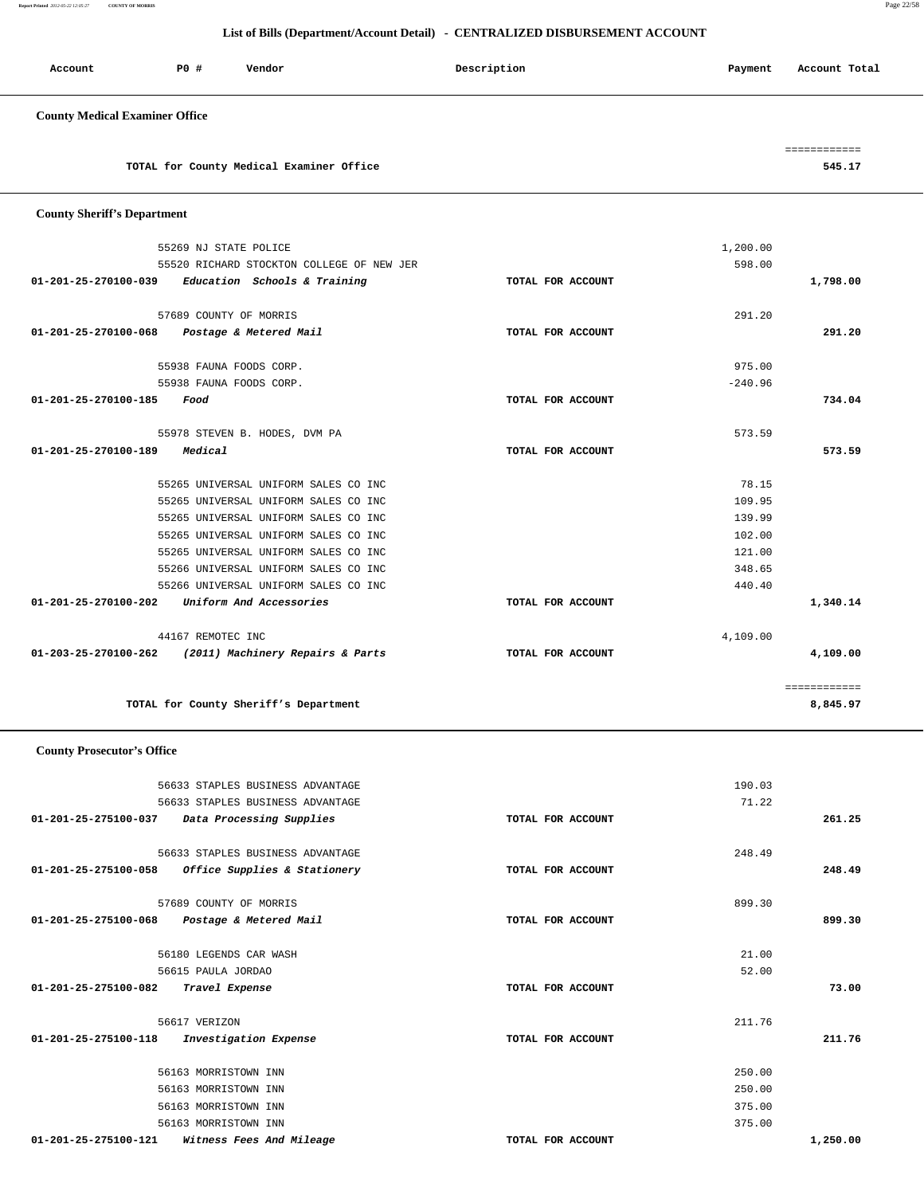## List of Bills (Department/Account Detail) - CENTRALIZED DISBURSEMENT ACCOUNT

| Account | PO # | Vendor | Description | Payment | Account Total |
|---|---|---|---|---|---|

### County Medical Examiner Office

| | | | | | |
|---|---|---|---|---|---|
| | | TOTAL for County Medical Examiner Office | | | 545.17 |

### County Sheriff's Department

| Account | PO # | Vendor | Description | Payment | Account Total |
|---|---|---|---|---|---|
| | 55269 | NJ STATE POLICE | | 1,200.00 | |
| | 55520 | RICHARD STOCKTON COLLEGE OF NEW JER | | 598.00 | |
| 01-201-25-270100-039 | | *Education Schools & Training* | TOTAL FOR ACCOUNT | | 1,798.00 |
| | 57689 | COUNTY OF MORRIS | | 291.20 | |
| 01-201-25-270100-068 | | *Postage & Metered Mail* | TOTAL FOR ACCOUNT | | 291.20 |
| | 55938 | FAUNA FOODS CORP. | | 975.00 | |
| | 55938 | FAUNA FOODS CORP. | | -240.96 | |
| 01-201-25-270100-185 | | *Food* | TOTAL FOR ACCOUNT | | 734.04 |
| | 55978 | STEVEN B. HODES, DVM PA | | 573.59 | |
| 01-201-25-270100-189 | | *Medical* | TOTAL FOR ACCOUNT | | 573.59 |
| | 55265 | UNIVERSAL UNIFORM SALES CO INC | | 78.15 | |
| | 55265 | UNIVERSAL UNIFORM SALES CO INC | | 109.95 | |
| | 55265 | UNIVERSAL UNIFORM SALES CO INC | | 139.99 | |
| | 55265 | UNIVERSAL UNIFORM SALES CO INC | | 102.00 | |
| | 55265 | UNIVERSAL UNIFORM SALES CO INC | | 121.00 | |
| | 55266 | UNIVERSAL UNIFORM SALES CO INC | | 348.65 | |
| | 55266 | UNIVERSAL UNIFORM SALES CO INC | | 440.40 | |
| 01-201-25-270100-202 | | *Uniform And Accessories* | TOTAL FOR ACCOUNT | | 1,340.14 |
| | 44167 | REMOTEC INC | | 4,109.00 | |
| 01-203-25-270100-262 | | *(2011) Machinery Repairs & Parts* | TOTAL FOR ACCOUNT | | 4,109.00 |
| | | TOTAL for County Sheriff's Department | | | 8,845.97 |

### County Prosecutor's Office

| Account | PO # | Vendor | Description | Payment | Account Total |
|---|---|---|---|---|---|
| | 56633 | STAPLES BUSINESS ADVANTAGE | | 190.03 | |
| | 56633 | STAPLES BUSINESS ADVANTAGE | | 71.22 | |
| 01-201-25-275100-037 | | *Data Processing Supplies* | TOTAL FOR ACCOUNT | | 261.25 |
| | 56633 | STAPLES BUSINESS ADVANTAGE | | 248.49 | |
| 01-201-25-275100-058 | | *Office Supplies & Stationery* | TOTAL FOR ACCOUNT | | 248.49 |
| | 57689 | COUNTY OF MORRIS | | 899.30 | |
| 01-201-25-275100-068 | | *Postage & Metered Mail* | TOTAL FOR ACCOUNT | | 899.30 |
| | 56180 | LEGENDS CAR WASH | | 21.00 | |
| | 56615 | PAULA JORDAO | | 52.00 | |
| 01-201-25-275100-082 | | *Travel Expense* | TOTAL FOR ACCOUNT | | 73.00 |
| | 56617 | VERIZON | | 211.76 | |
| 01-201-25-275100-118 | | *Investigation Expense* | TOTAL FOR ACCOUNT | | 211.76 |
| | 56163 | MORRISTOWN INN | | 250.00 | |
| | 56163 | MORRISTOWN INN | | 250.00 | |
| | 56163 | MORRISTOWN INN | | 375.00 | |
| | 56163 | MORRISTOWN INN | | 375.00 | |
| 01-201-25-275100-121 | | *Witness Fees And Mileage* | TOTAL FOR ACCOUNT | | 1,250.00 |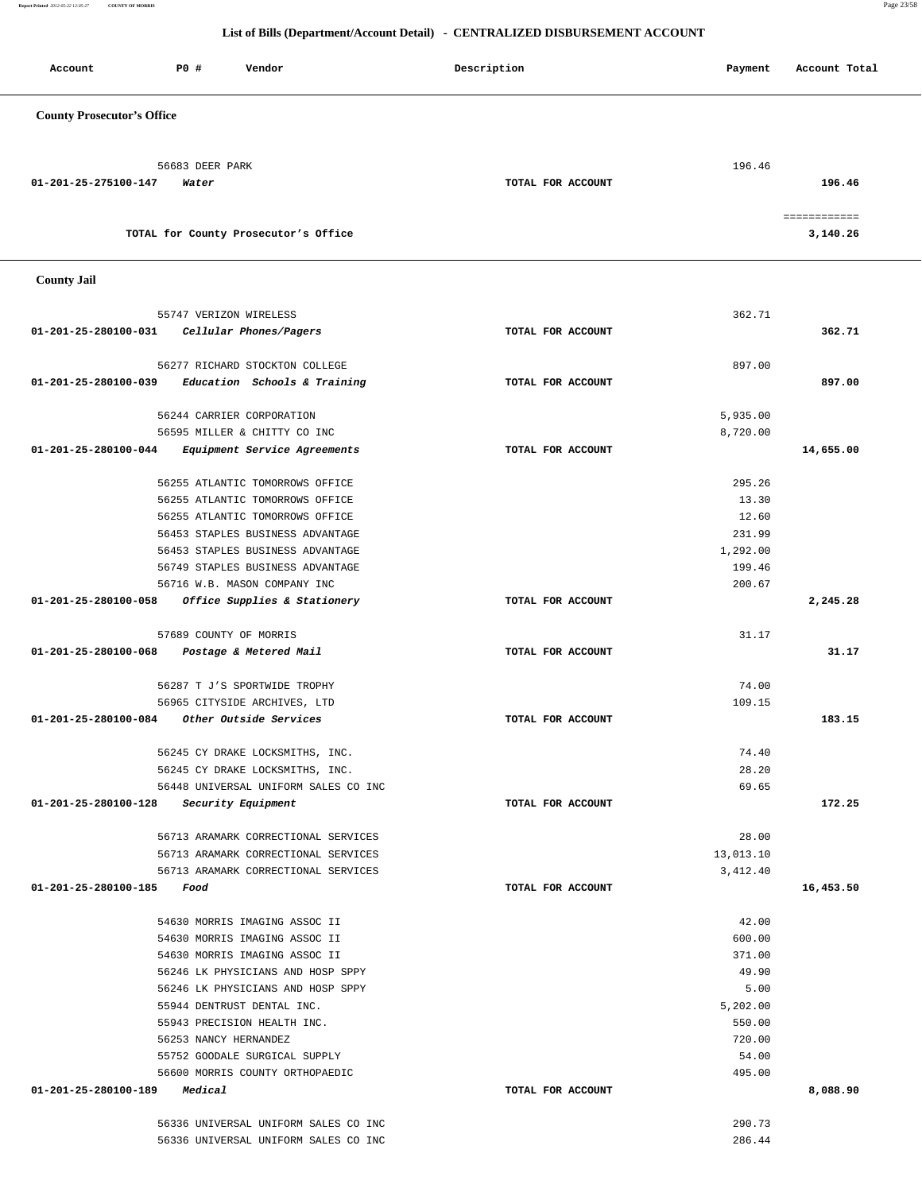## List of Bills (Department/Account Detail) - CENTRALIZED DISBURSEMENT ACCOUNT

| Account | PO # | Vendor | Description | Payment | Account Total |
|---|---|---|---|---|---|
| **County Prosecutor's Office** | | | | | |
| | 56683 | DEER PARK | | 196.46 | |
| 01-201-25-275100-147 | | *Water* | TOTAL FOR ACCOUNT | | 196.46 |
| | | | | | ============ |
| | | TOTAL for County Prosecutor's Office | | | 3,140.26 |
| **County Jail** | | | | | |
| | 55747 | VERIZON WIRELESS | | 362.71 | |
| 01-201-25-280100-031 | | *Cellular Phones/Pagers* | TOTAL FOR ACCOUNT | | 362.71 |
| | 56277 | RICHARD STOCKTON COLLEGE | | 897.00 | |
| 01-201-25-280100-039 | | *Education Schools & Training* | TOTAL FOR ACCOUNT | | 897.00 |
| | 56244 | CARRIER CORPORATION | | 5,935.00 | |
| | 56595 | MILLER & CHITTY CO INC | | 8,720.00 | |
| 01-201-25-280100-044 | | *Equipment Service Agreements* | TOTAL FOR ACCOUNT | | 14,655.00 |
| | 56255 | ATLANTIC TOMORROWS OFFICE | | 295.26 | |
| | 56255 | ATLANTIC TOMORROWS OFFICE | | 13.30 | |
| | 56255 | ATLANTIC TOMORROWS OFFICE | | 12.60 | |
| | 56453 | STAPLES BUSINESS ADVANTAGE | | 231.99 | |
| | 56453 | STAPLES BUSINESS ADVANTAGE | | 1,292.00 | |
| | 56749 | STAPLES BUSINESS ADVANTAGE | | 199.46 | |
| | 56716 | W.B. MASON COMPANY INC | | 200.67 | |
| 01-201-25-280100-058 | | *Office Supplies & Stationery* | TOTAL FOR ACCOUNT | | 2,245.28 |
| | 57689 | COUNTY OF MORRIS | | 31.17 | |
| 01-201-25-280100-068 | | *Postage & Metered Mail* | TOTAL FOR ACCOUNT | | 31.17 |
| | 56287 | T J'S SPORTWIDE TROPHY | | 74.00 | |
| | 56965 | CITYSIDE ARCHIVES, LTD | | 109.15 | |
| 01-201-25-280100-084 | | *Other Outside Services* | TOTAL FOR ACCOUNT | | 183.15 |
| | 56245 | CY DRAKE LOCKSMITHS, INC. | | 74.40 | |
| | 56245 | CY DRAKE LOCKSMITHS, INC. | | 28.20 | |
| | 56448 | UNIVERSAL UNIFORM SALES CO INC | | 69.65 | |
| 01-201-25-280100-128 | | *Security Equipment* | TOTAL FOR ACCOUNT | | 172.25 |
| | 56713 | ARAMARK CORRECTIONAL SERVICES | | 28.00 | |
| | 56713 | ARAMARK CORRECTIONAL SERVICES | | 13,013.10 | |
| | 56713 | ARAMARK CORRECTIONAL SERVICES | | 3,412.40 | |
| 01-201-25-280100-185 | | *Food* | TOTAL FOR ACCOUNT | | 16,453.50 |
| | 54630 | MORRIS IMAGING ASSOC II | | 42.00 | |
| | 54630 | MORRIS IMAGING ASSOC II | | 600.00 | |
| | 54630 | MORRIS IMAGING ASSOC II | | 371.00 | |
| | 56246 | LK PHYSICIANS AND HOSP SPPY | | 49.90 | |
| | 56246 | LK PHYSICIANS AND HOSP SPPY | | 5.00 | |
| | 55944 | DENTRUST DENTAL INC. | | 5,202.00 | |
| | 55943 | PRECISION HEALTH INC. | | 550.00 | |
| | 56253 | NANCY HERNANDEZ | | 720.00 | |
| | 55752 | GOODALE SURGICAL SUPPLY | | 54.00 | |
| | 56600 | MORRIS COUNTY ORTHOPAEDIC | | 495.00 | |
| 01-201-25-280100-189 | | *Medical* | TOTAL FOR ACCOUNT | | 8,088.90 |
| | 56336 | UNIVERSAL UNIFORM SALES CO INC | | 290.73 | |
| | 56336 | UNIVERSAL UNIFORM SALES CO INC | | 286.44 | |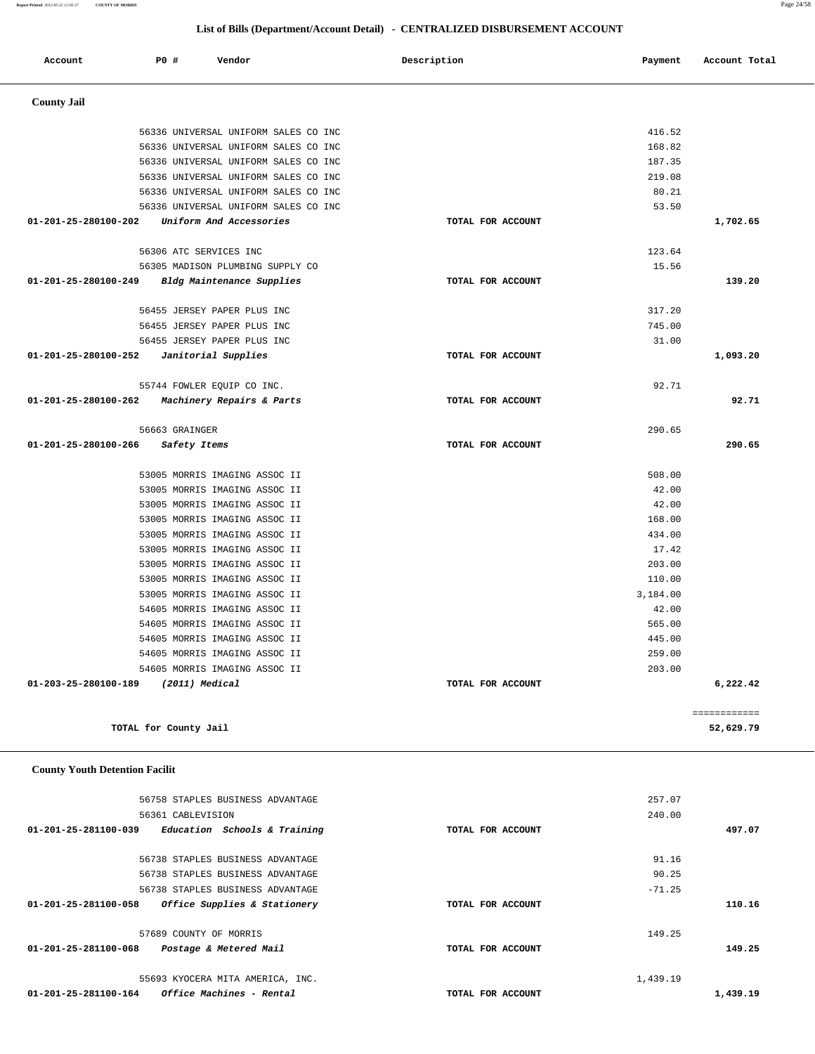## List of Bills (Department/Account Detail) - CENTRALIZED DISBURSEMENT ACCOUNT

| Account | PO # | Vendor | Description | Payment | Account Total |
|---|---|---|---|---|---|
| **County Jail** | | | | | |
| | 56336 | UNIVERSAL UNIFORM SALES CO INC | | 416.52 | |
| | 56336 | UNIVERSAL UNIFORM SALES CO INC | | 168.82 | |
| | 56336 | UNIVERSAL UNIFORM SALES CO INC | | 187.35 | |
| | 56336 | UNIVERSAL UNIFORM SALES CO INC | | 219.08 | |
| | 56336 | UNIVERSAL UNIFORM SALES CO INC | | 80.21 | |
| | 56336 | UNIVERSAL UNIFORM SALES CO INC | | 53.50 | |
| **01-201-25-280100-202** | | *Uniform And Accessories* | TOTAL FOR ACCOUNT | | **1,702.65** |
| | 56306 | ATC SERVICES INC | | 123.64 | |
| | 56305 | MADISON PLUMBING SUPPLY CO | | 15.56 | |
| **01-201-25-280100-249** | | *Bldg Maintenance Supplies* | TOTAL FOR ACCOUNT | | **139.20** |
| | 56455 | JERSEY PAPER PLUS INC | | 317.20 | |
| | 56455 | JERSEY PAPER PLUS INC | | 745.00 | |
| | 56455 | JERSEY PAPER PLUS INC | | 31.00 | |
| **01-201-25-280100-252** | | *Janitorial Supplies* | TOTAL FOR ACCOUNT | | **1,093.20** |
| | 55744 | FOWLER EQUIP CO INC. | | 92.71 | |
| **01-201-25-280100-262** | | *Machinery Repairs & Parts* | TOTAL FOR ACCOUNT | | **92.71** |
| | 56663 | GRAINGER | | 290.65 | |
| **01-201-25-280100-266** | | *Safety Items* | TOTAL FOR ACCOUNT | | **290.65** |
| | 53005 | MORRIS IMAGING ASSOC II | | 508.00 | |
| | 53005 | MORRIS IMAGING ASSOC II | | 42.00 | |
| | 53005 | MORRIS IMAGING ASSOC II | | 42.00 | |
| | 53005 | MORRIS IMAGING ASSOC II | | 168.00 | |
| | 53005 | MORRIS IMAGING ASSOC II | | 434.00 | |
| | 53005 | MORRIS IMAGING ASSOC II | | 17.42 | |
| | 53005 | MORRIS IMAGING ASSOC II | | 203.00 | |
| | 53005 | MORRIS IMAGING ASSOC II | | 110.00 | |
| | 53005 | MORRIS IMAGING ASSOC II | | 3,184.00 | |
| | 54605 | MORRIS IMAGING ASSOC II | | 42.00 | |
| | 54605 | MORRIS IMAGING ASSOC II | | 565.00 | |
| | 54605 | MORRIS IMAGING ASSOC II | | 445.00 | |
| | 54605 | MORRIS IMAGING ASSOC II | | 259.00 | |
| | 54605 | MORRIS IMAGING ASSOC II | | 203.00 | |
| **01-203-25-280100-189** | | *(2011) Medical* | TOTAL FOR ACCOUNT | | **6,222.42** |
| | | **TOTAL for County Jail** | | | ============ **52,629.79** |
| **County Youth Detention Facilit** | | | | | |
| | 56758 | STAPLES BUSINESS ADVANTAGE | | 257.07 | |
| | 56361 | CABLEVISION | | 240.00 | |
| **01-201-25-281100-039** | | *Education Schools & Training* | TOTAL FOR ACCOUNT | | **497.07** |
| | 56738 | STAPLES BUSINESS ADVANTAGE | | 91.16 | |
| | 56738 | STAPLES BUSINESS ADVANTAGE | | 90.25 | |
| | 56738 | STAPLES BUSINESS ADVANTAGE | | -71.25 | |
| **01-201-25-281100-058** | | *Office Supplies & Stationery* | TOTAL FOR ACCOUNT | | **110.16** |
| | 57689 | COUNTY OF MORRIS | | 149.25 | |
| **01-201-25-281100-068** | | *Postage & Metered Mail* | TOTAL FOR ACCOUNT | | **149.25** |
| | 55693 | KYOCERA MITA AMERICA, INC. | | 1,439.19 | |
| **01-201-25-281100-164** | | *Office Machines - Rental* | TOTAL FOR ACCOUNT | | **1,439.19** |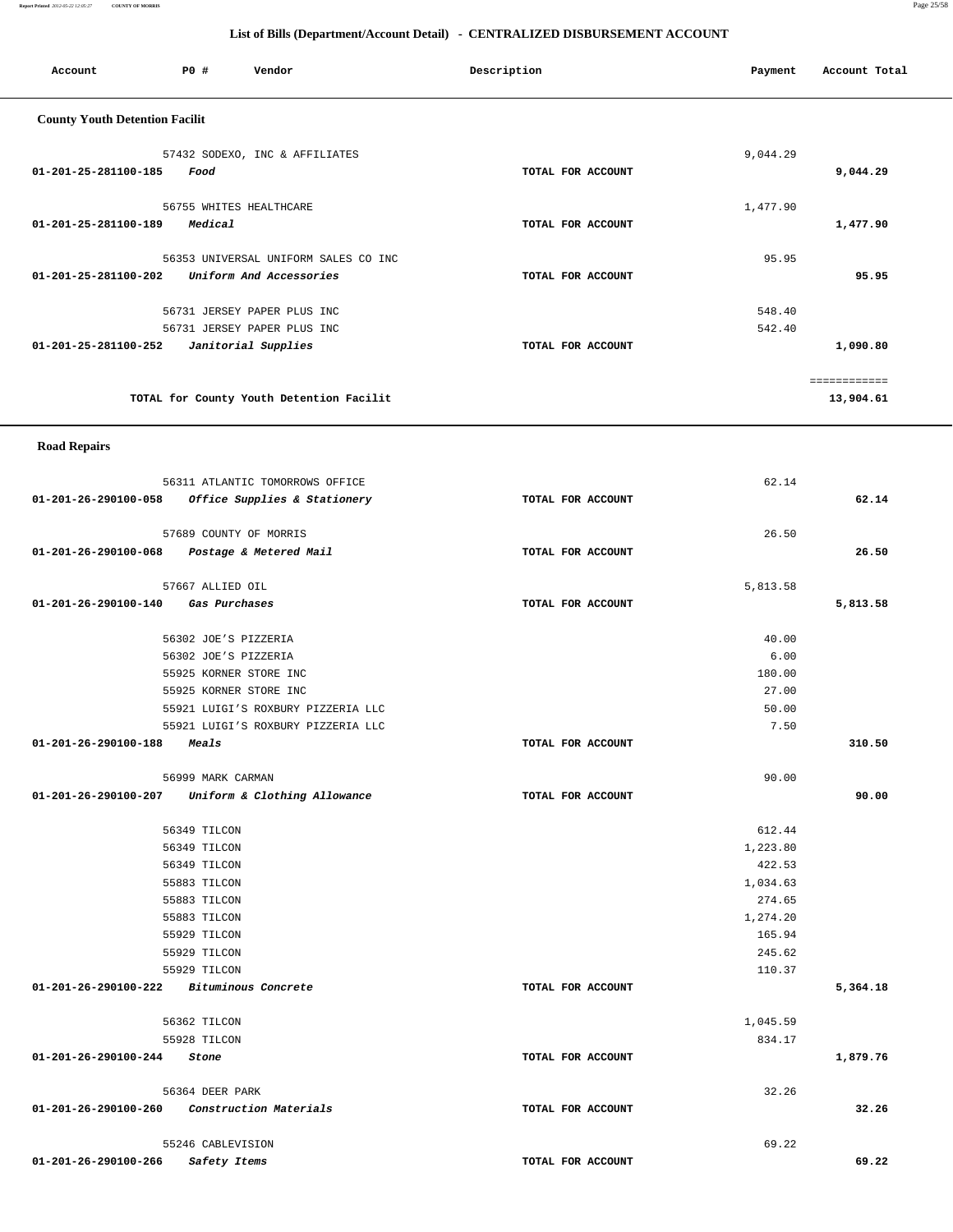## List of Bills (Department/Account Detail) - CENTRALIZED DISBURSEMENT ACCOUNT

| Account | PO # | Vendor | Description | Payment | Account Total |
|---|---|---|---|---|---|

### County Youth Detention Facilit

| Account | PO # | Vendor | Description | Payment | Account Total |
|---|---|---|---|---|---|
| | 57432 | SODEXO, INC & AFFILIATES | | 9,044.29 | |
| 01-201-25-281100-185 | | *Food* | TOTAL FOR ACCOUNT | | 9,044.29 |
| | 56755 | WHITES HEALTHCARE | | 1,477.90 | |
| 01-201-25-281100-189 | | *Medical* | TOTAL FOR ACCOUNT | | 1,477.90 |
| | 56353 | UNIVERSAL UNIFORM SALES CO INC | | 95.95 | |
| 01-201-25-281100-202 | | *Uniform And Accessories* | TOTAL FOR ACCOUNT | | 95.95 |
| | 56731 | JERSEY PAPER PLUS INC | | 548.40 | |
| | 56731 | JERSEY PAPER PLUS INC | | 542.40 | |
| 01-201-25-281100-252 | | *Janitorial Supplies* | TOTAL FOR ACCOUNT | | 1,090.80 |
| | | | | | ============ |
| | | TOTAL for County Youth Detention Facilit | | | 13,904.61 |

### Road Repairs

| Account | PO # | Vendor | Description | Payment | Account Total |
|---|---|---|---|---|---|
| | 56311 | ATLANTIC TOMORROWS OFFICE | | 62.14 | |
| 01-201-26-290100-058 | | *Office Supplies & Stationery* | TOTAL FOR ACCOUNT | | 62.14 |
| | 57689 | COUNTY OF MORRIS | | 26.50 | |
| 01-201-26-290100-068 | | *Postage & Metered Mail* | TOTAL FOR ACCOUNT | | 26.50 |
| | 57667 | ALLIED OIL | | 5,813.58 | |
| 01-201-26-290100-140 | | *Gas Purchases* | TOTAL FOR ACCOUNT | | 5,813.58 |
| | 56302 | JOE'S PIZZERIA | | 40.00 | |
| | 56302 | JOE'S PIZZERIA | | 6.00 | |
| | 55925 | KORNER STORE INC | | 180.00 | |
| | 55925 | KORNER STORE INC | | 27.00 | |
| | 55921 | LUIGI'S ROXBURY PIZZERIA LLC | | 50.00 | |
| | 55921 | LUIGI'S ROXBURY PIZZERIA LLC | | 7.50 | |
| 01-201-26-290100-188 | | *Meals* | TOTAL FOR ACCOUNT | | 310.50 |
| | 56999 | MARK CARMAN | | 90.00 | |
| 01-201-26-290100-207 | | *Uniform & Clothing Allowance* | TOTAL FOR ACCOUNT | | 90.00 |
| | 56349 | TILCON | | 612.44 | |
| | 56349 | TILCON | | 1,223.80 | |
| | 56349 | TILCON | | 422.53 | |
| | 55883 | TILCON | | 1,034.63 | |
| | 55883 | TILCON | | 274.65 | |
| | 55883 | TILCON | | 1,274.20 | |
| | 55929 | TILCON | | 165.94 | |
| | 55929 | TILCON | | 245.62 | |
| | 55929 | TILCON | | 110.37 | |
| 01-201-26-290100-222 | | *Bituminous Concrete* | TOTAL FOR ACCOUNT | | 5,364.18 |
| | 56362 | TILCON | | 1,045.59 | |
| | 55928 | TILCON | | 834.17 | |
| 01-201-26-290100-244 | | *Stone* | TOTAL FOR ACCOUNT | | 1,879.76 |
| | 56364 | DEER PARK | | 32.26 | |
| 01-201-26-290100-260 | | *Construction Materials* | TOTAL FOR ACCOUNT | | 32.26 |
| | 55246 | CABLEVISION | | 69.22 | |
| 01-201-26-290100-266 | | *Safety Items* | TOTAL FOR ACCOUNT | | 69.22 |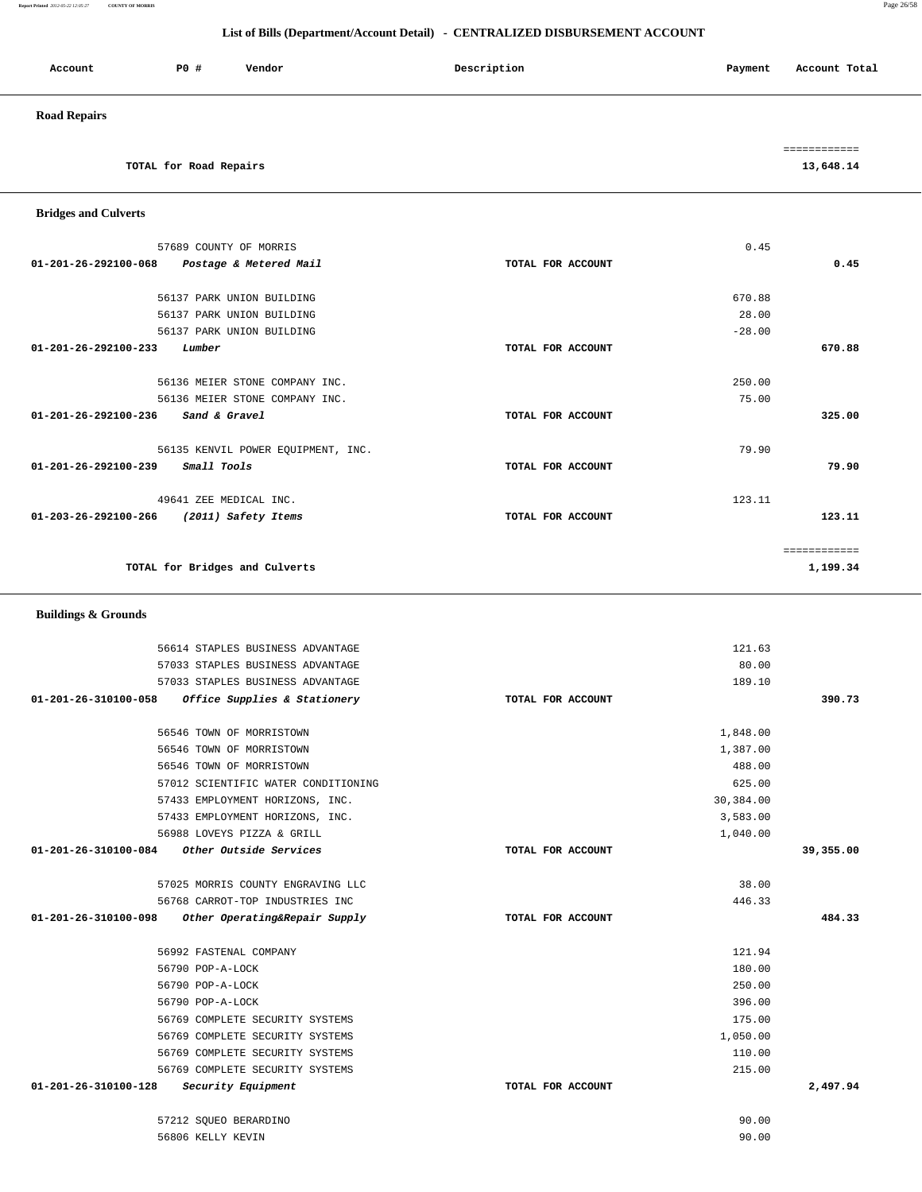## List of Bills (Department/Account Detail) - CENTRALIZED DISBURSEMENT ACCOUNT

| Account | PO # | Vendor | Description | Payment | Account Total |
|---|---|---|---|---|---|

**Road Repairs**

| | | | | | |
|---|---|---|---|---|---|
| TOTAL for Road Repairs | | | | | ============ 13,648.14 |

**Bridges and Culverts**

| Account | PO # | Vendor | Description | Payment | Account Total |
|---|---|---|---|---|---|
| | 57689 | COUNTY OF MORRIS | | 0.45 | |
| 01-201-26-292100-068 | | *Postage & Metered Mail* | TOTAL FOR ACCOUNT | | 0.45 |
| | 56137 | PARK UNION BUILDING | | 670.88 | |
| | 56137 | PARK UNION BUILDING | | 28.00 | |
| | 56137 | PARK UNION BUILDING | | -28.00 | |
| 01-201-26-292100-233 | | *Lumber* | TOTAL FOR ACCOUNT | | 670.88 |
| | 56136 | MEIER STONE COMPANY INC. | | 250.00 | |
| | 56136 | MEIER STONE COMPANY INC. | | 75.00 | |
| 01-201-26-292100-236 | | *Sand & Gravel* | TOTAL FOR ACCOUNT | | 325.00 |
| | 56135 | KENVIL POWER EQUIPMENT, INC. | | 79.90 | |
| 01-201-26-292100-239 | | *Small Tools* | TOTAL FOR ACCOUNT | | 79.90 |
| | 49641 | ZEE MEDICAL INC. | | 123.11 | |
| 01-203-26-292100-266 | | *(2011) Safety Items* | TOTAL FOR ACCOUNT | | 123.11 |
| TOTAL for Bridges and Culverts | | | | | ============ 1,199.34 |

**Buildings & Grounds**

| Account | PO # | Vendor | Description | Payment | Account Total |
|---|---|---|---|---|---|
| | 56614 | STAPLES BUSINESS ADVANTAGE | | 121.63 | |
| | 57033 | STAPLES BUSINESS ADVANTAGE | | 80.00 | |
| | 57033 | STAPLES BUSINESS ADVANTAGE | | 189.10 | |
| 01-201-26-310100-058 | | *Office Supplies & Stationery* | TOTAL FOR ACCOUNT | | 390.73 |
| | 56546 | TOWN OF MORRISTOWN | | 1,848.00 | |
| | 56546 | TOWN OF MORRISTOWN | | 1,387.00 | |
| | 56546 | TOWN OF MORRISTOWN | | 488.00 | |
| | 57012 | SCIENTIFIC WATER CONDITIONING | | 625.00 | |
| | 57433 | EMPLOYMENT HORIZONS, INC. | | 30,384.00 | |
| | 57433 | EMPLOYMENT HORIZONS, INC. | | 3,583.00 | |
| | 56988 | LOVEYS PIZZA & GRILL | | 1,040.00 | |
| 01-201-26-310100-084 | | *Other Outside Services* | TOTAL FOR ACCOUNT | | 39,355.00 |
| | 57025 | MORRIS COUNTY ENGRAVING LLC | | 38.00 | |
| | 56768 | CARROT-TOP INDUSTRIES INC | | 446.33 | |
| 01-201-26-310100-098 | | *Other Operating&Repair Supply* | TOTAL FOR ACCOUNT | | 484.33 |
| | 56992 | FASTENAL COMPANY | | 121.94 | |
| | 56790 | POP-A-LOCK | | 180.00 | |
| | 56790 | POP-A-LOCK | | 250.00 | |
| | 56790 | POP-A-LOCK | | 396.00 | |
| | 56769 | COMPLETE SECURITY SYSTEMS | | 175.00 | |
| | 56769 | COMPLETE SECURITY SYSTEMS | | 1,050.00 | |
| | 56769 | COMPLETE SECURITY SYSTEMS | | 110.00 | |
| | 56769 | COMPLETE SECURITY SYSTEMS | | 215.00 | |
| 01-201-26-310100-128 | | *Security Equipment* | TOTAL FOR ACCOUNT | | 2,497.94 |
| | 57212 | SQUEO BERARDINO | | 90.00 | |
| | 56806 | KELLY KEVIN | | 90.00 | |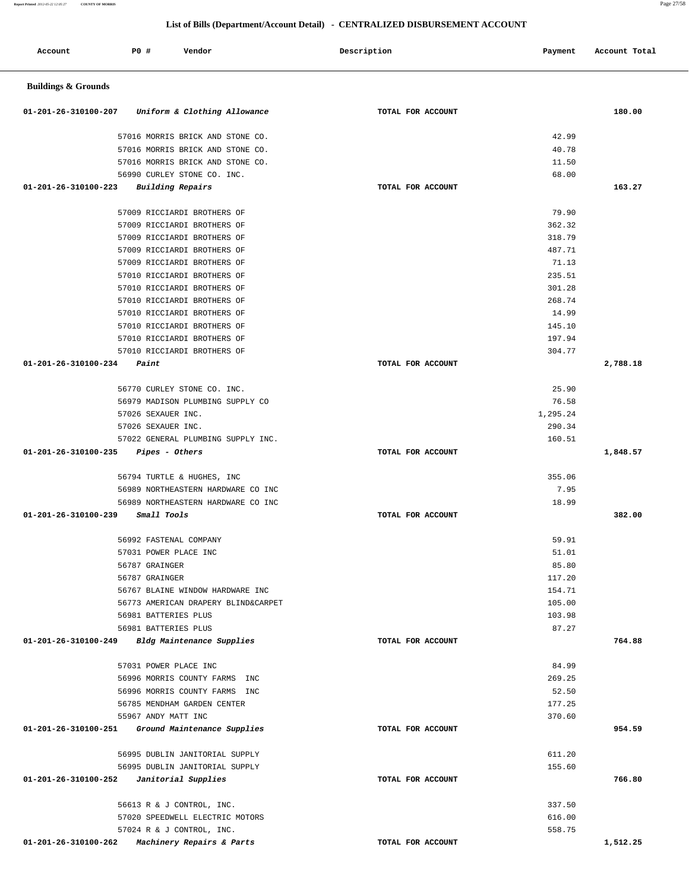## List of Bills (Department/Account Detail) - CENTRALIZED DISBURSEMENT ACCOUNT

| Account | PO # | Vendor | Description | Payment | Account Total |
|---|---|---|---|---|---|

### Buildings & Grounds

| Account | PO # | Vendor | Description | Payment | Account Total |
|---|---|---|---|---|---|
| 01-201-26-310100-207 | | *Uniform & Clothing Allowance* | TOTAL FOR ACCOUNT | | 180.00 |
| | 57016 | MORRIS BRICK AND STONE CO. | | 42.99 | |
| | 57016 | MORRIS BRICK AND STONE CO. | | 40.78 | |
| | 57016 | MORRIS BRICK AND STONE CO. | | 11.50 | |
| | 56990 | CURLEY STONE CO. INC. | | 68.00 | |
| 01-201-26-310100-223 | | *Building Repairs* | TOTAL FOR ACCOUNT | | 163.27 |
| | 57009 | RICCIARDI BROTHERS OF | | 79.90 | |
| | 57009 | RICCIARDI BROTHERS OF | | 362.32 | |
| | 57009 | RICCIARDI BROTHERS OF | | 318.79 | |
| | 57009 | RICCIARDI BROTHERS OF | | 487.71 | |
| | 57009 | RICCIARDI BROTHERS OF | | 71.13 | |
| | 57010 | RICCIARDI BROTHERS OF | | 235.51 | |
| | 57010 | RICCIARDI BROTHERS OF | | 301.28 | |
| | 57010 | RICCIARDI BROTHERS OF | | 268.74 | |
| | 57010 | RICCIARDI BROTHERS OF | | 14.99 | |
| | 57010 | RICCIARDI BROTHERS OF | | 145.10 | |
| | 57010 | RICCIARDI BROTHERS OF | | 197.94 | |
| | 57010 | RICCIARDI BROTHERS OF | | 304.77 | |
| 01-201-26-310100-234 | | *Paint* | TOTAL FOR ACCOUNT | | 2,788.18 |
| | 56770 | CURLEY STONE CO. INC. | | 25.90 | |
| | 56979 | MADISON PLUMBING SUPPLY CO | | 76.58 | |
| | 57026 | SEXAUER INC. | | 1,295.24 | |
| | 57026 | SEXAUER INC. | | 290.34 | |
| | 57022 | GENERAL PLUMBING SUPPLY INC. | | 160.51 | |
| 01-201-26-310100-235 | | *Pipes - Others* | TOTAL FOR ACCOUNT | | 1,848.57 |
| | 56794 | TURTLE & HUGHES, INC | | 355.06 | |
| | 56989 | NORTHEASTERN HARDWARE CO INC | | 7.95 | |
| | 56989 | NORTHEASTERN HARDWARE CO INC | | 18.99 | |
| 01-201-26-310100-239 | | *Small Tools* | TOTAL FOR ACCOUNT | | 382.00 |
| | 56992 | FASTENAL COMPANY | | 59.91 | |
| | 57031 | POWER PLACE INC | | 51.01 | |
| | 56787 | GRAINGER | | 85.80 | |
| | 56787 | GRAINGER | | 117.20 | |
| | 56767 | BLAINE WINDOW HARDWARE INC | | 154.71 | |
| | 56773 | AMERICAN DRAPERY BLIND&CARPET | | 105.00 | |
| | 56981 | BATTERIES PLUS | | 103.98 | |
| | 56981 | BATTERIES PLUS | | 87.27 | |
| 01-201-26-310100-249 | | *Bldg Maintenance Supplies* | TOTAL FOR ACCOUNT | | 764.88 |
| | 57031 | POWER PLACE INC | | 84.99 | |
| | 56996 | MORRIS COUNTY FARMS INC | | 269.25 | |
| | 56996 | MORRIS COUNTY FARMS INC | | 52.50 | |
| | 56785 | MENDHAM GARDEN CENTER | | 177.25 | |
| | 55967 | ANDY MATT INC | | 370.60 | |
| 01-201-26-310100-251 | | *Ground Maintenance Supplies* | TOTAL FOR ACCOUNT | | 954.59 |
| | 56995 | DUBLIN JANITORIAL SUPPLY | | 611.20 | |
| | 56995 | DUBLIN JANITORIAL SUPPLY | | 155.60 | |
| 01-201-26-310100-252 | | *Janitorial Supplies* | TOTAL FOR ACCOUNT | | 766.80 |
| | 56613 | R & J CONTROL, INC. | | 337.50 | |
| | 57020 | SPEEDWELL ELECTRIC MOTORS | | 616.00 | |
| | 57024 | R & J CONTROL, INC. | | 558.75 | |
| 01-201-26-310100-262 | | *Machinery Repairs & Parts* | TOTAL FOR ACCOUNT | | 1,512.25 |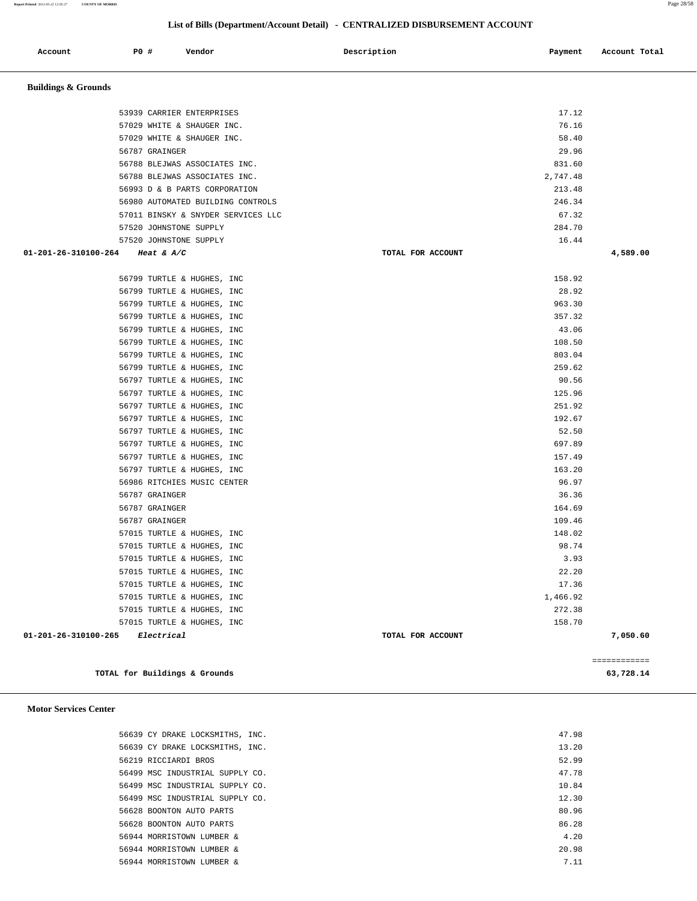## List of Bills (Department/Account Detail) - CENTRALIZED DISBURSEMENT ACCOUNT

| Account | PO # | Vendor | Description | Payment | Account Total |
|---|---|---|---|---|---|

### Buildings & Grounds

| Account | PO # | Vendor | Description | Payment | Account Total |
|---|---|---|---|---|---|
| | 53939 | CARRIER ENTERPRISES | | 17.12 | |
| | 57029 | WHITE & SHAUGER INC. | | 76.16 | |
| | 57029 | WHITE & SHAUGER INC. | | 58.40 | |
| | 56787 | GRAINGER | | 29.96 | |
| | 56788 | BLEJWAS ASSOCIATES INC. | | 831.60 | |
| | 56788 | BLEJWAS ASSOCIATES INC. | | 2,747.48 | |
| | 56993 | D & B PARTS CORPORATION | | 213.48 | |
| | 56980 | AUTOMATED BUILDING CONTROLS | | 246.34 | |
| | 57011 | BINSKY & SNYDER SERVICES LLC | | 67.32 | |
| | 57520 | JOHNSTONE SUPPLY | | 284.70 | |
| | 57520 | JOHNSTONE SUPPLY | | 16.44 | |
| 01-201-26-310100-264 | | *Heat & A/C* | TOTAL FOR ACCOUNT | | 4,589.00 |
| | 56799 | TURTLE & HUGHES, INC | | 158.92 | |
| | 56799 | TURTLE & HUGHES, INC | | 28.92 | |
| | 56799 | TURTLE & HUGHES, INC | | 963.30 | |
| | 56799 | TURTLE & HUGHES, INC | | 357.32 | |
| | 56799 | TURTLE & HUGHES, INC | | 43.06 | |
| | 56799 | TURTLE & HUGHES, INC | | 108.50 | |
| | 56799 | TURTLE & HUGHES, INC | | 803.04 | |
| | 56799 | TURTLE & HUGHES, INC | | 259.62 | |
| | 56797 | TURTLE & HUGHES, INC | | 90.56 | |
| | 56797 | TURTLE & HUGHES, INC | | 125.96 | |
| | 56797 | TURTLE & HUGHES, INC | | 251.92 | |
| | 56797 | TURTLE & HUGHES, INC | | 192.67 | |
| | 56797 | TURTLE & HUGHES, INC | | 52.50 | |
| | 56797 | TURTLE & HUGHES, INC | | 697.89 | |
| | 56797 | TURTLE & HUGHES, INC | | 157.49 | |
| | 56797 | TURTLE & HUGHES, INC | | 163.20 | |
| | 56986 | RITCHIES MUSIC CENTER | | 96.97 | |
| | 56787 | GRAINGER | | 36.36 | |
| | 56787 | GRAINGER | | 164.69 | |
| | 56787 | GRAINGER | | 109.46 | |
| | 57015 | TURTLE & HUGHES, INC | | 148.02 | |
| | 57015 | TURTLE & HUGHES, INC | | 98.74 | |
| | 57015 | TURTLE & HUGHES, INC | | 3.93 | |
| | 57015 | TURTLE & HUGHES, INC | | 22.20 | |
| | 57015 | TURTLE & HUGHES, INC | | 17.36 | |
| | 57015 | TURTLE & HUGHES, INC | | 1,466.92 | |
| | 57015 | TURTLE & HUGHES, INC | | 272.38 | |
| | 57015 | TURTLE & HUGHES, INC | | 158.70 | |
| 01-201-26-310100-265 | | *Electrical* | TOTAL FOR ACCOUNT | | 7,050.60 |

============

**TOTAL for Buildings & Grounds** 63,728.14

### Motor Services Center

| Account | PO # | Vendor | Description | Payment | Account Total |
|---|---|---|---|---|---|
| | 56639 | CY DRAKE LOCKSMITHS, INC. | | 47.98 | |
| | 56639 | CY DRAKE LOCKSMITHS, INC. | | 13.20 | |
| | 56219 | RICCIARDI BROS | | 52.99 | |
| | 56499 | MSC INDUSTRIAL SUPPLY CO. | | 47.78 | |
| | 56499 | MSC INDUSTRIAL SUPPLY CO. | | 10.84 | |
| | 56499 | MSC INDUSTRIAL SUPPLY CO. | | 12.30 | |
| | 56628 | BOONTON AUTO PARTS | | 80.96 | |
| | 56628 | BOONTON AUTO PARTS | | 86.28 | |
| | 56944 | MORRISTOWN LUMBER & | | 4.20 | |
| | 56944 | MORRISTOWN LUMBER & | | 20.98 | |
| | 56944 | MORRISTOWN LUMBER & | | 7.11 | |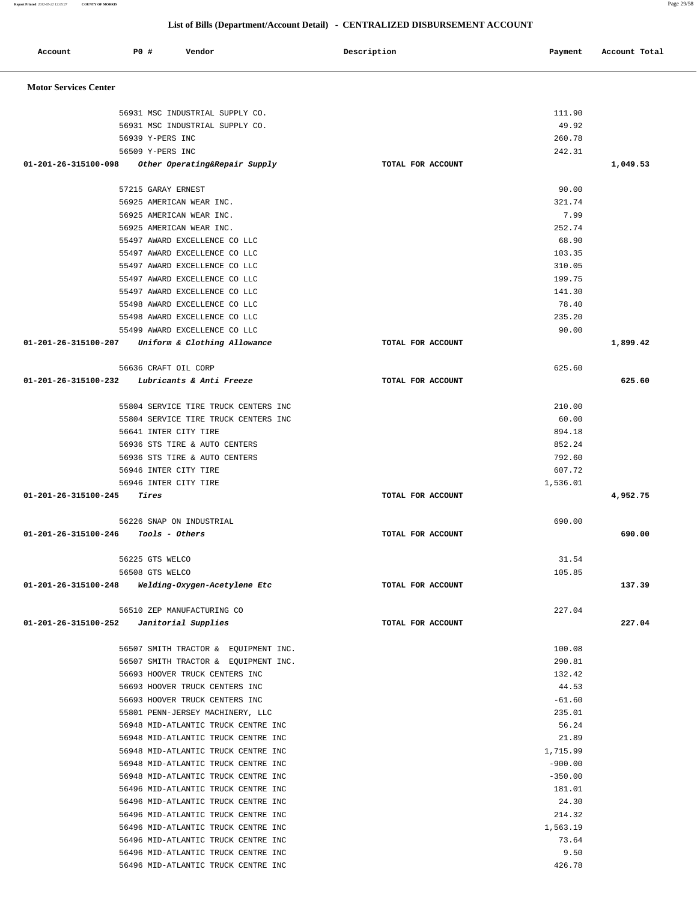## List of Bills (Department/Account Detail) - CENTRALIZED DISBURSEMENT ACCOUNT

| Account | PO # | Vendor | Description | Payment | Account Total |
|---|---|---|---|---|---|
| **Motor Services Center** | | | | | |
| | 56931 | MSC INDUSTRIAL SUPPLY CO. | | 111.90 | |
| | 56931 | MSC INDUSTRIAL SUPPLY CO. | | 49.92 | |
| | 56939 | Y-PERS INC | | 260.78 | |
| | 56509 | Y-PERS INC | | 242.31 | |
| **01-201-26-315100-098** | | *Other Operating&Repair Supply* | **TOTAL FOR ACCOUNT** | | **1,049.53** |
| | 57215 | GARAY ERNEST | | 90.00 | |
| | 56925 | AMERICAN WEAR INC. | | 321.74 | |
| | 56925 | AMERICAN WEAR INC. | | 7.99 | |
| | 56925 | AMERICAN WEAR INC. | | 252.74 | |
| | 55497 | AWARD EXCELLENCE CO LLC | | 68.90 | |
| | 55497 | AWARD EXCELLENCE CO LLC | | 103.35 | |
| | 55497 | AWARD EXCELLENCE CO LLC | | 310.05 | |
| | 55497 | AWARD EXCELLENCE CO LLC | | 199.75 | |
| | 55497 | AWARD EXCELLENCE CO LLC | | 141.30 | |
| | 55498 | AWARD EXCELLENCE CO LLC | | 78.40 | |
| | 55498 | AWARD EXCELLENCE CO LLC | | 235.20 | |
| | 55499 | AWARD EXCELLENCE CO LLC | | 90.00 | |
| **01-201-26-315100-207** | | *Uniform & Clothing Allowance* | **TOTAL FOR ACCOUNT** | | **1,899.42** |
| | 56636 | CRAFT OIL CORP | | 625.60 | |
| **01-201-26-315100-232** | | *Lubricants & Anti Freeze* | **TOTAL FOR ACCOUNT** | | **625.60** |
| | 55804 | SERVICE TIRE TRUCK CENTERS INC | | 210.00 | |
| | 55804 | SERVICE TIRE TRUCK CENTERS INC | | 60.00 | |
| | 56641 | INTER CITY TIRE | | 894.18 | |
| | 56936 | STS TIRE & AUTO CENTERS | | 852.24 | |
| | 56936 | STS TIRE & AUTO CENTERS | | 792.60 | |
| | 56946 | INTER CITY TIRE | | 607.72 | |
| | 56946 | INTER CITY TIRE | | 1,536.01 | |
| **01-201-26-315100-245** | | *Tires* | **TOTAL FOR ACCOUNT** | | **4,952.75** |
| | 56226 | SNAP ON INDUSTRIAL | | 690.00 | |
| **01-201-26-315100-246** | | *Tools - Others* | **TOTAL FOR ACCOUNT** | | **690.00** |
| | 56225 | GTS WELCO | | 31.54 | |
| | 56508 | GTS WELCO | | 105.85 | |
| **01-201-26-315100-248** | | *Welding-Oxygen-Acetylene Etc* | **TOTAL FOR ACCOUNT** | | **137.39** |
| | 56510 | ZEP MANUFACTURING CO | | 227.04 | |
| **01-201-26-315100-252** | | *Janitorial Supplies* | **TOTAL FOR ACCOUNT** | | **227.04** |
| | 56507 | SMITH TRACTOR & EQUIPMENT INC. | | 100.08 | |
| | 56507 | SMITH TRACTOR & EQUIPMENT INC. | | 290.81 | |
| | 56693 | HOOVER TRUCK CENTERS INC | | 132.42 | |
| | 56693 | HOOVER TRUCK CENTERS INC | | 44.53 | |
| | 56693 | HOOVER TRUCK CENTERS INC | | -61.60 | |
| | 55801 | PENN-JERSEY MACHINERY, LLC | | 235.01 | |
| | 56948 | MID-ATLANTIC TRUCK CENTRE INC | | 56.24 | |
| | 56948 | MID-ATLANTIC TRUCK CENTRE INC | | 21.89 | |
| | 56948 | MID-ATLANTIC TRUCK CENTRE INC | | 1,715.99 | |
| | 56948 | MID-ATLANTIC TRUCK CENTRE INC | | -900.00 | |
| | 56948 | MID-ATLANTIC TRUCK CENTRE INC | | -350.00 | |
| | 56496 | MID-ATLANTIC TRUCK CENTRE INC | | 181.01 | |
| | 56496 | MID-ATLANTIC TRUCK CENTRE INC | | 24.30 | |
| | 56496 | MID-ATLANTIC TRUCK CENTRE INC | | 214.32 | |
| | 56496 | MID-ATLANTIC TRUCK CENTRE INC | | 1,563.19 | |
| | 56496 | MID-ATLANTIC TRUCK CENTRE INC | | 73.64 | |
| | 56496 | MID-ATLANTIC TRUCK CENTRE INC | | 9.50 | |
| | 56496 | MID-ATLANTIC TRUCK CENTRE INC | | 426.78 | |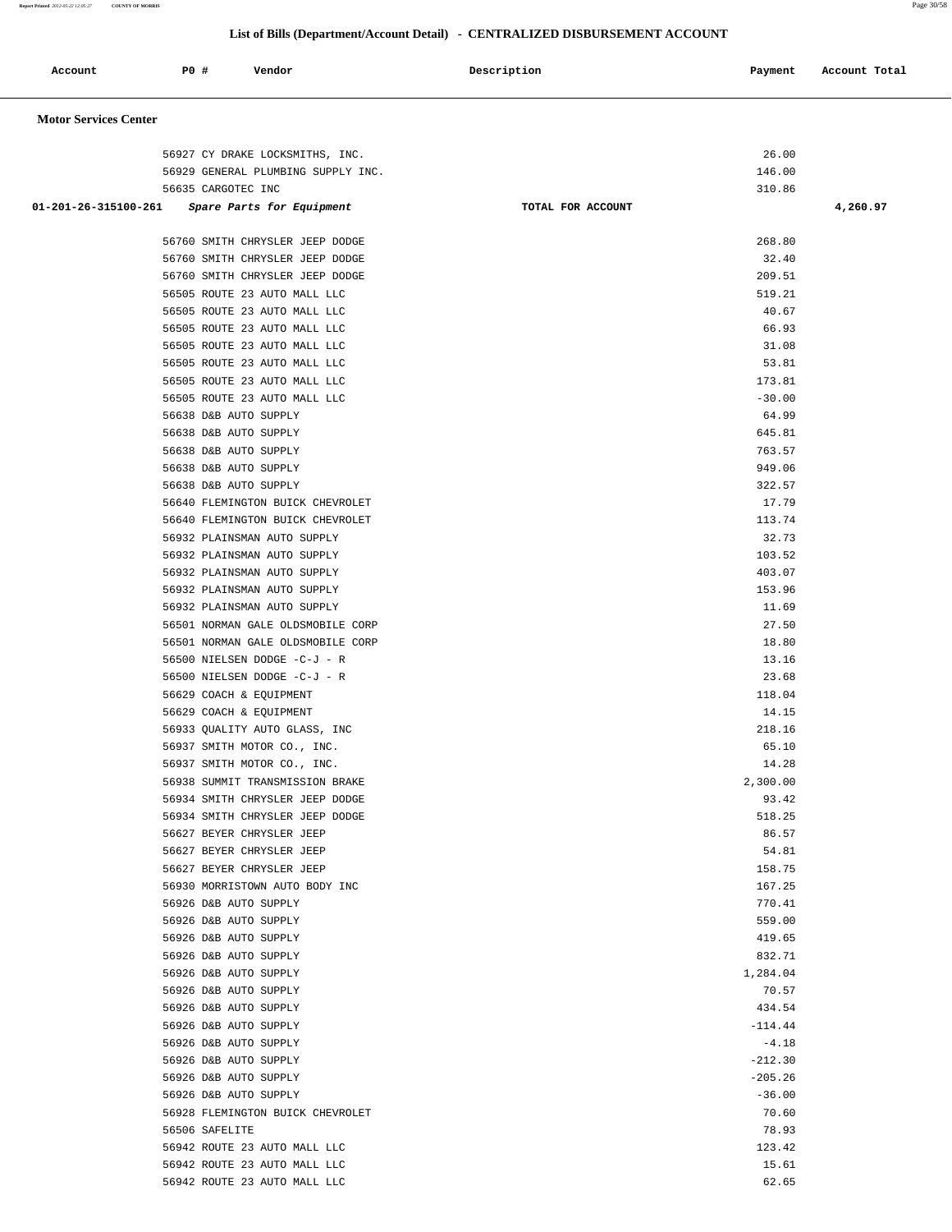## List of Bills (Department/Account Detail) - CENTRALIZED DISBURSEMENT ACCOUNT

| Account | PO # | Vendor | Description | Payment | Account Total |
|---|---|---|---|---|---|

**Motor Services Center**

| Account | PO # | Vendor | Description | Payment | Account Total |
|---|---|---|---|---|---|
| | 56927 | CY DRAKE LOCKSMITHS, INC. | | 26.00 | |
| | 56929 | GENERAL PLUMBING SUPPLY INC. | | 146.00 | |
| | 56635 | CARGOTEC INC | | 310.86 | |
| 01-201-26-315100-261 | | *Spare Parts for Equipment* | TOTAL FOR ACCOUNT | | 4,260.97 |
| | 56760 | SMITH CHRYSLER JEEP DODGE | | 268.80 | |
| | 56760 | SMITH CHRYSLER JEEP DODGE | | 32.40 | |
| | 56760 | SMITH CHRYSLER JEEP DODGE | | 209.51 | |
| | 56505 | ROUTE 23 AUTO MALL LLC | | 519.21 | |
| | 56505 | ROUTE 23 AUTO MALL LLC | | 40.67 | |
| | 56505 | ROUTE 23 AUTO MALL LLC | | 66.93 | |
| | 56505 | ROUTE 23 AUTO MALL LLC | | 31.08 | |
| | 56505 | ROUTE 23 AUTO MALL LLC | | 53.81 | |
| | 56505 | ROUTE 23 AUTO MALL LLC | | 173.81 | |
| | 56505 | ROUTE 23 AUTO MALL LLC | | -30.00 | |
| | 56638 | D&B AUTO SUPPLY | | 64.99 | |
| | 56638 | D&B AUTO SUPPLY | | 645.81 | |
| | 56638 | D&B AUTO SUPPLY | | 763.57 | |
| | 56638 | D&B AUTO SUPPLY | | 949.06 | |
| | 56638 | D&B AUTO SUPPLY | | 322.57 | |
| | 56640 | FLEMINGTON BUICK CHEVROLET | | 17.79 | |
| | 56640 | FLEMINGTON BUICK CHEVROLET | | 113.74 | |
| | 56932 | PLAINSMAN AUTO SUPPLY | | 32.73 | |
| | 56932 | PLAINSMAN AUTO SUPPLY | | 103.52 | |
| | 56932 | PLAINSMAN AUTO SUPPLY | | 403.07 | |
| | 56932 | PLAINSMAN AUTO SUPPLY | | 153.96 | |
| | 56932 | PLAINSMAN AUTO SUPPLY | | 11.69 | |
| | 56501 | NORMAN GALE OLDSMOBILE CORP | | 27.50 | |
| | 56501 | NORMAN GALE OLDSMOBILE CORP | | 18.80 | |
| | 56500 | NIELSEN DODGE -C-J - R | | 13.16 | |
| | 56500 | NIELSEN DODGE -C-J - R | | 23.68 | |
| | 56629 | COACH & EQUIPMENT | | 118.04 | |
| | 56629 | COACH & EQUIPMENT | | 14.15 | |
| | 56933 | QUALITY AUTO GLASS, INC | | 218.16 | |
| | 56937 | SMITH MOTOR CO., INC. | | 65.10 | |
| | 56937 | SMITH MOTOR CO., INC. | | 14.28 | |
| | 56938 | SUMMIT TRANSMISSION BRAKE | | 2,300.00 | |
| | 56934 | SMITH CHRYSLER JEEP DODGE | | 93.42 | |
| | 56934 | SMITH CHRYSLER JEEP DODGE | | 518.25 | |
| | 56627 | BEYER CHRYSLER JEEP | | 86.57 | |
| | 56627 | BEYER CHRYSLER JEEP | | 54.81 | |
| | 56627 | BEYER CHRYSLER JEEP | | 158.75 | |
| | 56930 | MORRISTOWN AUTO BODY INC | | 167.25 | |
| | 56926 | D&B AUTO SUPPLY | | 770.41 | |
| | 56926 | D&B AUTO SUPPLY | | 559.00 | |
| | 56926 | D&B AUTO SUPPLY | | 419.65 | |
| | 56926 | D&B AUTO SUPPLY | | 832.71 | |
| | 56926 | D&B AUTO SUPPLY | | 1,284.04 | |
| | 56926 | D&B AUTO SUPPLY | | 70.57 | |
| | 56926 | D&B AUTO SUPPLY | | 434.54 | |
| | 56926 | D&B AUTO SUPPLY | | -114.44 | |
| | 56926 | D&B AUTO SUPPLY | | -4.18 | |
| | 56926 | D&B AUTO SUPPLY | | -212.30 | |
| | 56926 | D&B AUTO SUPPLY | | -205.26 | |
| | 56926 | D&B AUTO SUPPLY | | -36.00 | |
| | 56928 | FLEMINGTON BUICK CHEVROLET | | 70.60 | |
| | 56506 | SAFELITE | | 78.93 | |
| | 56942 | ROUTE 23 AUTO MALL LLC | | 123.42 | |
| | 56942 | ROUTE 23 AUTO MALL LLC | | 15.61 | |
| | 56942 | ROUTE 23 AUTO MALL LLC | | 62.65 | |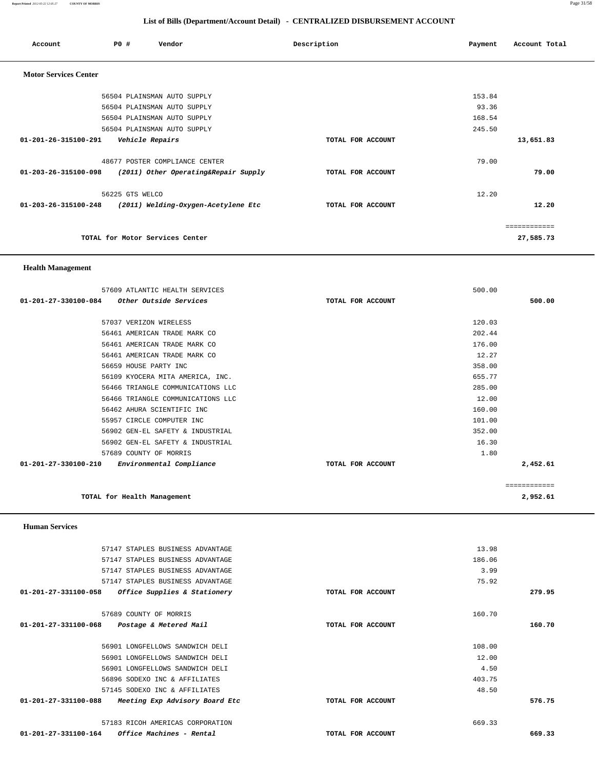## List of Bills (Department/Account Detail) - CENTRALIZED DISBURSEMENT ACCOUNT

| Account | PO # | Vendor | Description | Payment | Account Total |
|---|---|---|---|---|---|

### Motor Services Center

| Account | PO # | Vendor | Description | Payment | Account Total |
|---|---|---|---|---|---|
| | 56504 | PLAINSMAN AUTO SUPPLY | | 153.84 | |
| | 56504 | PLAINSMAN AUTO SUPPLY | | 93.36 | |
| | 56504 | PLAINSMAN AUTO SUPPLY | | 168.54 | |
| | 56504 | PLAINSMAN AUTO SUPPLY | | 245.50 | |
| 01-201-26-315100-291 | | *Vehicle Repairs* | TOTAL FOR ACCOUNT | | 13,651.83 |
| | 48677 | POSTER COMPLIANCE CENTER | | 79.00 | |
| 01-203-26-315100-098 | | *(2011) Other Operating&Repair Supply* | TOTAL FOR ACCOUNT | | 79.00 |
| | 56225 | GTS WELCO | | 12.20 | |
| 01-203-26-315100-248 | | *(2011) Welding-Oxygen-Acetylene Etc* | TOTAL FOR ACCOUNT | | 12.20 |
| | | TOTAL for Motor Services Center | | | 27,585.73 |

### Health Management

| Account | PO # | Vendor | Description | Payment | Account Total |
|---|---|---|---|---|---|
| | 57609 | ATLANTIC HEALTH SERVICES | | 500.00 | |
| 01-201-27-330100-084 | | *Other Outside Services* | TOTAL FOR ACCOUNT | | 500.00 |
| | 57037 | VERIZON WIRELESS | | 120.03 | |
| | 56461 | AMERICAN TRADE MARK CO | | 202.44 | |
| | 56461 | AMERICAN TRADE MARK CO | | 176.00 | |
| | 56461 | AMERICAN TRADE MARK CO | | 12.27 | |
| | 56659 | HOUSE PARTY INC | | 358.00 | |
| | 56109 | KYOCERA MITA AMERICA, INC. | | 655.77 | |
| | 56466 | TRIANGLE COMMUNICATIONS LLC | | 285.00 | |
| | 56466 | TRIANGLE COMMUNICATIONS LLC | | 12.00 | |
| | 56462 | AHURA SCIENTIFIC INC | | 160.00 | |
| | 55957 | CIRCLE COMPUTER INC | | 101.00 | |
| | 56902 | GEN-EL SAFETY & INDUSTRIAL | | 352.00 | |
| | 56902 | GEN-EL SAFETY & INDUSTRIAL | | 16.30 | |
| | 57689 | COUNTY OF MORRIS | | 1.80 | |
| 01-201-27-330100-210 | | *Environmental Compliance* | TOTAL FOR ACCOUNT | | 2,452.61 |
| | | TOTAL for Health Management | | | 2,952.61 |

### Human Services

| Account | PO # | Vendor | Description | Payment | Account Total |
|---|---|---|---|---|---|
| | 57147 | STAPLES BUSINESS ADVANTAGE | | 13.98 | |
| | 57147 | STAPLES BUSINESS ADVANTAGE | | 186.06 | |
| | 57147 | STAPLES BUSINESS ADVANTAGE | | 3.99 | |
| | 57147 | STAPLES BUSINESS ADVANTAGE | | 75.92 | |
| 01-201-27-331100-058 | | *Office Supplies & Stationery* | TOTAL FOR ACCOUNT | | 279.95 |
| | 57689 | COUNTY OF MORRIS | | 160.70 | |
| 01-201-27-331100-068 | | *Postage & Metered Mail* | TOTAL FOR ACCOUNT | | 160.70 |
| | 56901 | LONGFELLOWS SANDWICH DELI | | 108.00 | |
| | 56901 | LONGFELLOWS SANDWICH DELI | | 12.00 | |
| | 56901 | LONGFELLOWS SANDWICH DELI | | 4.50 | |
| | 56896 | SODEXO INC & AFFILIATES | | 403.75 | |
| | 57145 | SODEXO INC & AFFILIATES | | 48.50 | |
| 01-201-27-331100-088 | | *Meeting Exp Advisory Board Etc* | TOTAL FOR ACCOUNT | | 576.75 |
| | 57183 | RICOH AMERICAS CORPORATION | | 669.33 | |
| 01-201-27-331100-164 | | *Office Machines - Rental* | TOTAL FOR ACCOUNT | | 669.33 |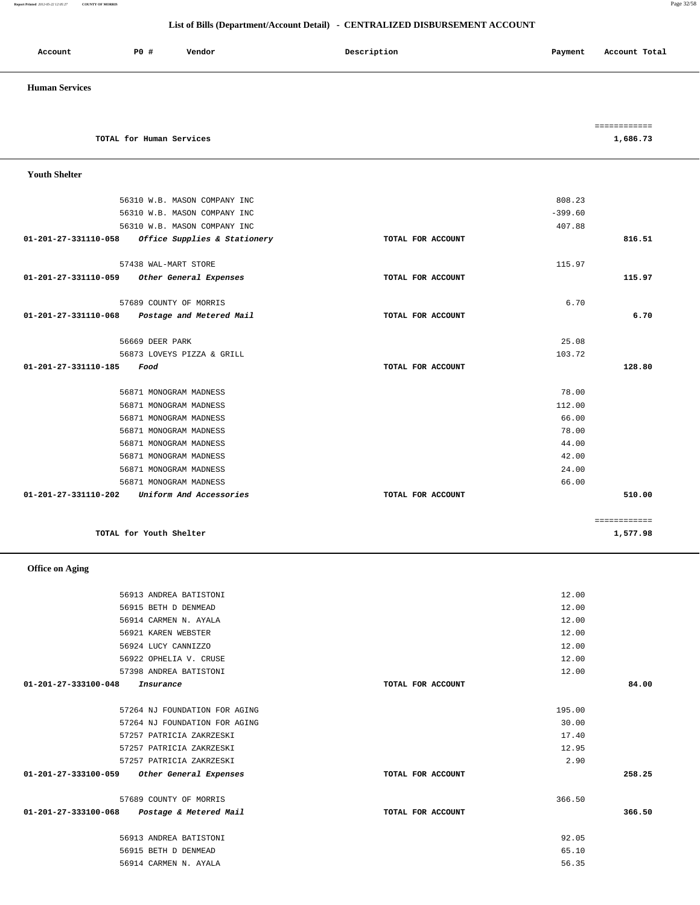## List of Bills (Department/Account Detail) - CENTRALIZED DISBURSEMENT ACCOUNT

| Account | P0 # | Vendor | Description | Payment | Account Total |
|---|---|---|---|---|---|

### Human Services

| | | | | | |
|---|---|---|---|---|---|
| | | | | | ============ |
| | TOTAL for Human Services | | | | 1,686.73 |

### Youth Shelter

| Account | P0 # | Vendor | Description | Payment | Account Total |
|---|---|---|---|---|---|
| | 56310 | W.B. MASON COMPANY INC | | 808.23 | |
| | 56310 | W.B. MASON COMPANY INC | | -399.60 | |
| | 56310 | W.B. MASON COMPANY INC | | 407.88 | |
| **01-201-27-331110-058** | | ***Office Supplies & Stationery*** | TOTAL FOR ACCOUNT | | **816.51** |
| | 57438 | WAL-MART STORE | | 115.97 | |
| **01-201-27-331110-059** | | ***Other General Expenses*** | TOTAL FOR ACCOUNT | | **115.97** |
| | 57689 | COUNTY OF MORRIS | | 6.70 | |
| **01-201-27-331110-068** | | ***Postage and Metered Mail*** | TOTAL FOR ACCOUNT | | **6.70** |
| | 56669 | DEER PARK | | 25.08 | |
| | 56873 | LOVEYS PIZZA & GRILL | | 103.72 | |
| **01-201-27-331110-185** | | ***Food*** | TOTAL FOR ACCOUNT | | **128.80** |
| | 56871 | MONOGRAM MADNESS | | 78.00 | |
| | 56871 | MONOGRAM MADNESS | | 112.00 | |
| | 56871 | MONOGRAM MADNESS | | 66.00 | |
| | 56871 | MONOGRAM MADNESS | | 78.00 | |
| | 56871 | MONOGRAM MADNESS | | 44.00 | |
| | 56871 | MONOGRAM MADNESS | | 42.00 | |
| | 56871 | MONOGRAM MADNESS | | 24.00 | |
| | 56871 | MONOGRAM MADNESS | | 66.00 | |
| **01-201-27-331110-202** | | ***Uniform And Accessories*** | TOTAL FOR ACCOUNT | | **510.00** |
| | | | | | ============ |
| | TOTAL for Youth Shelter | | | | 1,577.98 |

### Office on Aging

| Account | P0 # | Vendor | Description | Payment | Account Total |
|---|---|---|---|---|---|
| | 56913 | ANDREA BATISTONI | | 12.00 | |
| | 56915 | BETH D DENMEAD | | 12.00 | |
| | 56914 | CARMEN N. AYALA | | 12.00 | |
| | 56921 | KAREN WEBSTER | | 12.00 | |
| | 56924 | LUCY CANNIZZO | | 12.00 | |
| | 56922 | OPHELIA V. CRUSE | | 12.00 | |
| | 57398 | ANDREA BATISTONI | | 12.00 | |
| **01-201-27-333100-048** | | ***Insurance*** | TOTAL FOR ACCOUNT | | **84.00** |
| | 57264 | NJ FOUNDATION FOR AGING | | 195.00 | |
| | 57264 | NJ FOUNDATION FOR AGING | | 30.00 | |
| | 57257 | PATRICIA ZAKRZESKI | | 17.40 | |
| | 57257 | PATRICIA ZAKRZESKI | | 12.95 | |
| | 57257 | PATRICIA ZAKRZESKI | | 2.90 | |
| **01-201-27-333100-059** | | ***Other General Expenses*** | TOTAL FOR ACCOUNT | | **258.25** |
| | 57689 | COUNTY OF MORRIS | | 366.50 | |
| **01-201-27-333100-068** | | ***Postage & Metered Mail*** | TOTAL FOR ACCOUNT | | **366.50** |
| | 56913 | ANDREA BATISTONI | | 92.05 | |
| | 56915 | BETH D DENMEAD | | 65.10 | |
| | 56914 | CARMEN N. AYALA | | 56.35 | |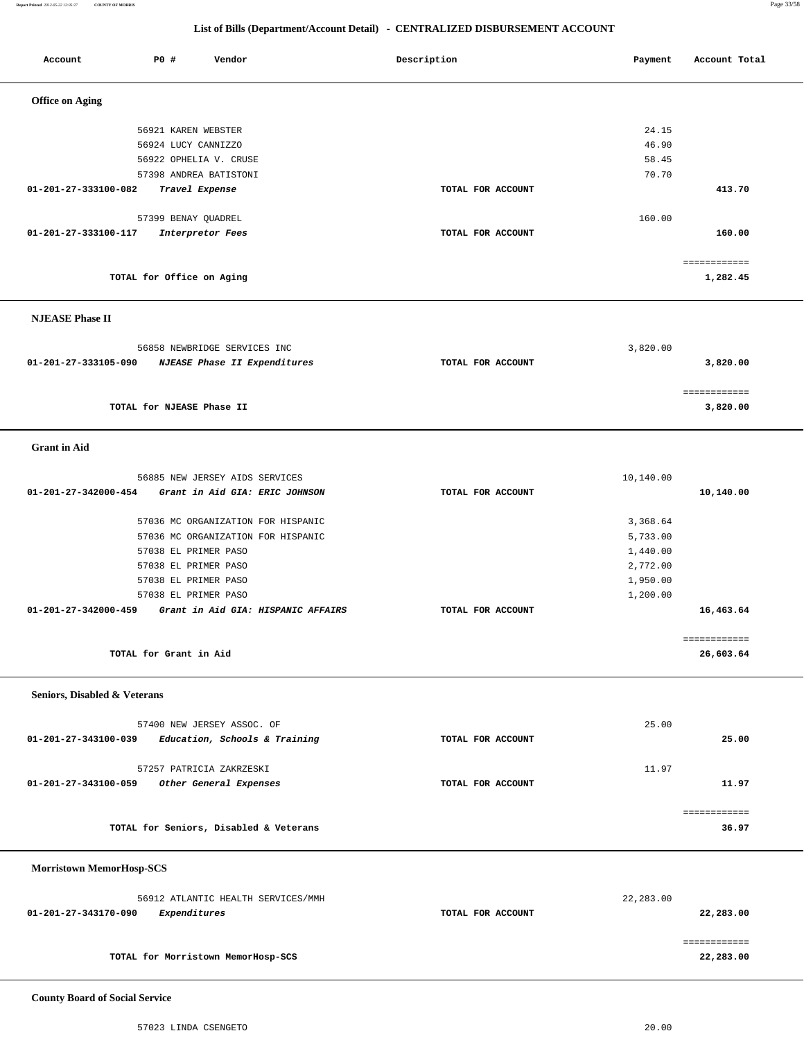## List of Bills (Department/Account Detail) - CENTRALIZED DISBURSEMENT ACCOUNT

| Account | PO # | Vendor | Description | Payment | Account Total |
|---|---|---|---|---|---|
| **Office on Aging** | | | | | |
| | 56921 | KAREN WEBSTER | | 24.15 | |
| | 56924 | LUCY CANNIZZO | | 46.90 | |
| | 56922 | OPHELIA V. CRUSE | | 58.45 | |
| | 57398 | ANDREA BATISTONI | | 70.70 | |
| **01-201-27-333100-082** | | *Travel Expense* | TOTAL FOR ACCOUNT | | **413.70** |
| | 57399 | BENAY QUADREL | | 160.00 | |
| **01-201-27-333100-117** | | *Interpretor Fees* | TOTAL FOR ACCOUNT | | **160.00** |
| | | **TOTAL for Office on Aging** | | | **1,282.45** |
| **NJEASE Phase II** | | | | | |
| | 56858 | NEWBRIDGE SERVICES INC | | 3,820.00 | |
| **01-201-27-333105-090** | | *NJEASE Phase II Expenditures* | TOTAL FOR ACCOUNT | | **3,820.00** |
| | | **TOTAL for NJEASE Phase II** | | | **3,820.00** |
| **Grant in Aid** | | | | | |
| | 56885 | NEW JERSEY AIDS SERVICES | | 10,140.00 | |
| **01-201-27-342000-454** | | *Grant in Aid GIA: ERIC JOHNSON* | TOTAL FOR ACCOUNT | | **10,140.00** |
| | 57036 | MC ORGANIZATION FOR HISPANIC | | 3,368.64 | |
| | 57036 | MC ORGANIZATION FOR HISPANIC | | 5,733.00 | |
| | 57038 | EL PRIMER PASO | | 1,440.00 | |
| | 57038 | EL PRIMER PASO | | 2,772.00 | |
| | 57038 | EL PRIMER PASO | | 1,950.00 | |
| | 57038 | EL PRIMER PASO | | 1,200.00 | |
| **01-201-27-342000-459** | | *Grant in Aid GIA: HISPANIC AFFAIRS* | TOTAL FOR ACCOUNT | | **16,463.64** |
| | | **TOTAL for Grant in Aid** | | | **26,603.64** |
| **Seniors, Disabled & Veterans** | | | | | |
| | 57400 | NEW JERSEY ASSOC. OF | | 25.00 | |
| **01-201-27-343100-039** | | *Education, Schools & Training* | TOTAL FOR ACCOUNT | | **25.00** |
| | 57257 | PATRICIA ZAKRZESKI | | 11.97 | |
| **01-201-27-343100-059** | | *Other General Expenses* | TOTAL FOR ACCOUNT | | **11.97** |
| | | **TOTAL for Seniors, Disabled & Veterans** | | | **36.97** |
| **Morristown MemorHosp-SCS** | | | | | |
| | 56912 | ATLANTIC HEALTH SERVICES/MMH | | 22,283.00 | |
| **01-201-27-343170-090** | | *Expenditures* | TOTAL FOR ACCOUNT | | **22,283.00** |
| | | **TOTAL for Morristown MemorHosp-SCS** | | | **22,283.00** |
| **County Board of Social Service** | | | | | |
| | 57023 | LINDA CSENGETO | | 20.00 | |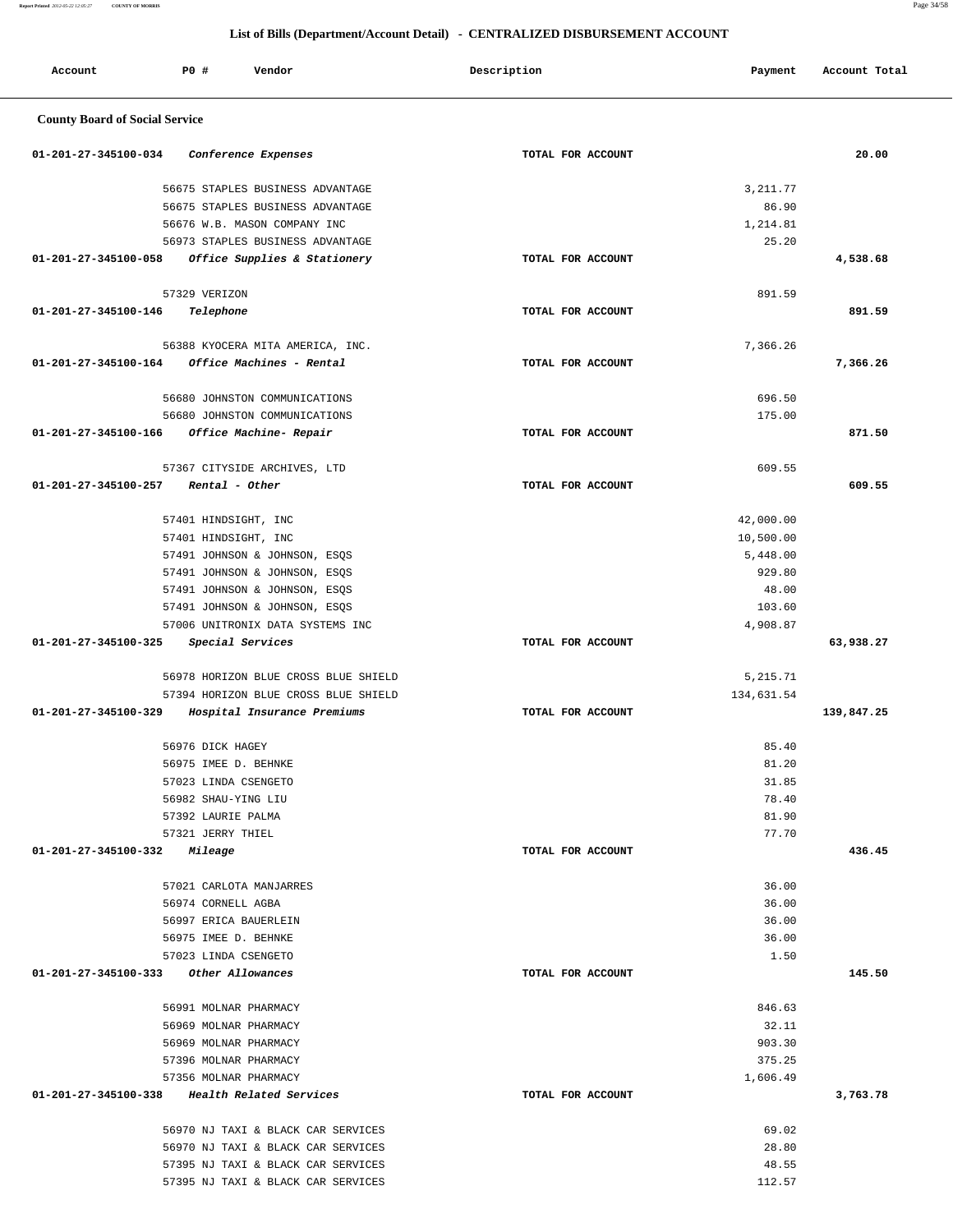## List of Bills (Department/Account Detail) - CENTRALIZED DISBURSEMENT ACCOUNT

| Account | PO # | Vendor | Description | Payment | Account Total |
|---|---|---|---|---|---|
| **County Board of Social Service** | | | | | |
| 01-201-27-345100-034 | | *Conference Expenses* | TOTAL FOR ACCOUNT | | 20.00 |
| | 56675 | STAPLES BUSINESS ADVANTAGE | | 3,211.77 | |
| | 56675 | STAPLES BUSINESS ADVANTAGE | | 86.90 | |
| | 56676 | W.B. MASON COMPANY INC | | 1,214.81 | |
| | 56973 | STAPLES BUSINESS ADVANTAGE | | 25.20 | |
| 01-201-27-345100-058 | | *Office Supplies & Stationery* | TOTAL FOR ACCOUNT | | 4,538.68 |
| | 57329 | VERIZON | | 891.59 | |
| 01-201-27-345100-146 | | *Telephone* | TOTAL FOR ACCOUNT | | 891.59 |
| | 56388 | KYOCERA MITA AMERICA, INC. | | 7,366.26 | |
| 01-201-27-345100-164 | | *Office Machines - Rental* | TOTAL FOR ACCOUNT | | 7,366.26 |
| | 56680 | JOHNSTON COMMUNICATIONS | | 696.50 | |
| | 56680 | JOHNSTON COMMUNICATIONS | | 175.00 | |
| 01-201-27-345100-166 | | *Office Machine- Repair* | TOTAL FOR ACCOUNT | | 871.50 |
| | 57367 | CITYSIDE ARCHIVES, LTD | | 609.55 | |
| 01-201-27-345100-257 | | *Rental - Other* | TOTAL FOR ACCOUNT | | 609.55 |
| | 57401 | HINDSIGHT, INC | | 42,000.00 | |
| | 57401 | HINDSIGHT, INC | | 10,500.00 | |
| | 57491 | JOHNSON & JOHNSON, ESQS | | 5,448.00 | |
| | 57491 | JOHNSON & JOHNSON, ESQS | | 929.80 | |
| | 57491 | JOHNSON & JOHNSON, ESQS | | 48.00 | |
| | 57491 | JOHNSON & JOHNSON, ESQS | | 103.60 | |
| | 57006 | UNITRONIX DATA SYSTEMS INC | | 4,908.87 | |
| 01-201-27-345100-325 | | *Special Services* | TOTAL FOR ACCOUNT | | 63,938.27 |
| | 56978 | HORIZON BLUE CROSS BLUE SHIELD | | 5,215.71 | |
| | 57394 | HORIZON BLUE CROSS BLUE SHIELD | | 134,631.54 | |
| 01-201-27-345100-329 | | *Hospital Insurance Premiums* | TOTAL FOR ACCOUNT | | 139,847.25 |
| | 56976 | DICK HAGEY | | 85.40 | |
| | 56975 | IMEE D. BEHNKE | | 81.20 | |
| | 57023 | LINDA CSENGETO | | 31.85 | |
| | 56982 | SHAU-YING LIU | | 78.40 | |
| | 57392 | LAURIE PALMA | | 81.90 | |
| | 57321 | JERRY THIEL | | 77.70 | |
| 01-201-27-345100-332 | | *Mileage* | TOTAL FOR ACCOUNT | | 436.45 |
| | 57021 | CARLOTA MANJARRES | | 36.00 | |
| | 56974 | CORNELL AGBA | | 36.00 | |
| | 56997 | ERICA BAUERLEIN | | 36.00 | |
| | 56975 | IMEE D. BEHNKE | | 36.00 | |
| | 57023 | LINDA CSENGETO | | 1.50 | |
| 01-201-27-345100-333 | | *Other Allowances* | TOTAL FOR ACCOUNT | | 145.50 |
| | 56991 | MOLNAR PHARMACY | | 846.63 | |
| | 56969 | MOLNAR PHARMACY | | 32.11 | |
| | 56969 | MOLNAR PHARMACY | | 903.30 | |
| | 57396 | MOLNAR PHARMACY | | 375.25 | |
| | 57356 | MOLNAR PHARMACY | | 1,606.49 | |
| 01-201-27-345100-338 | | *Health Related Services* | TOTAL FOR ACCOUNT | | 3,763.78 |
| | 56970 | NJ TAXI & BLACK CAR SERVICES | | 69.02 | |
| | 56970 | NJ TAXI & BLACK CAR SERVICES | | 28.80 | |
| | 57395 | NJ TAXI & BLACK CAR SERVICES | | 48.55 | |
| | 57395 | NJ TAXI & BLACK CAR SERVICES | | 112.57 | |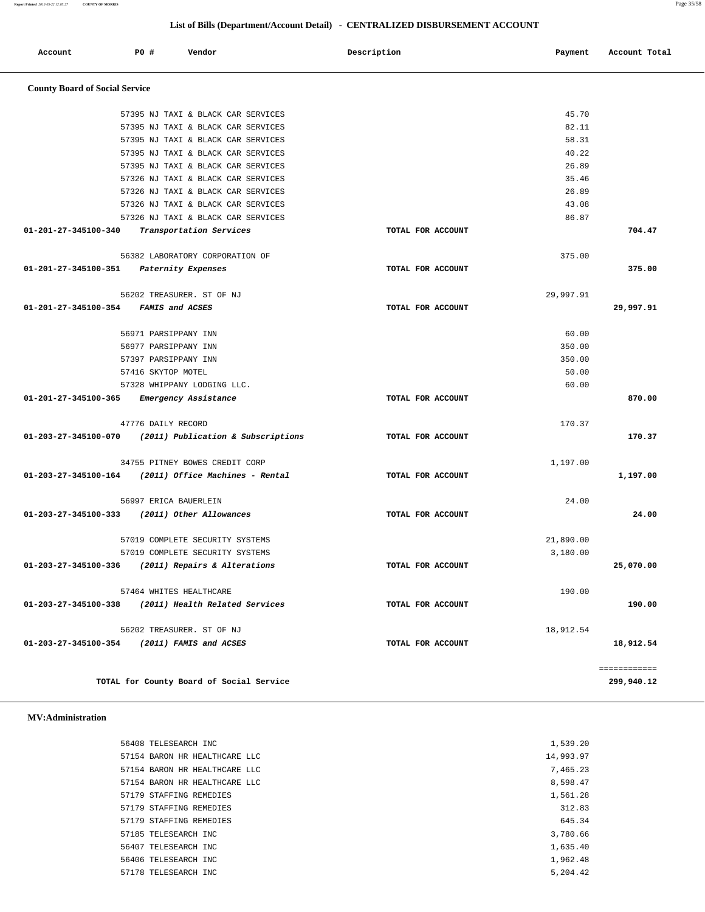## List of Bills (Department/Account Detail) - CENTRALIZED DISBURSEMENT ACCOUNT

| Account | PO # | Vendor | Description | Payment | Account Total |
|---|---|---|---|---|---|

### County Board of Social Service

| Account | PO # | Vendor | Description | Payment | Account Total |
|---|---|---|---|---|---|
| | 57395 | NJ TAXI & BLACK CAR SERVICES | | 45.70 | |
| | 57395 | NJ TAXI & BLACK CAR SERVICES | | 82.11 | |
| | 57395 | NJ TAXI & BLACK CAR SERVICES | | 58.31 | |
| | 57395 | NJ TAXI & BLACK CAR SERVICES | | 40.22 | |
| | 57395 | NJ TAXI & BLACK CAR SERVICES | | 26.89 | |
| | 57326 | NJ TAXI & BLACK CAR SERVICES | | 35.46 | |
| | 57326 | NJ TAXI & BLACK CAR SERVICES | | 26.89 | |
| | 57326 | NJ TAXI & BLACK CAR SERVICES | | 43.08 | |
| | 57326 | NJ TAXI & BLACK CAR SERVICES | | 86.87 | |
| **01-201-27-345100-340** | | *Transportation Services* | TOTAL FOR ACCOUNT | | **704.47** |
| | 56382 | LABORATORY CORPORATION OF | | 375.00 | |
| **01-201-27-345100-351** | | *Paternity Expenses* | TOTAL FOR ACCOUNT | | **375.00** |
| | 56202 | TREASURER. ST OF NJ | | 29,997.91 | |
| **01-201-27-345100-354** | | *FAMIS and ACSES* | TOTAL FOR ACCOUNT | | **29,997.91** |
| | 56971 | PARSIPPANY INN | | 60.00 | |
| | 56977 | PARSIPPANY INN | | 350.00 | |
| | 57397 | PARSIPPANY INN | | 350.00 | |
| | 57416 | SKYTOP MOTEL | | 50.00 | |
| | 57328 | WHIPPANY LODGING LLC. | | 60.00 | |
| **01-201-27-345100-365** | | *Emergency Assistance* | TOTAL FOR ACCOUNT | | **870.00** |
| | 47776 | DAILY RECORD | | 170.37 | |
| **01-203-27-345100-070** | | *(2011) Publication & Subscriptions* | TOTAL FOR ACCOUNT | | **170.37** |
| | 34755 | PITNEY BOWES CREDIT CORP | | 1,197.00 | |
| **01-203-27-345100-164** | | *(2011) Office Machines - Rental* | TOTAL FOR ACCOUNT | | **1,197.00** |
| | 56997 | ERICA BAUERLEIN | | 24.00 | |
| **01-203-27-345100-333** | | *(2011) Other Allowances* | TOTAL FOR ACCOUNT | | **24.00** |
| | 57019 | COMPLETE SECURITY SYSTEMS | | 21,890.00 | |
| | 57019 | COMPLETE SECURITY SYSTEMS | | 3,180.00 | |
| **01-203-27-345100-336** | | *(2011) Repairs & Alterations* | TOTAL FOR ACCOUNT | | **25,070.00** |
| | 57464 | WHITES HEALTHCARE | | 190.00 | |
| **01-203-27-345100-338** | | *(2011) Health Related Services* | TOTAL FOR ACCOUNT | | **190.00** |
| | 56202 | TREASURER. ST OF NJ | | 18,912.54 | |
| **01-203-27-345100-354** | | *(2011) FAMIS and ACSES* | TOTAL FOR ACCOUNT | | **18,912.54** |
| | | | | | ============ |
| | | **TOTAL for County Board of Social Service** | | | **299,940.12** |

### MV:Administration

| Account | PO # | Vendor | Description | Payment | Account Total |
|---|---|---|---|---|---|
| | 56408 | TELESEARCH INC | | 1,539.20 | |
| | 57154 | BARON HR HEALTHCARE LLC | | 14,993.97 | |
| | 57154 | BARON HR HEALTHCARE LLC | | 7,465.23 | |
| | 57154 | BARON HR HEALTHCARE LLC | | 8,598.47 | |
| | 57179 | STAFFING REMEDIES | | 1,561.28 | |
| | 57179 | STAFFING REMEDIES | | 312.83 | |
| | 57179 | STAFFING REMEDIES | | 645.34 | |
| | 57185 | TELESEARCH INC | | 3,780.66 | |
| | 56407 | TELESEARCH INC | | 1,635.40 | |
| | 56406 | TELESEARCH INC | | 1,962.48 | |
| | 57178 | TELESEARCH INC | | 5,204.42 | |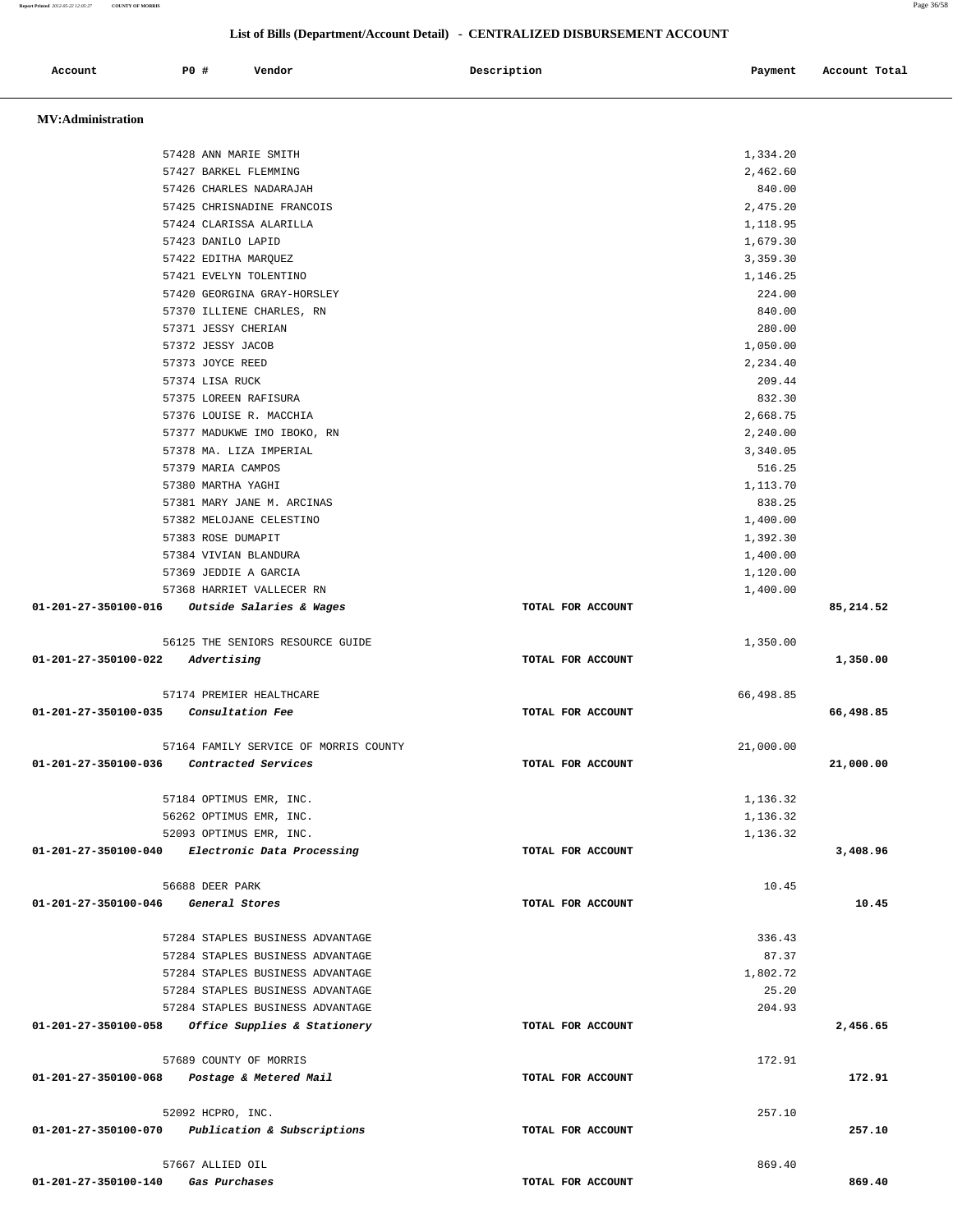## List of Bills (Department/Account Detail) - CENTRALIZED DISBURSEMENT ACCOUNT

| Account | PO # | Vendor | Description | Payment | Account Total |
|---|---|---|---|---|---|

**MV:Administration**

| Account | PO # | Vendor | Description | Payment | Account Total |
|---|---|---|---|---|---|
| | 57428 | ANN MARIE SMITH | | 1,334.20 | |
| | 57427 | BARKEL FLEMMING | | 2,462.60 | |
| | 57426 | CHARLES NADARAJAH | | 840.00 | |
| | 57425 | CHRISNADINE FRANCOIS | | 2,475.20 | |
| | 57424 | CLARISSA ALARILLA | | 1,118.95 | |
| | 57423 | DANILO LAPID | | 1,679.30 | |
| | 57422 | EDITHA MARQUEZ | | 3,359.30 | |
| | 57421 | EVELYN TOLENTINO | | 1,146.25 | |
| | 57420 | GEORGINA GRAY-HORSLEY | | 224.00 | |
| | 57370 | ILLIENE CHARLES, RN | | 840.00 | |
| | 57371 | JESSY CHERIAN | | 280.00 | |
| | 57372 | JESSY JACOB | | 1,050.00 | |
| | 57373 | JOYCE REED | | 2,234.40 | |
| | 57374 | LISA RUCK | | 209.44 | |
| | 57375 | LOREEN RAFISURA | | 832.30 | |
| | 57376 | LOUISE R. MACCHIA | | 2,668.75 | |
| | 57377 | MADUKWE IMO IBOKO, RN | | 2,240.00 | |
| | 57378 | MA. LIZA IMPERIAL | | 3,340.05 | |
| | 57379 | MARIA CAMPOS | | 516.25 | |
| | 57380 | MARTHA YAGHI | | 1,113.70 | |
| | 57381 | MARY JANE M. ARCINAS | | 838.25 | |
| | 57382 | MELOJANE CELESTINO | | 1,400.00 | |
| | 57383 | ROSE DUMAPIT | | 1,392.30 | |
| | 57384 | VIVIAN BLANDURA | | 1,400.00 | |
| | 57369 | JEDDIE A GARCIA | | 1,120.00 | |
| | 57368 | HARRIET VALLECER RN | | 1,400.00 | |
| **01-201-27-350100-016** | | *Outside Salaries & Wages* | TOTAL FOR ACCOUNT | | **85,214.52** |
| | 56125 | THE SENIORS RESOURCE GUIDE | | 1,350.00 | |
| **01-201-27-350100-022** | | *Advertising* | TOTAL FOR ACCOUNT | | **1,350.00** |
| | 57174 | PREMIER HEALTHCARE | | 66,498.85 | |
| **01-201-27-350100-035** | | *Consultation Fee* | TOTAL FOR ACCOUNT | | **66,498.85** |
| | 57164 | FAMILY SERVICE OF MORRIS COUNTY | | 21,000.00 | |
| **01-201-27-350100-036** | | *Contracted Services* | TOTAL FOR ACCOUNT | | **21,000.00** |
| | 57184 | OPTIMUS EMR, INC. | | 1,136.32 | |
| | 56262 | OPTIMUS EMR, INC. | | 1,136.32 | |
| | 52093 | OPTIMUS EMR, INC. | | 1,136.32 | |
| **01-201-27-350100-040** | | *Electronic Data Processing* | TOTAL FOR ACCOUNT | | **3,408.96** |
| | 56688 | DEER PARK | | 10.45 | |
| **01-201-27-350100-046** | | *General Stores* | TOTAL FOR ACCOUNT | | **10.45** |
| | 57284 | STAPLES BUSINESS ADVANTAGE | | 336.43 | |
| | 57284 | STAPLES BUSINESS ADVANTAGE | | 87.37 | |
| | 57284 | STAPLES BUSINESS ADVANTAGE | | 1,802.72 | |
| | 57284 | STAPLES BUSINESS ADVANTAGE | | 25.20 | |
| | 57284 | STAPLES BUSINESS ADVANTAGE | | 204.93 | |
| **01-201-27-350100-058** | | *Office Supplies & Stationery* | TOTAL FOR ACCOUNT | | **2,456.65** |
| | 57689 | COUNTY OF MORRIS | | 172.91 | |
| **01-201-27-350100-068** | | *Postage & Metered Mail* | TOTAL FOR ACCOUNT | | **172.91** |
| | 52092 | HCPRO, INC. | | 257.10 | |
| **01-201-27-350100-070** | | *Publication & Subscriptions* | TOTAL FOR ACCOUNT | | **257.10** |
| | 57667 | ALLIED OIL | | 869.40 | |
| **01-201-27-350100-140** | | *Gas Purchases* | TOTAL FOR ACCOUNT | | **869.40** |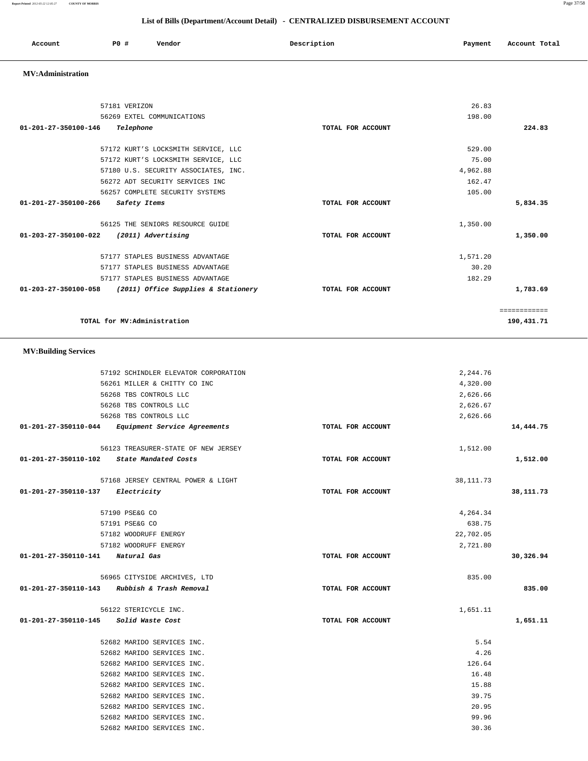## List of Bills (Department/Account Detail) - CENTRALIZED DISBURSEMENT ACCOUNT

| Account | PO # | Vendor | Description | Payment | Account Total |
|---|---|---|---|---|---|

### MV:Administration

| Account | PO # | Vendor | Description | Payment | Account Total |
|---|---|---|---|---|---|
| | 57181 | VERIZON | | 26.83 | |
| | 56269 | EXTEL COMMUNICATIONS | | 198.00 | |
| **01-201-27-350100-146** | | ***Telephone*** | **TOTAL FOR ACCOUNT** | | **224.83** |
| | 57172 | KURT'S LOCKSMITH SERVICE, LLC | | 529.00 | |
| | 57172 | KURT'S LOCKSMITH SERVICE, LLC | | 75.00 | |
| | 57180 | U.S. SECURITY ASSOCIATES, INC. | | 4,962.88 | |
| | 56272 | ADT SECURITY SERVICES INC | | 162.47 | |
| | 56257 | COMPLETE SECURITY SYSTEMS | | 105.00 | |
| **01-201-27-350100-266** | | ***Safety Items*** | **TOTAL FOR ACCOUNT** | | **5,834.35** |
| | 56125 | THE SENIORS RESOURCE GUIDE | | 1,350.00 | |
| **01-203-27-350100-022** | | ***(2011) Advertising*** | **TOTAL FOR ACCOUNT** | | **1,350.00** |
| | 57177 | STAPLES BUSINESS ADVANTAGE | | 1,571.20 | |
| | 57177 | STAPLES BUSINESS ADVANTAGE | | 30.20 | |
| | 57177 | STAPLES BUSINESS ADVANTAGE | | 182.29 | |
| **01-203-27-350100-058** | | ***(2011) Office Supplies & Stationery*** | **TOTAL FOR ACCOUNT** | | **1,783.69** |
| | | | | | ============ |
| | | **TOTAL for MV:Administration** | | | **190,431.71** |

### MV:Building Services

| Account | PO # | Vendor | Description | Payment | Account Total |
|---|---|---|---|---|---|
| | 57192 | SCHINDLER ELEVATOR CORPORATION | | 2,244.76 | |
| | 56261 | MILLER & CHITTY CO INC | | 4,320.00 | |
| | 56268 | TBS CONTROLS LLC | | 2,626.66 | |
| | 56268 | TBS CONTROLS LLC | | 2,626.67 | |
| | 56268 | TBS CONTROLS LLC | | 2,626.66 | |
| **01-201-27-350110-044** | | ***Equipment Service Agreements*** | **TOTAL FOR ACCOUNT** | | **14,444.75** |
| | 56123 | TREASURER-STATE OF NEW JERSEY | | 1,512.00 | |
| **01-201-27-350110-102** | | ***State Mandated Costs*** | **TOTAL FOR ACCOUNT** | | **1,512.00** |
| | 57168 | JERSEY CENTRAL POWER & LIGHT | | 38,111.73 | |
| **01-201-27-350110-137** | | ***Electricity*** | **TOTAL FOR ACCOUNT** | | **38,111.73** |
| | 57190 | PSE&G CO | | 4,264.34 | |
| | 57191 | PSE&G CO | | 638.75 | |
| | 57182 | WOODRUFF ENERGY | | 22,702.05 | |
| | 57182 | WOODRUFF ENERGY | | 2,721.80 | |
| **01-201-27-350110-141** | | ***Natural Gas*** | **TOTAL FOR ACCOUNT** | | **30,326.94** |
| | 56965 | CITYSIDE ARCHIVES, LTD | | 835.00 | |
| **01-201-27-350110-143** | | ***Rubbish & Trash Removal*** | **TOTAL FOR ACCOUNT** | | **835.00** |
| | 56122 | STERICYCLE INC. | | 1,651.11 | |
| **01-201-27-350110-145** | | ***Solid Waste Cost*** | **TOTAL FOR ACCOUNT** | | **1,651.11** |
| | 52682 | MARIDO SERVICES INC. | | 5.54 | |
| | 52682 | MARIDO SERVICES INC. | | 4.26 | |
| | 52682 | MARIDO SERVICES INC. | | 126.64 | |
| | 52682 | MARIDO SERVICES INC. | | 16.48 | |
| | 52682 | MARIDO SERVICES INC. | | 15.88 | |
| | 52682 | MARIDO SERVICES INC. | | 39.75 | |
| | 52682 | MARIDO SERVICES INC. | | 20.95 | |
| | 52682 | MARIDO SERVICES INC. | | 99.96 | |
| | 52682 | MARIDO SERVICES INC. | | 30.36 | |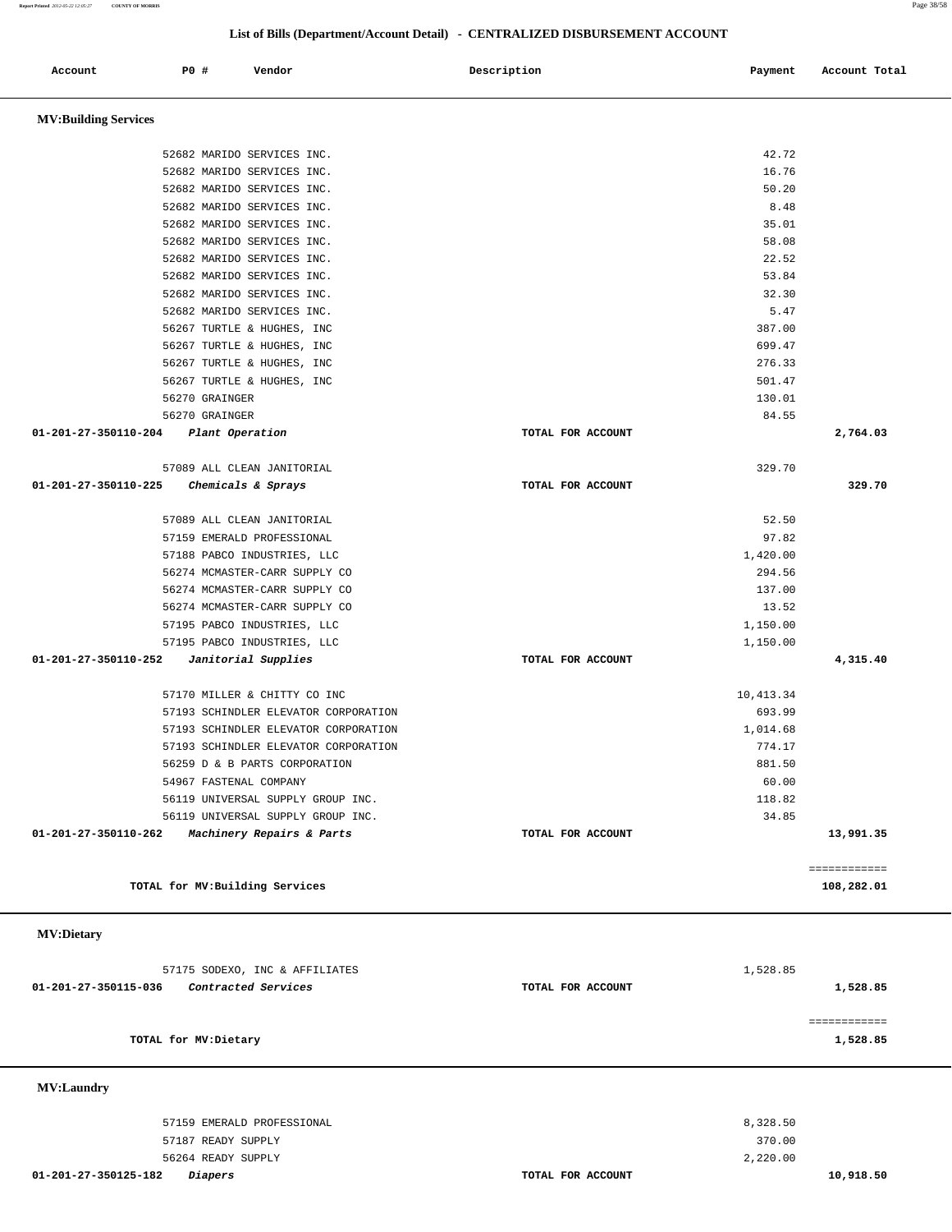## List of Bills (Department/Account Detail) - CENTRALIZED DISBURSEMENT ACCOUNT

| Account | PO # | Vendor | Description | Payment | Account Total |
|---|---|---|---|---|---|

### MV:Building Services

| Account | PO # | Vendor | Description | Payment | Account Total |
|---|---|---|---|---|---|
| | 52682 | MARIDO SERVICES INC. | | 42.72 | |
| | 52682 | MARIDO SERVICES INC. | | 16.76 | |
| | 52682 | MARIDO SERVICES INC. | | 50.20 | |
| | 52682 | MARIDO SERVICES INC. | | 8.48 | |
| | 52682 | MARIDO SERVICES INC. | | 35.01 | |
| | 52682 | MARIDO SERVICES INC. | | 58.08 | |
| | 52682 | MARIDO SERVICES INC. | | 22.52 | |
| | 52682 | MARIDO SERVICES INC. | | 53.84 | |
| | 52682 | MARIDO SERVICES INC. | | 32.30 | |
| | 52682 | MARIDO SERVICES INC. | | 5.47 | |
| | 56267 | TURTLE & HUGHES, INC | | 387.00 | |
| | 56267 | TURTLE & HUGHES, INC | | 699.47 | |
| | 56267 | TURTLE & HUGHES, INC | | 276.33 | |
| | 56267 | TURTLE & HUGHES, INC | | 501.47 | |
| | 56270 | GRAINGER | | 130.01 | |
| | 56270 | GRAINGER | | 84.55 | |
| **01-201-27-350110-204** | | ***Plant Operation*** | **TOTAL FOR ACCOUNT** | | **2,764.03** |
| | 57089 | ALL CLEAN JANITORIAL | | 329.70 | |
| **01-201-27-350110-225** | | ***Chemicals & Sprays*** | **TOTAL FOR ACCOUNT** | | **329.70** |
| | 57089 | ALL CLEAN JANITORIAL | | 52.50 | |
| | 57159 | EMERALD PROFESSIONAL | | 97.82 | |
| | 57188 | PABCO INDUSTRIES, LLC | | 1,420.00 | |
| | 56274 | MCMASTER-CARR SUPPLY CO | | 294.56 | |
| | 56274 | MCMASTER-CARR SUPPLY CO | | 137.00 | |
| | 56274 | MCMASTER-CARR SUPPLY CO | | 13.52 | |
| | 57195 | PABCO INDUSTRIES, LLC | | 1,150.00 | |
| | 57195 | PABCO INDUSTRIES, LLC | | 1,150.00 | |
| **01-201-27-350110-252** | | ***Janitorial Supplies*** | **TOTAL FOR ACCOUNT** | | **4,315.40** |
| | 57170 | MILLER & CHITTY CO INC | | 10,413.34 | |
| | 57193 | SCHINDLER ELEVATOR CORPORATION | | 693.99 | |
| | 57193 | SCHINDLER ELEVATOR CORPORATION | | 1,014.68 | |
| | 57193 | SCHINDLER ELEVATOR CORPORATION | | 774.17 | |
| | 56259 | D & B PARTS CORPORATION | | 881.50 | |
| | 54967 | FASTENAL COMPANY | | 60.00 | |
| | 56119 | UNIVERSAL SUPPLY GROUP INC. | | 118.82 | |
| | 56119 | UNIVERSAL SUPPLY GROUP INC. | | 34.85 | |
| **01-201-27-350110-262** | | ***Machinery Repairs & Parts*** | **TOTAL FOR ACCOUNT** | | **13,991.35** |
| | | | | | ============ |
| | | **TOTAL for MV:Building Services** | | | **108,282.01** |

### MV:Dietary

| Account | PO # | Vendor | Description | Payment | Account Total |
|---|---|---|---|---|---|
| | 57175 | SODEXO, INC & AFFILIATES | | 1,528.85 | |
| **01-201-27-350115-036** | | ***Contracted Services*** | **TOTAL FOR ACCOUNT** | | **1,528.85** |
| | | | | | ============ |
| | | **TOTAL for MV:Dietary** | | | **1,528.85** |

### MV:Laundry

| Account | PO # | Vendor | Description | Payment | Account Total |
|---|---|---|---|---|---|
| | 57159 | EMERALD PROFESSIONAL | | 8,328.50 | |
| | 57187 | READY SUPPLY | | 370.00 | |
| | 56264 | READY SUPPLY | | 2,220.00 | |
| **01-201-27-350125-182** | | ***Diapers*** | **TOTAL FOR ACCOUNT** | | **10,918.50** |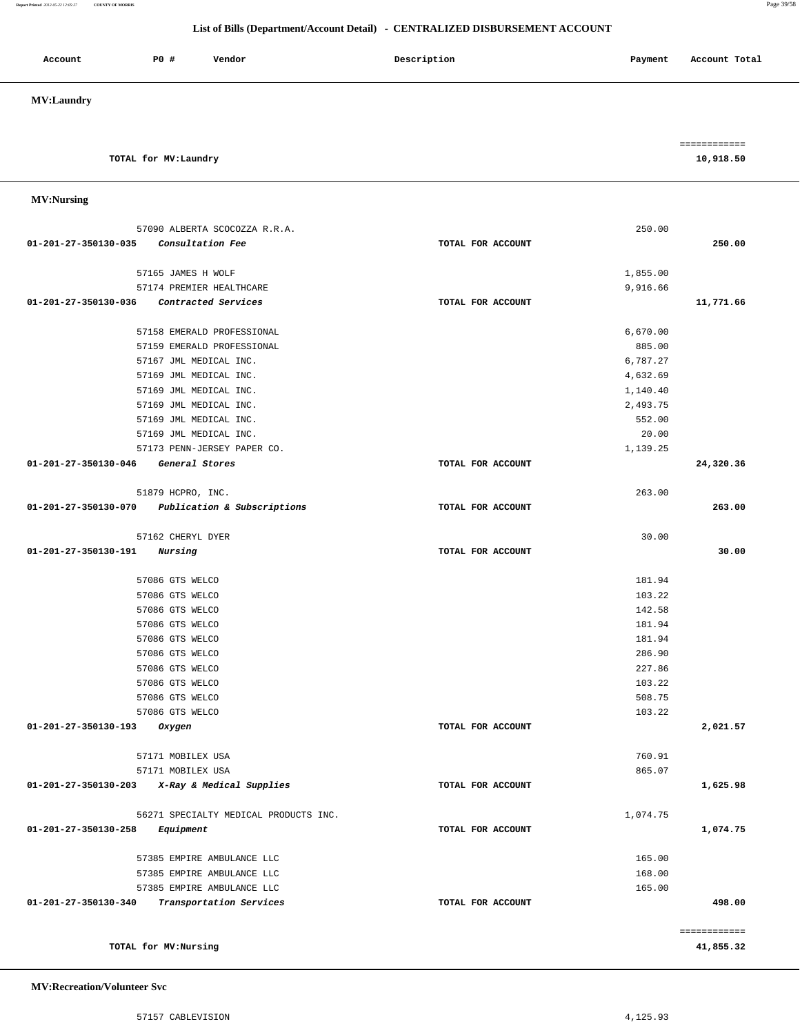## List of Bills (Department/Account Detail) - CENTRALIZED DISBURSEMENT ACCOUNT

| Account | PO # | Vendor | Description | Payment | Account Total |
|---|---|---|---|---|---|

**MV:Laundry**

| | | | | | |
|---|---|---|---|---|---|
| TOTAL for MV:Laundry | | | | | ============ 10,918.50 |

**MV:Nursing**

| Account | PO # | Vendor | Description | Payment | Account Total |
|---|---|---|---|---|---|
| | 57090 | ALBERTA SCOCOZZA R.R.A. | | 250.00 | |
| 01-201-27-350130-035 | | *Consultation Fee* | TOTAL FOR ACCOUNT | | 250.00 |
| | 57165 | JAMES H WOLF | | 1,855.00 | |
| | 57174 | PREMIER HEALTHCARE | | 9,916.66 | |
| 01-201-27-350130-036 | | *Contracted Services* | TOTAL FOR ACCOUNT | | 11,771.66 |
| | 57158 | EMERALD PROFESSIONAL | | 6,670.00 | |
| | 57159 | EMERALD PROFESSIONAL | | 885.00 | |
| | 57167 | JML MEDICAL INC. | | 6,787.27 | |
| | 57169 | JML MEDICAL INC. | | 4,632.69 | |
| | 57169 | JML MEDICAL INC. | | 1,140.40 | |
| | 57169 | JML MEDICAL INC. | | 2,493.75 | |
| | 57169 | JML MEDICAL INC. | | 552.00 | |
| | 57169 | JML MEDICAL INC. | | 20.00 | |
| | 57173 | PENN-JERSEY PAPER CO. | | 1,139.25 | |
| 01-201-27-350130-046 | | *General Stores* | TOTAL FOR ACCOUNT | | 24,320.36 |
| | 51879 | HCPRO, INC. | | 263.00 | |
| 01-201-27-350130-070 | | *Publication & Subscriptions* | TOTAL FOR ACCOUNT | | 263.00 |
| | 57162 | CHERYL DYER | | 30.00 | |
| 01-201-27-350130-191 | | *Nursing* | TOTAL FOR ACCOUNT | | 30.00 |
| | 57086 | GTS WELCO | | 181.94 | |
| | 57086 | GTS WELCO | | 103.22 | |
| | 57086 | GTS WELCO | | 142.58 | |
| | 57086 | GTS WELCO | | 181.94 | |
| | 57086 | GTS WELCO | | 181.94 | |
| | 57086 | GTS WELCO | | 286.90 | |
| | 57086 | GTS WELCO | | 227.86 | |
| | 57086 | GTS WELCO | | 103.22 | |
| | 57086 | GTS WELCO | | 508.75 | |
| | 57086 | GTS WELCO | | 103.22 | |
| 01-201-27-350130-193 | | *Oxygen* | TOTAL FOR ACCOUNT | | 2,021.57 |
| | 57171 | MOBILEX USA | | 760.91 | |
| | 57171 | MOBILEX USA | | 865.07 | |
| 01-201-27-350130-203 | | *X-Ray & Medical Supplies* | TOTAL FOR ACCOUNT | | 1,625.98 |
| | 56271 | SPECIALTY MEDICAL PRODUCTS INC. | | 1,074.75 | |
| 01-201-27-350130-258 | | *Equipment* | TOTAL FOR ACCOUNT | | 1,074.75 |
| | 57385 | EMPIRE AMBULANCE LLC | | 165.00 | |
| | 57385 | EMPIRE AMBULANCE LLC | | 168.00 | |
| | 57385 | EMPIRE AMBULANCE LLC | | 165.00 | |
| 01-201-27-350130-340 | | *Transportation Services* | TOTAL FOR ACCOUNT | | 498.00 |
| TOTAL for MV:Nursing | | | | | ============ 41,855.32 |

**MV:Recreation/Volunteer Svc**

| Account | PO # | Vendor | Description | Payment | Account Total |
|---|---|---|---|---|---|
| | 57157 | CABLEVISION | | 4,125.93 | |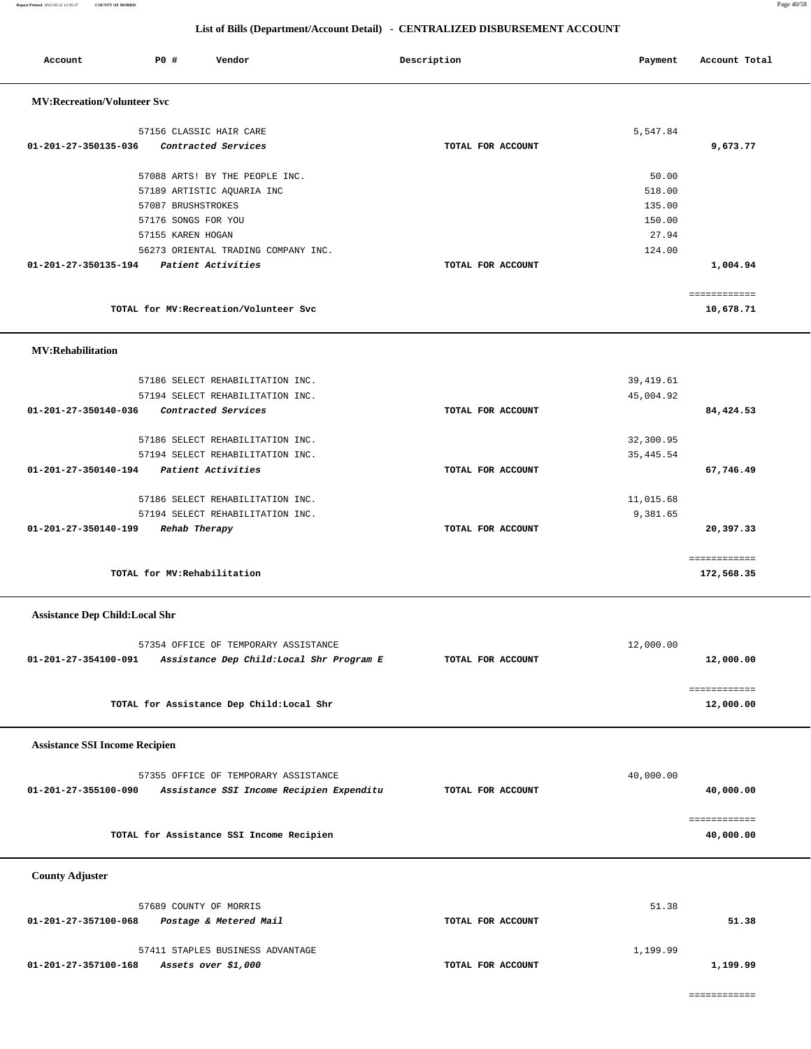## List of Bills (Department/Account Detail) - CENTRALIZED DISBURSEMENT ACCOUNT

| Account | PO # | Vendor | Description | Payment | Account Total |
|---|---|---|---|---|---|
| **MV:Recreation/Volunteer Svc** | | | | | |
| | 57156 | CLASSIC HAIR CARE | | 5,547.84 | |
| **01-201-27-350135-036** | | *Contracted Services* | TOTAL FOR ACCOUNT | | **9,673.77** |
| | 57088 | ARTS! BY THE PEOPLE INC. | | 50.00 | |
| | 57189 | ARTISTIC AQUARIA INC | | 518.00 | |
| | 57087 | BRUSHSTROKES | | 135.00 | |
| | 57176 | SONGS FOR YOU | | 150.00 | |
| | 57155 | KAREN HOGAN | | 27.94 | |
| | 56273 | ORIENTAL TRADING COMPANY INC. | | 124.00 | |
| **01-201-27-350135-194** | | *Patient Activities* | TOTAL FOR ACCOUNT | | **1,004.94** |
| | | TOTAL for MV:Recreation/Volunteer Svc | | | **10,678.71** |
| **MV:Rehabilitation** | | | | | |
| | 57186 | SELECT REHABILITATION INC. | | 39,419.61 | |
| | 57194 | SELECT REHABILITATION INC. | | 45,004.92 | |
| **01-201-27-350140-036** | | *Contracted Services* | TOTAL FOR ACCOUNT | | **84,424.53** |
| | 57186 | SELECT REHABILITATION INC. | | 32,300.95 | |
| | 57194 | SELECT REHABILITATION INC. | | 35,445.54 | |
| **01-201-27-350140-194** | | *Patient Activities* | TOTAL FOR ACCOUNT | | **67,746.49** |
| | 57186 | SELECT REHABILITATION INC. | | 11,015.68 | |
| | 57194 | SELECT REHABILITATION INC. | | 9,381.65 | |
| **01-201-27-350140-199** | | *Rehab Therapy* | TOTAL FOR ACCOUNT | | **20,397.33** |
| | | TOTAL for MV:Rehabilitation | | | **172,568.35** |
| **Assistance Dep Child:Local Shr** | | | | | |
| | 57354 | OFFICE OF TEMPORARY ASSISTANCE | | 12,000.00 | |
| **01-201-27-354100-091** | | *Assistance Dep Child:Local Shr Program E* | TOTAL FOR ACCOUNT | | **12,000.00** |
| | | TOTAL for Assistance Dep Child:Local Shr | | | **12,000.00** |
| **Assistance SSI Income Recipien** | | | | | |
| | 57355 | OFFICE OF TEMPORARY ASSISTANCE | | 40,000.00 | |
| **01-201-27-355100-090** | | *Assistance SSI Income Recipien Expenditu* | TOTAL FOR ACCOUNT | | **40,000.00** |
| | | TOTAL for Assistance SSI Income Recipien | | | **40,000.00** |
| **County Adjuster** | | | | | |
| | 57689 | COUNTY OF MORRIS | | 51.38 | |
| **01-201-27-357100-068** | | *Postage & Metered Mail* | TOTAL FOR ACCOUNT | | **51.38** |
| | 57411 | STAPLES BUSINESS ADVANTAGE | | 1,199.99 | |
| **01-201-27-357100-168** | | *Assets over $1,000* | TOTAL FOR ACCOUNT | | **1,199.99** |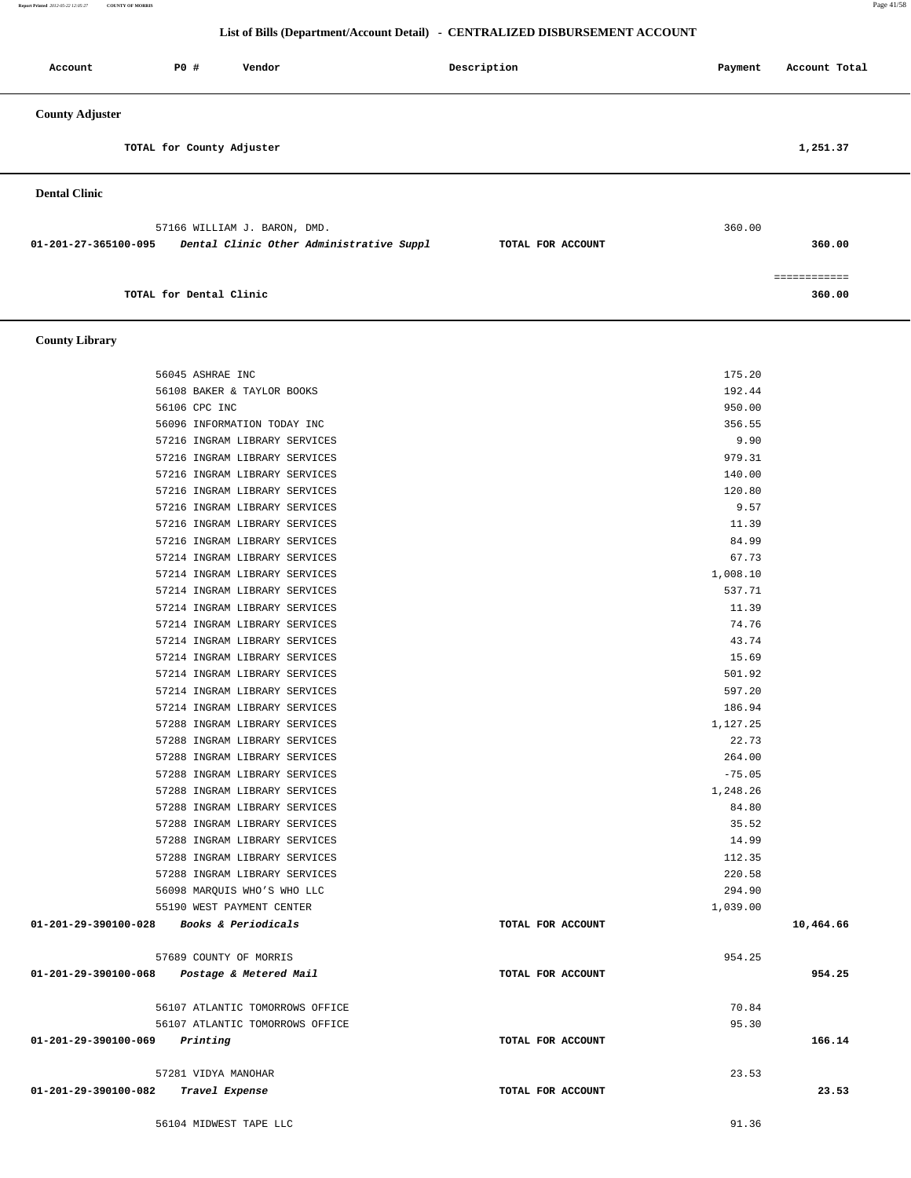## List of Bills (Department/Account Detail) - CENTRALIZED DISBURSEMENT ACCOUNT

| Account | PO # | Vendor | Description | Payment | Account Total |
|---|---|---|---|---|---|

**County Adjuster**

| | | | | |
|---|---|---|---|---|
| TOTAL for County Adjuster | | | | 1,251.37 |

**Dental Clinic**

| Account | PO # Vendor | Description | Payment | Account Total |
|---|---|---|---|---|
| | 57166 WILLIAM J. BARON, DMD. | | 360.00 | |
| 01-201-27-365100-095 | *Dental Clinic Other Administrative Suppl* | TOTAL FOR ACCOUNT | | 360.00 |
| | TOTAL for Dental Clinic | | | 360.00 |

**County Library**

| Account | PO # Vendor | Description | Payment | Account Total |
|---|---|---|---|---|
| | 56045 ASHRAE INC | | 175.20 | |
| | 56108 BAKER & TAYLOR BOOKS | | 192.44 | |
| | 56106 CPC INC | | 950.00 | |
| | 56096 INFORMATION TODAY INC | | 356.55 | |
| | 57216 INGRAM LIBRARY SERVICES | | 9.90 | |
| | 57216 INGRAM LIBRARY SERVICES | | 979.31 | |
| | 57216 INGRAM LIBRARY SERVICES | | 140.00 | |
| | 57216 INGRAM LIBRARY SERVICES | | 120.80 | |
| | 57216 INGRAM LIBRARY SERVICES | | 9.57 | |
| | 57216 INGRAM LIBRARY SERVICES | | 11.39 | |
| | 57216 INGRAM LIBRARY SERVICES | | 84.99 | |
| | 57214 INGRAM LIBRARY SERVICES | | 67.73 | |
| | 57214 INGRAM LIBRARY SERVICES | | 1,008.10 | |
| | 57214 INGRAM LIBRARY SERVICES | | 537.71 | |
| | 57214 INGRAM LIBRARY SERVICES | | 11.39 | |
| | 57214 INGRAM LIBRARY SERVICES | | 74.76 | |
| | 57214 INGRAM LIBRARY SERVICES | | 43.74 | |
| | 57214 INGRAM LIBRARY SERVICES | | 15.69 | |
| | 57214 INGRAM LIBRARY SERVICES | | 501.92 | |
| | 57214 INGRAM LIBRARY SERVICES | | 597.20 | |
| | 57214 INGRAM LIBRARY SERVICES | | 186.94 | |
| | 57288 INGRAM LIBRARY SERVICES | | 1,127.25 | |
| | 57288 INGRAM LIBRARY SERVICES | | 22.73 | |
| | 57288 INGRAM LIBRARY SERVICES | | 264.00 | |
| | 57288 INGRAM LIBRARY SERVICES | | -75.05 | |
| | 57288 INGRAM LIBRARY SERVICES | | 1,248.26 | |
| | 57288 INGRAM LIBRARY SERVICES | | 84.80 | |
| | 57288 INGRAM LIBRARY SERVICES | | 35.52 | |
| | 57288 INGRAM LIBRARY SERVICES | | 14.99 | |
| | 57288 INGRAM LIBRARY SERVICES | | 112.35 | |
| | 57288 INGRAM LIBRARY SERVICES | | 220.58 | |
| | 56098 MARQUIS WHO'S WHO LLC | | 294.90 | |
| | 55190 WEST PAYMENT CENTER | | 1,039.00 | |
| 01-201-29-390100-028 | *Books & Periodicals* | TOTAL FOR ACCOUNT | | 10,464.66 |
| | 57689 COUNTY OF MORRIS | | 954.25 | |
| 01-201-29-390100-068 | *Postage & Metered Mail* | TOTAL FOR ACCOUNT | | 954.25 |
| | 56107 ATLANTIC TOMORROWS OFFICE | | 70.84 | |
| | 56107 ATLANTIC TOMORROWS OFFICE | | 95.30 | |
| 01-201-29-390100-069 | *Printing* | TOTAL FOR ACCOUNT | | 166.14 |
| | 57281 VIDYA MANOHAR | | 23.53 | |
| 01-201-29-390100-082 | *Travel Expense* | TOTAL FOR ACCOUNT | | 23.53 |
| | 56104 MIDWEST TAPE LLC | | 91.36 | |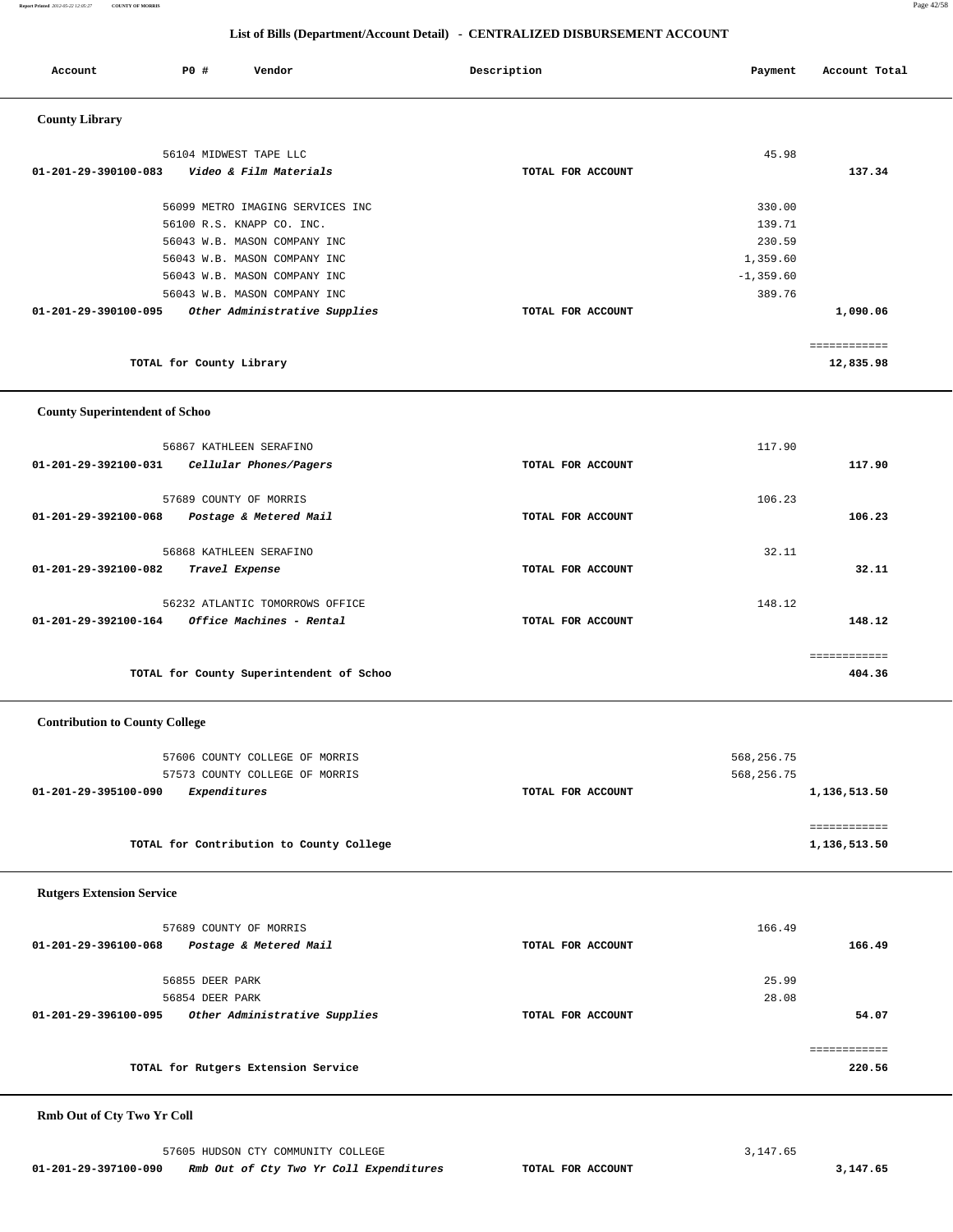## List of Bills (Department/Account Detail) - CENTRALIZED DISBURSEMENT ACCOUNT

| Account | PO # | Vendor | Description | Payment | Account Total |
|---|---|---|---|---|---|

### County Library

| Account | PO # | Vendor | Description | Payment | Account Total |
|---|---|---|---|---|---|
| | 56104 | MIDWEST TAPE LLC | | 45.98 | |
| **01-201-29-390100-083** | | *Video & Film Materials* | TOTAL FOR ACCOUNT | | **137.34** |
| | 56099 | METRO IMAGING SERVICES INC | | 330.00 | |
| | 56100 | R.S. KNAPP CO. INC. | | 139.71 | |
| | 56043 | W.B. MASON COMPANY INC | | 230.59 | |
| | 56043 | W.B. MASON COMPANY INC | | 1,359.60 | |
| | 56043 | W.B. MASON COMPANY INC | | -1,359.60 | |
| | 56043 | W.B. MASON COMPANY INC | | 389.76 | |
| **01-201-29-390100-095** | | *Other Administrative Supplies* | TOTAL FOR ACCOUNT | | **1,090.06** |
| | | | | | ============ |
| | | TOTAL for County Library | | | **12,835.98** |

### County Superintendent of Schoo

| Account | PO # | Vendor | Description | Payment | Account Total |
|---|---|---|---|---|---|
| | 56867 | KATHLEEN SERAFINO | | 117.90 | |
| **01-201-29-392100-031** | | *Cellular Phones/Pagers* | TOTAL FOR ACCOUNT | | **117.90** |
| | 57689 | COUNTY OF MORRIS | | 106.23 | |
| **01-201-29-392100-068** | | *Postage & Metered Mail* | TOTAL FOR ACCOUNT | | **106.23** |
| | 56868 | KATHLEEN SERAFINO | | 32.11 | |
| **01-201-29-392100-082** | | *Travel Expense* | TOTAL FOR ACCOUNT | | **32.11** |
| | 56232 | ATLANTIC TOMORROWS OFFICE | | 148.12 | |
| **01-201-29-392100-164** | | *Office Machines - Rental* | TOTAL FOR ACCOUNT | | **148.12** |
| | | | | | ============ |
| | | TOTAL for County Superintendent of Schoo | | | **404.36** |

### Contribution to County College

| Account | PO # | Vendor | Description | Payment | Account Total |
|---|---|---|---|---|---|
| | 57606 | COUNTY COLLEGE OF MORRIS | | 568,256.75 | |
| | 57573 | COUNTY COLLEGE OF MORRIS | | 568,256.75 | |
| **01-201-29-395100-090** | | *Expenditures* | TOTAL FOR ACCOUNT | | **1,136,513.50** |
| | | | | | ============ |
| | | TOTAL for Contribution to County College | | | **1,136,513.50** |

### Rutgers Extension Service

| Account | PO # | Vendor | Description | Payment | Account Total |
|---|---|---|---|---|---|
| | 57689 | COUNTY OF MORRIS | | 166.49 | |
| **01-201-29-396100-068** | | *Postage & Metered Mail* | TOTAL FOR ACCOUNT | | **166.49** |
| | 56855 | DEER PARK | | 25.99 | |
| | 56854 | DEER PARK | | 28.08 | |
| **01-201-29-396100-095** | | *Other Administrative Supplies* | TOTAL FOR ACCOUNT | | **54.07** |
| | | | | | ============ |
| | | TOTAL for Rutgers Extension Service | | | **220.56** |

### Rmb Out of Cty Two Yr Coll

| Account | PO # | Vendor | Description | Payment | Account Total |
|---|---|---|---|---|---|
| | 57605 | HUDSON CTY COMMUNITY COLLEGE | | 3,147.65 | |
| **01-201-29-397100-090** | | *Rmb Out of Cty Two Yr Coll Expenditures* | TOTAL FOR ACCOUNT | | **3,147.65** |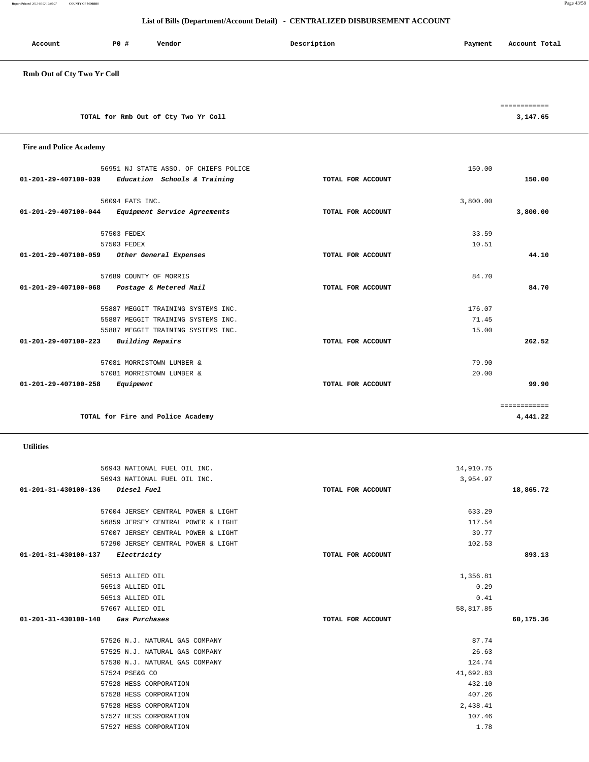## List of Bills (Department/Account Detail) - CENTRALIZED DISBURSEMENT ACCOUNT

| Account | PO # | Vendor | Description | Payment | Account Total |
|---|---|---|---|---|---|

### Rmb Out of Cty Two Yr Coll

| | | | | | |
|---|---|---|---|---|---|
| | | TOTAL for Rmb Out of Cty Two Yr Coll | | | 3,147.65 |

### Fire and Police Academy

| Account | PO # | Vendor | Description | Payment | Account Total |
|---|---|---|---|---|---|
| | 56951 | NJ STATE ASSO. OF CHIEFS POLICE | | 150.00 | |
| 01-201-29-407100-039 | | *Education Schools & Training* | TOTAL FOR ACCOUNT | | 150.00 |
| | 56094 | FATS INC. | | 3,800.00 | |
| 01-201-29-407100-044 | | *Equipment Service Agreements* | TOTAL FOR ACCOUNT | | 3,800.00 |
| | 57503 | FEDEX | | 33.59 | |
| | 57503 | FEDEX | | 10.51 | |
| 01-201-29-407100-059 | | *Other General Expenses* | TOTAL FOR ACCOUNT | | 44.10 |
| | 57689 | COUNTY OF MORRIS | | 84.70 | |
| 01-201-29-407100-068 | | *Postage & Metered Mail* | TOTAL FOR ACCOUNT | | 84.70 |
| | 55887 | MEGGIT TRAINING SYSTEMS INC. | | 176.07 | |
| | 55887 | MEGGIT TRAINING SYSTEMS INC. | | 71.45 | |
| | 55887 | MEGGIT TRAINING SYSTEMS INC. | | 15.00 | |
| 01-201-29-407100-223 | | *Building Repairs* | TOTAL FOR ACCOUNT | | 262.52 |
| | 57081 | MORRISTOWN LUMBER & | | 79.90 | |
| | 57081 | MORRISTOWN LUMBER & | | 20.00 | |
| 01-201-29-407100-258 | | *Equipment* | TOTAL FOR ACCOUNT | | 99.90 |
| | | TOTAL for Fire and Police Academy | | | 4,441.22 |

### Utilities

| Account | PO # | Vendor | Description | Payment | Account Total |
|---|---|---|---|---|---|
| | 56943 | NATIONAL FUEL OIL INC. | | 14,910.75 | |
| | 56943 | NATIONAL FUEL OIL INC. | | 3,954.97 | |
| 01-201-31-430100-136 | | *Diesel Fuel* | TOTAL FOR ACCOUNT | | 18,865.72 |
| | 57004 | JERSEY CENTRAL POWER & LIGHT | | 633.29 | |
| | 56859 | JERSEY CENTRAL POWER & LIGHT | | 117.54 | |
| | 57007 | JERSEY CENTRAL POWER & LIGHT | | 39.77 | |
| | 57290 | JERSEY CENTRAL POWER & LIGHT | | 102.53 | |
| 01-201-31-430100-137 | | *Electricity* | TOTAL FOR ACCOUNT | | 893.13 |
| | 56513 | ALLIED OIL | | 1,356.81 | |
| | 56513 | ALLIED OIL | | 0.29 | |
| | 56513 | ALLIED OIL | | 0.41 | |
| | 57667 | ALLIED OIL | | 58,817.85 | |
| 01-201-31-430100-140 | | *Gas Purchases* | TOTAL FOR ACCOUNT | | 60,175.36 |
| | 57526 | N.J. NATURAL GAS COMPANY | | 87.74 | |
| | 57525 | N.J. NATURAL GAS COMPANY | | 26.63 | |
| | 57530 | N.J. NATURAL GAS COMPANY | | 124.74 | |
| | 57524 | PSE&G CO | | 41,692.83 | |
| | 57528 | HESS CORPORATION | | 432.10 | |
| | 57528 | HESS CORPORATION | | 407.26 | |
| | 57528 | HESS CORPORATION | | 2,438.41 | |
| | 57527 | HESS CORPORATION | | 107.46 | |
| | 57527 | HESS CORPORATION | | 1.78 | |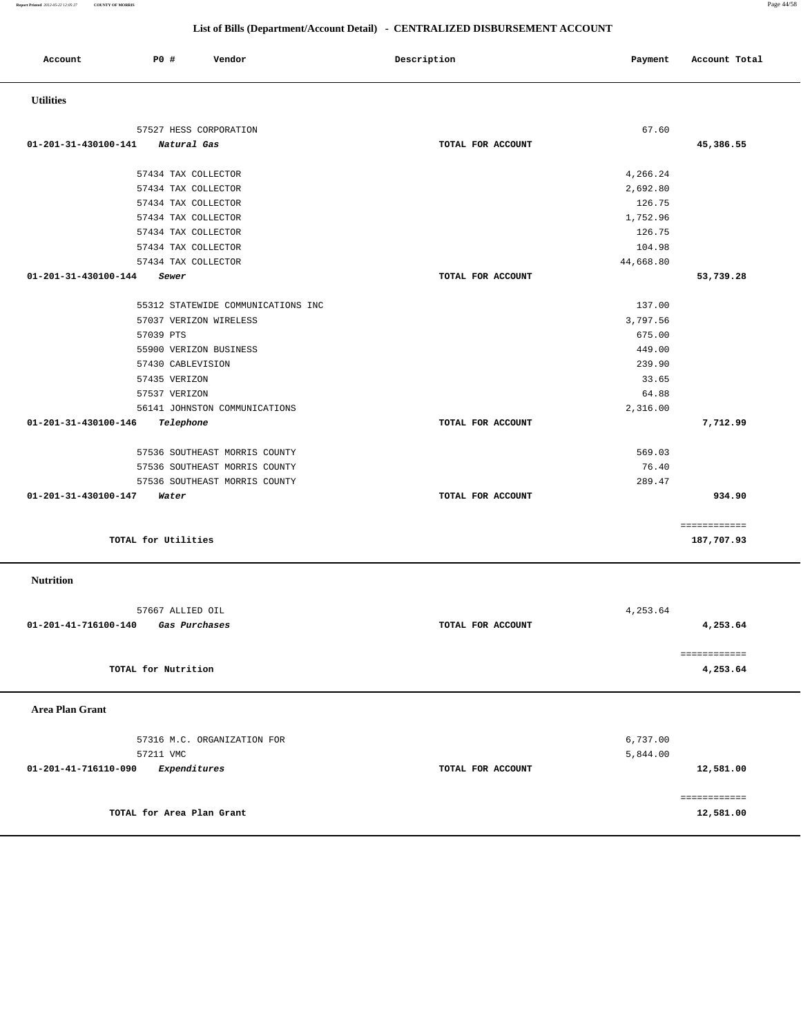## List of Bills (Department/Account Detail) - CENTRALIZED DISBURSEMENT ACCOUNT

| Account | PO # | Vendor | Description | Payment | Account Total |
|---|---|---|---|---|---|

### Utilities

| Account | PO # | Vendor | Description | Payment | Account Total |
|---|---|---|---|---|---|
| | 57527 | HESS CORPORATION | | 67.60 | |
| 01-201-31-430100-141 | | *Natural Gas* | TOTAL FOR ACCOUNT | | 45,386.55 |
| | 57434 | TAX COLLECTOR | | 4,266.24 | |
| | 57434 | TAX COLLECTOR | | 2,692.80 | |
| | 57434 | TAX COLLECTOR | | 126.75 | |
| | 57434 | TAX COLLECTOR | | 1,752.96 | |
| | 57434 | TAX COLLECTOR | | 126.75 | |
| | 57434 | TAX COLLECTOR | | 104.98 | |
| | 57434 | TAX COLLECTOR | | 44,668.80 | |
| 01-201-31-430100-144 | | *Sewer* | TOTAL FOR ACCOUNT | | 53,739.28 |
| | 55312 | STATEWIDE COMMUNICATIONS INC | | 137.00 | |
| | 57037 | VERIZON WIRELESS | | 3,797.56 | |
| | 57039 | PTS | | 675.00 | |
| | 55900 | VERIZON BUSINESS | | 449.00 | |
| | 57430 | CABLEVISION | | 239.90 | |
| | 57435 | VERIZON | | 33.65 | |
| | 57537 | VERIZON | | 64.88 | |
| | 56141 | JOHNSTON COMMUNICATIONS | | 2,316.00 | |
| 01-201-31-430100-146 | | *Telephone* | TOTAL FOR ACCOUNT | | 7,712.99 |
| | 57536 | SOUTHEAST MORRIS COUNTY | | 569.03 | |
| | 57536 | SOUTHEAST MORRIS COUNTY | | 76.40 | |
| | 57536 | SOUTHEAST MORRIS COUNTY | | 289.47 | |
| 01-201-31-430100-147 | | *Water* | TOTAL FOR ACCOUNT | | 934.90 |
| | | | | | ============ |
| | | TOTAL for Utilities | | | 187,707.93 |

### Nutrition

| Account | PO # | Vendor | Description | Payment | Account Total |
|---|---|---|---|---|---|
| | 57667 | ALLIED OIL | | 4,253.64 | |
| 01-201-41-716100-140 | | *Gas Purchases* | TOTAL FOR ACCOUNT | | 4,253.64 |
| | | | | | ============ |
| | | TOTAL for Nutrition | | | 4,253.64 |

### Area Plan Grant

| Account | PO # | Vendor | Description | Payment | Account Total |
|---|---|---|---|---|---|
| | 57316 | M.C. ORGANIZATION FOR | | 6,737.00 | |
| | 57211 | VMC | | 5,844.00 | |
| 01-201-41-716110-090 | | *Expenditures* | TOTAL FOR ACCOUNT | | 12,581.00 |
| | | | | | ============ |
| | | TOTAL for Area Plan Grant | | | 12,581.00 |